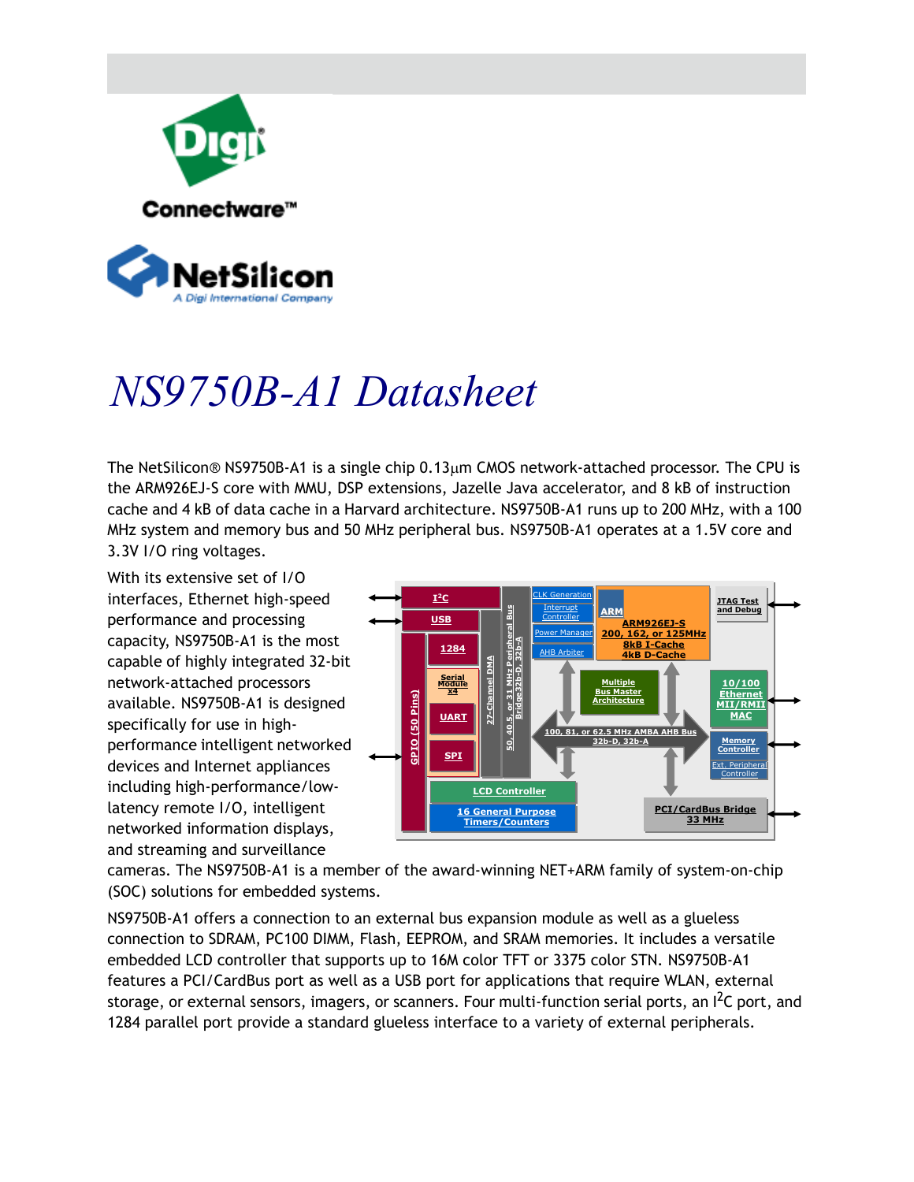# NS9750B-A1 Datasheet

The NetSilicon® NS9750B-A1 is a single chip 0.13µm CMOS network-attached processor. The CPU is the ARM926EJ-S core with MMU, DSP extensions, Jazelle Java accelerator, and 8 kB of instruction cache and 4 kB of data cache in a Harvard architecture. NS9750B-A1 runs up to 200 MHz, with a 100 MHz system and memory bus and 50 MHz peripheral bus. NS9750B-A1 operates at a 1.5V core and 3.3V I/O ring voltages.

With its extensive set of I/O interfaces, Ethernet high-speed performance and processing capacity, NS9750B-A1 is the most capable of highly integrated 32-bit network-attached processors available. NS9750B-A1 is designed specifically for use in high-performance intelligent networked devices and Internet appliances including high-performance/low-latency remote I/O, intelligent networked information displays, and streaming and surveillance cameras. The NS9750B-A1 is a member of the award-winning NET+ARM family of system-on-chip (SOC) solutions for embedded systems.

NS9750B-A1 offers a connection to an external bus expansion module as well as a glueless connection to SDRAM, PC100 DIMM, Flash, EEPROM, and SRAM memories. It includes a versatile embedded LCD controller that supports up to 16M color TFT or 3375 color STN. NS9750B-A1 features a PCI/CardBus port as well as a USB port for applications that require WLAN, external storage, or external sensors, imagers, or scanners. Four multi-function serial ports, an I²C port, and 1284 parallel port provide a standard glueless interface to a variety of external peripherals.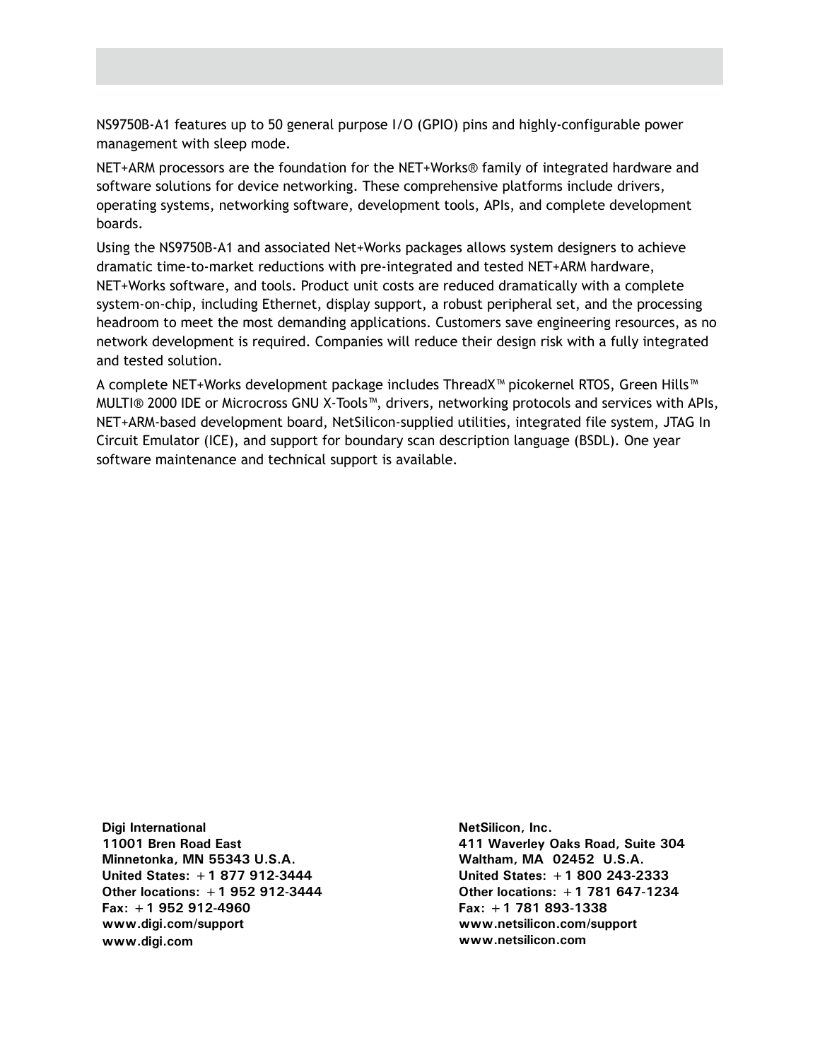NS9750B-A1 features up to 50 general purpose I/O (GPIO) pins and highly-configurable power management with sleep mode.

NET+ARM processors are the foundation for the NET+Works® family of integrated hardware and software solutions for device networking. These comprehensive platforms include drivers, operating systems, networking software, development tools, APIs, and complete development boards.

Using the NS9750B-A1 and associated Net+Works packages allows system designers to achieve dramatic time-to-market reductions with pre-integrated and tested NET+ARM hardware, NET+Works software, and tools. Product unit costs are reduced dramatically with a complete system-on-chip, including Ethernet, display support, a robust peripheral set, and the processing headroom to meet the most demanding applications. Customers save engineering resources, as no network development is required. Companies will reduce their design risk with a fully integrated and tested solution.

A complete NET+Works development package includes ThreadX™ picokernel RTOS, Green Hills™ MULTI® 2000 IDE or Microcross GNU X-Tools™, drivers, networking protocols and services with APIs, NET+ARM-based development board, NetSilicon-supplied utilities, integrated file system, JTAG In Circuit Emulator (ICE), and support for boundary scan description language (BSDL). One year software maintenance and technical support is available.

**Digi International**
**11001 Bren Road East**
**Minnetonka, MN 55343 U.S.A.**
**United States: +1 877 912-3444**
**Other locations: +1 952 912-3444**
**Fax: +1 952 912-4960**
**www.digi.com/support**
**www.digi.com**

**NetSilicon, Inc.**
**411 Waverley Oaks Road, Suite 304**
**Waltham, MA 02452 U.S.A.**
**United States: +1 800 243-2333**
**Other locations: +1 781 647-1234**
**Fax: +1 781 893-1338**
**www.netsilicon.com/support**
**www.netsilicon.com**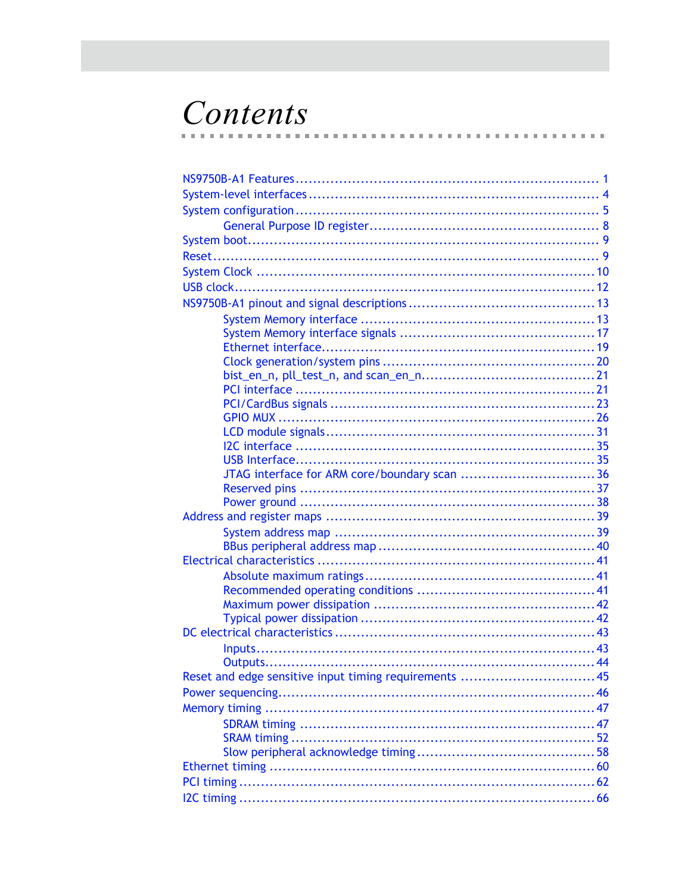# Contents

- NS9750B-A1 Features ..... 1
- System-level interfaces ..... 4
- System configuration ..... 5
    - General Purpose ID register ..... 8
- System boot ..... 9
- Reset ..... 9
- System Clock ..... 10
- USB clock ..... 12
- NS9750B-A1 pinout and signal descriptions ..... 13
    - System Memory interface ..... 13
    - System Memory interface signals ..... 17
    - Ethernet interface ..... 19
    - Clock generation/system pins ..... 20
    - bist_en_n, pll_test_n, and scan_en_n ..... 21
    - PCI interface ..... 21
    - PCI/CardBus signals ..... 23
    - GPIO MUX ..... 26
    - LCD module signals ..... 31
    - I2C interface ..... 35
    - USB Interface ..... 35
    - JTAG interface for ARM core/boundary scan ..... 36
    - Reserved pins ..... 37
    - Power ground ..... 38
- Address and register maps ..... 39
    - System address map ..... 39
    - BBus peripheral address map ..... 40
- Electrical characteristics ..... 41
    - Absolute maximum ratings ..... 41
    - Recommended operating conditions ..... 41
    - Maximum power dissipation ..... 42
    - Typical power dissipation ..... 42
- DC electrical characteristics ..... 43
    - Inputs ..... 43
    - Outputs ..... 44
- Reset and edge sensitive input timing requirements ..... 45
- Power sequencing ..... 46
- Memory timing ..... 47
    - SDRAM timing ..... 47
    - SRAM timing ..... 52
    - Slow peripheral acknowledge timing ..... 58
- Ethernet timing ..... 60
- PCI timing ..... 62
- I2C timing ..... 66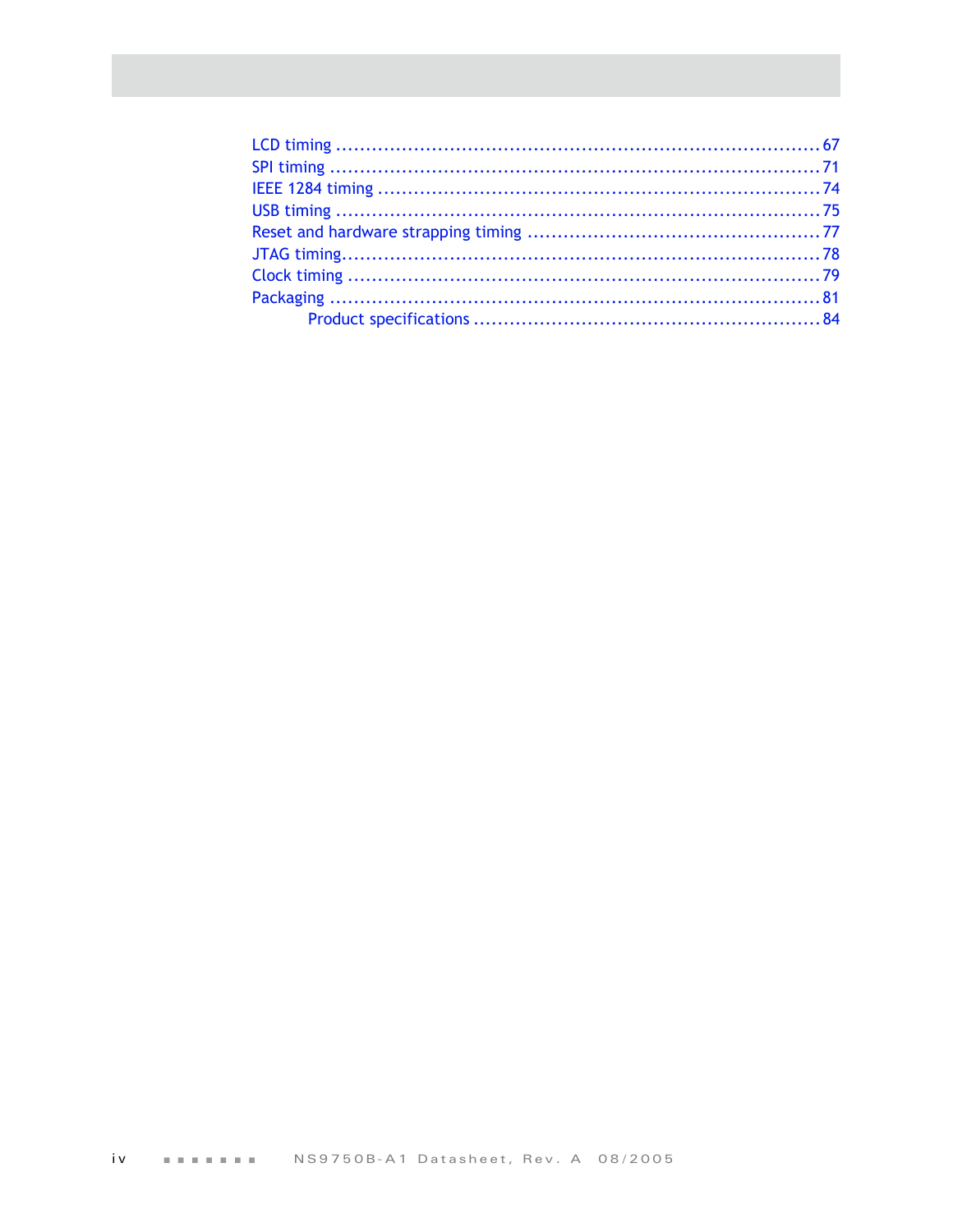LCD timing ........................................................................... 67
SPI timing ........................................................................... 71
IEEE 1284 timing ................................................................... 74
USB timing ........................................................................... 75
Reset and hardware strapping timing ........................................... 77
JTAG timing........................................................................... 78
Clock timing ......................................................................... 79
Packaging ........................................................................... 81
Product specifications .................................................... 84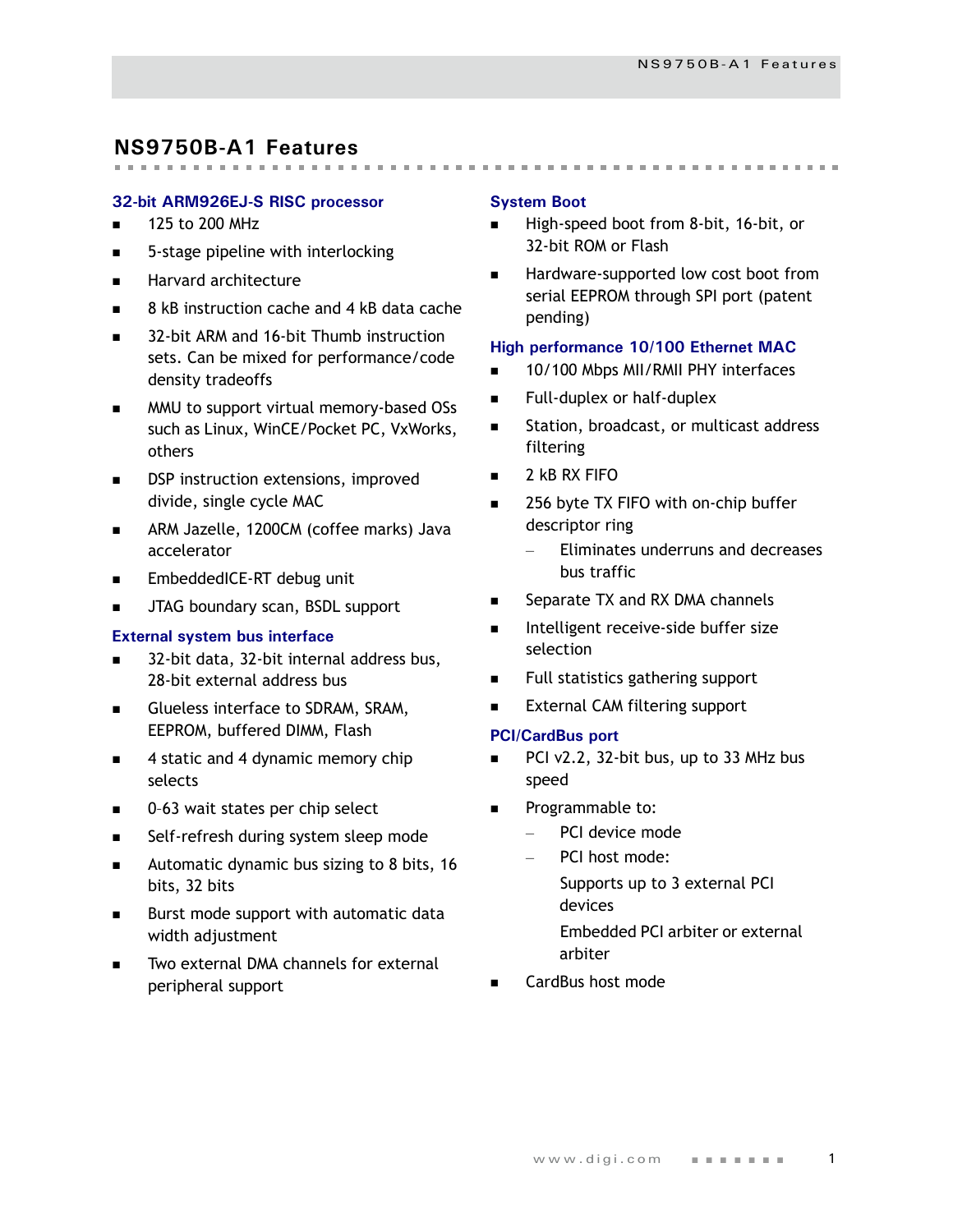# NS9750B-A1 Features

### 32-bit ARM926EJ-S RISC processor

- 125 to 200 MHz
- 5-stage pipeline with interlocking
- Harvard architecture
- 8 kB instruction cache and 4 kB data cache
- 32-bit ARM and 16-bit Thumb instruction sets. Can be mixed for performance/code density tradeoffs
- MMU to support virtual memory-based OSs such as Linux, WinCE/Pocket PC, VxWorks, others
- DSP instruction extensions, improved divide, single cycle MAC
- ARM Jazelle, 1200CM (coffee marks) Java accelerator
- EmbeddedICE-RT debug unit
- JTAG boundary scan, BSDL support

### External system bus interface

- 32-bit data, 32-bit internal address bus, 28-bit external address bus
- Glueless interface to SDRAM, SRAM, EEPROM, buffered DIMM, Flash
- 4 static and 4 dynamic memory chip selects
- 0–63 wait states per chip select
- Self-refresh during system sleep mode
- Automatic dynamic bus sizing to 8 bits, 16 bits, 32 bits
- Burst mode support with automatic data width adjustment
- Two external DMA channels for external peripheral support

### System Boot

- High-speed boot from 8-bit, 16-bit, or 32-bit ROM or Flash
- Hardware-supported low cost boot from serial EEPROM through SPI port (patent pending)

### High performance 10/100 Ethernet MAC

- 10/100 Mbps MII/RMII PHY interfaces
- Full-duplex or half-duplex
- Station, broadcast, or multicast address filtering
- 2 kB RX FIFO
- 256 byte TX FIFO with on-chip buffer descriptor ring
  - Eliminates underruns and decreases bus traffic
- Separate TX and RX DMA channels
- Intelligent receive-side buffer size selection
- Full statistics gathering support
- External CAM filtering support

### PCI/CardBus port

- PCI v2.2, 32-bit bus, up to 33 MHz bus speed
- Programmable to:
  - PCI device mode
  - PCI host mode:

    Supports up to 3 external PCI devices

    Embedded PCI arbiter or external arbiter
- CardBus host mode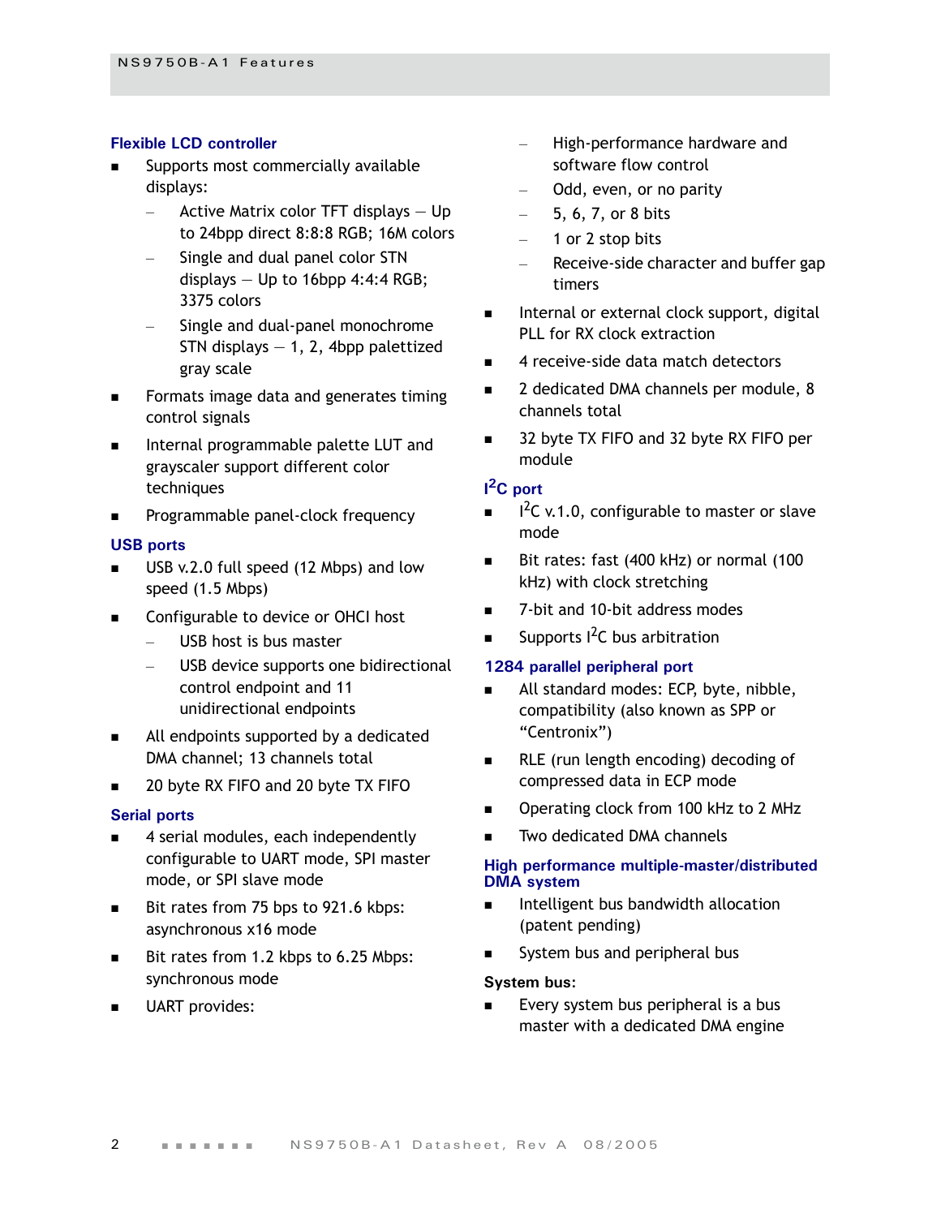### Flexible LCD controller

- Supports most commercially available displays:
  - Active Matrix color TFT displays — Up to 24bpp direct 8:8:8 RGB; 16M colors
  - Single and dual panel color STN displays — Up to 16bpp 4:4:4 RGB; 3375 colors
  - Single and dual-panel monochrome STN displays — 1, 2, 4bpp palettized gray scale
- Formats image data and generates timing control signals
- Internal programmable palette LUT and grayscaler support different color techniques
- Programmable panel-clock frequency

### USB ports

- USB v.2.0 full speed (12 Mbps) and low speed (1.5 Mbps)
- Configurable to device or OHCI host
  - USB host is bus master
  - USB device supports one bidirectional control endpoint and 11 unidirectional endpoints
- All endpoints supported by a dedicated DMA channel; 13 channels total
- 20 byte RX FIFO and 20 byte TX FIFO

### Serial ports

- 4 serial modules, each independently configurable to UART mode, SPI master mode, or SPI slave mode
- Bit rates from 75 bps to 921.6 kbps: asynchronous x16 mode
- Bit rates from 1.2 kbps to 6.25 Mbps: synchronous mode
- UART provides:
  - High-performance hardware and software flow control
  - Odd, even, or no parity
  - 5, 6, 7, or 8 bits
  - 1 or 2 stop bits
  - Receive-side character and buffer gap timers
- Internal or external clock support, digital PLL for RX clock extraction
- 4 receive-side data match detectors
- 2 dedicated DMA channels per module, 8 channels total
- 32 byte TX FIFO and 32 byte RX FIFO per module

### I$^2$C port

- I$^2$C v.1.0, configurable to master or slave mode
- Bit rates: fast (400 kHz) or normal (100 kHz) with clock stretching
- 7-bit and 10-bit address modes
- Supports I$^2$C bus arbitration

### 1284 parallel peripheral port

- All standard modes: ECP, byte, nibble, compatibility (also known as SPP or "Centronix")
- RLE (run length encoding) decoding of compressed data in ECP mode
- Operating clock from 100 kHz to 2 MHz
- Two dedicated DMA channels

### High performance multiple-master/distributed DMA system

- Intelligent bus bandwidth allocation (patent pending)
- System bus and peripheral bus

**System bus:**

- Every system bus peripheral is a bus master with a dedicated DMA engine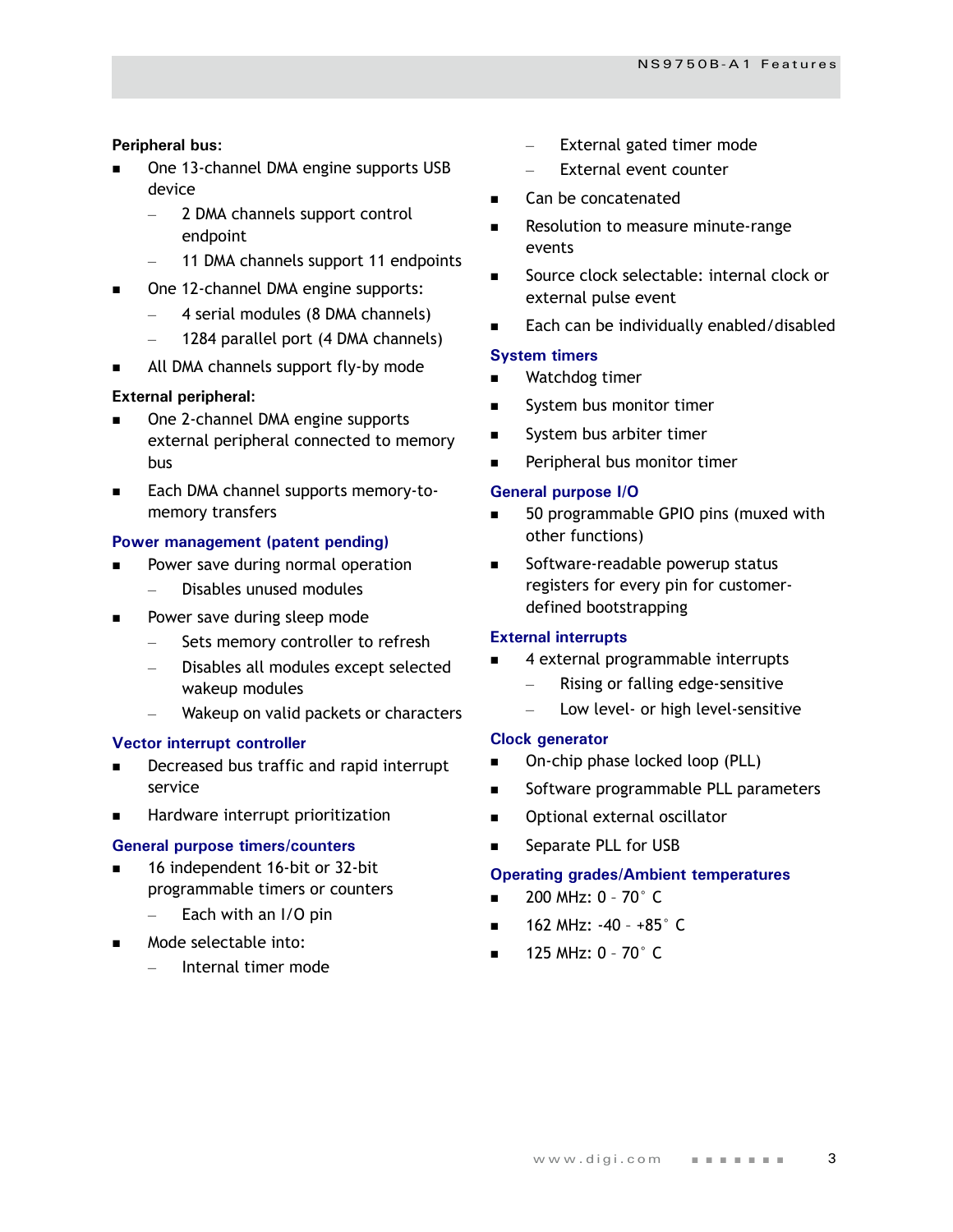**Peripheral bus:**

- One 13-channel DMA engine supports USB device
  - 2 DMA channels support control endpoint
  - 11 DMA channels support 11 endpoints
- One 12-channel DMA engine supports:
  - 4 serial modules (8 DMA channels)
  - 1284 parallel port (4 DMA channels)
- All DMA channels support fly-by mode

**External peripheral:**

- One 2-channel DMA engine supports external peripheral connected to memory bus
- Each DMA channel supports memory-to-memory transfers

### Power management (patent pending)

- Power save during normal operation
  - Disables unused modules
- Power save during sleep mode
  - Sets memory controller to refresh
  - Disables all modules except selected wakeup modules
  - Wakeup on valid packets or characters

### Vector interrupt controller

- Decreased bus traffic and rapid interrupt service
- Hardware interrupt prioritization

### General purpose timers/counters

- 16 independent 16-bit or 32-bit programmable timers or counters
  - Each with an I/O pin
- Mode selectable into:
  - Internal timer mode
  - External gated timer mode
  - External event counter
- Can be concatenated
- Resolution to measure minute-range events
- Source clock selectable: internal clock or external pulse event
- Each can be individually enabled/disabled

### System timers

- Watchdog timer
- System bus monitor timer
- System bus arbiter timer
- Peripheral bus monitor timer

### General purpose I/O

- 50 programmable GPIO pins (muxed with other functions)
- Software-readable powerup status registers for every pin for customer-defined bootstrapping

### External interrupts

- 4 external programmable interrupts
  - Rising or falling edge-sensitive
  - Low level- or high level-sensitive

### Clock generator

- On-chip phase locked loop (PLL)
- Software programmable PLL parameters
- Optional external oscillator
- Separate PLL for USB

### Operating grades/Ambient temperatures

- 200 MHz: 0 – 70° C
- 162 MHz: -40 – +85° C
- 125 MHz: 0 – 70° C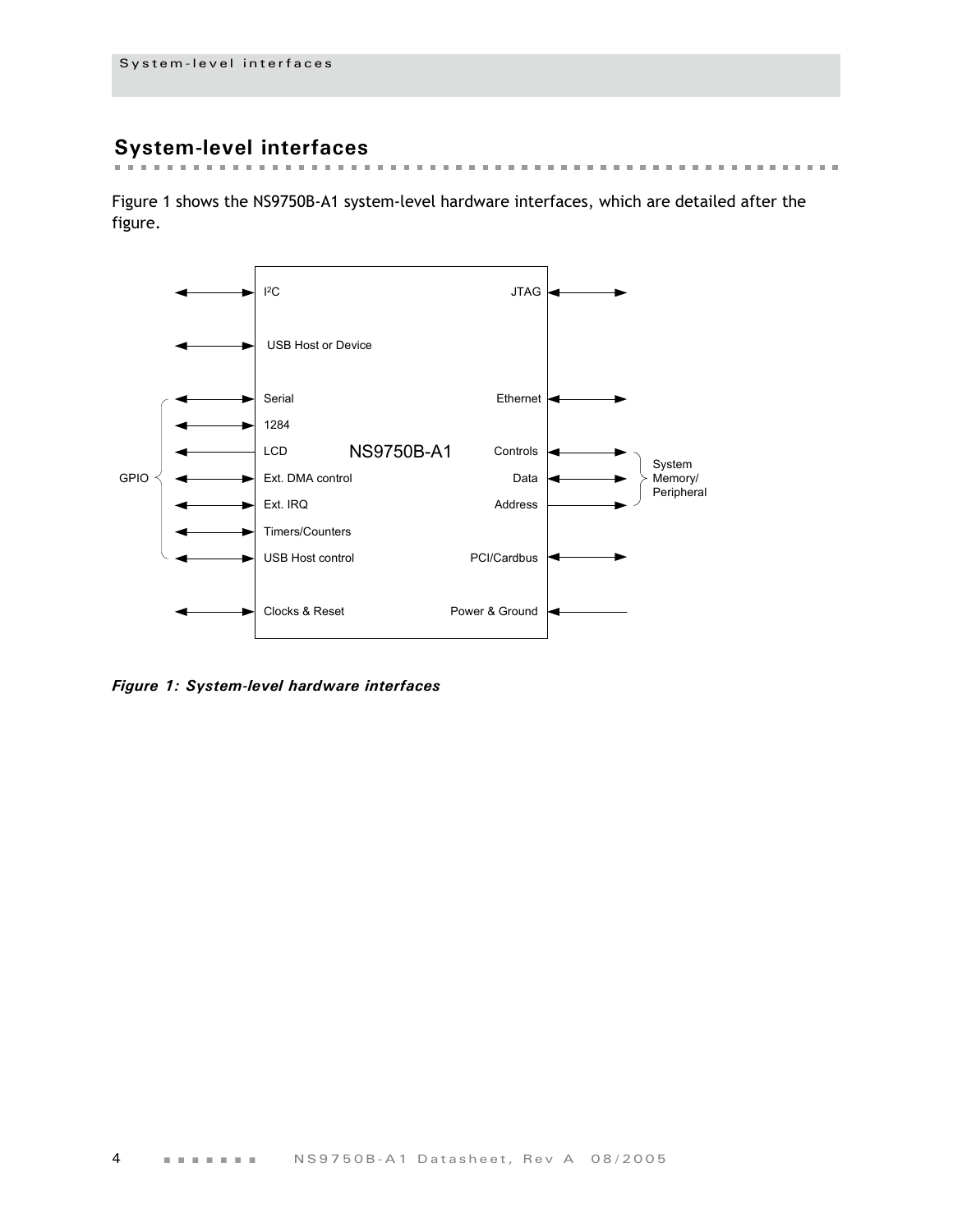## System-level interfaces

Figure 1 shows the NS9750B-A1 system-level hardware interfaces, which are detailed after the figure.

| Left side signals | NS9750B-A1 | Right side signals |
|---|---|---|
| I2C | | JTAG |
| USB Host or Device | | |
| Serial (GPIO) | | Ethernet |
| 1284 (GPIO) | | Controls (System Memory/Peripheral) |
| LCD (GPIO) | | Data (System Memory/Peripheral) |
| Ext. DMA control (GPIO) | | Address (System Memory/Peripheral) |
| Ext. IRQ (GPIO) | | |
| Timers/Counters (GPIO) | | |
| USB Host control (GPIO) | | PCI/Cardbus |
| Clocks & Reset | | Power & Ground |

***Figure 1: System-level hardware interfaces***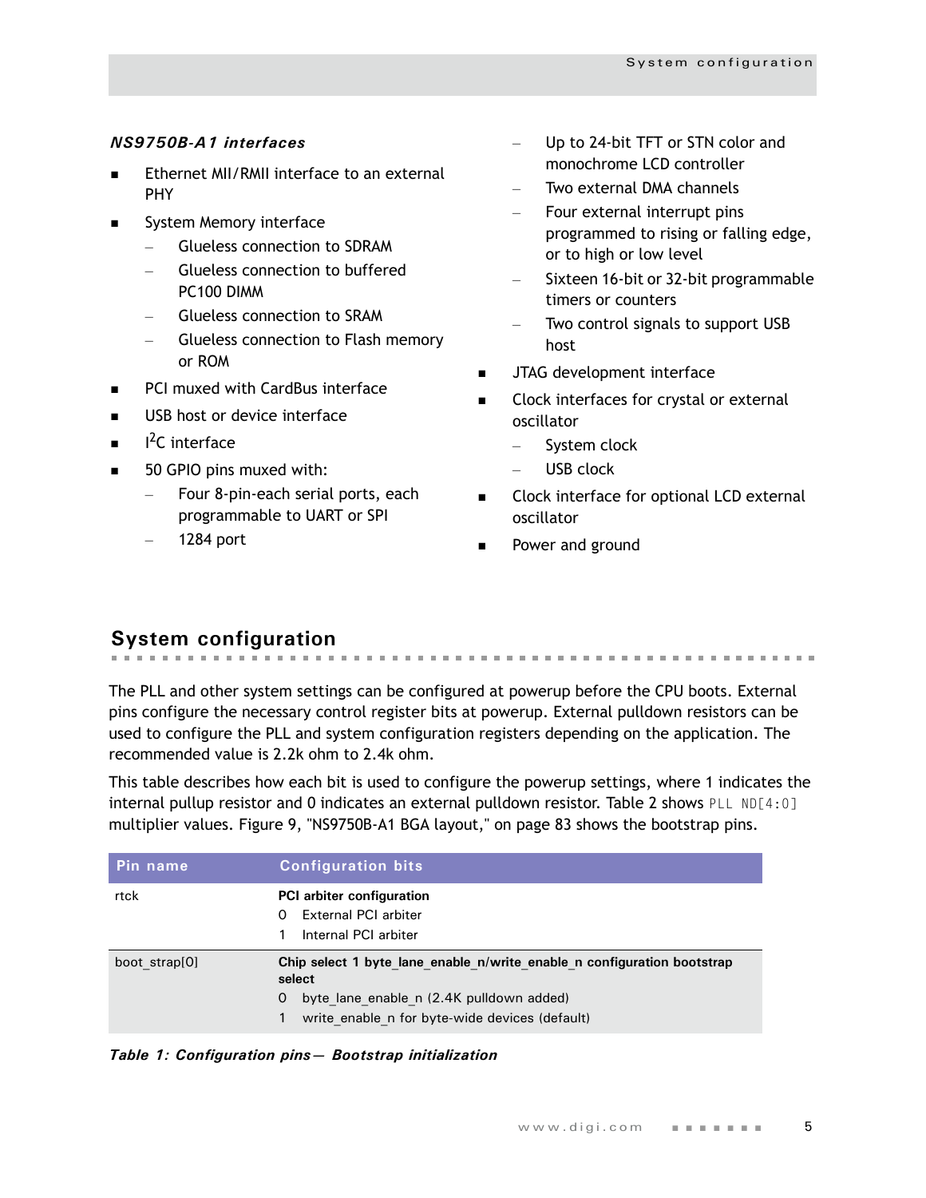### *NS9750B-A1 interfaces*

- Ethernet MII/RMII interface to an external PHY
- System Memory interface
  - Glueless connection to SDRAM
  - Glueless connection to buffered PC100 DIMM
  - Glueless connection to SRAM
  - Glueless connection to Flash memory or ROM
- PCI muxed with CardBus interface
- USB host or device interface
- I²C interface
- 50 GPIO pins muxed with:
  - Four 8-pin-each serial ports, each programmable to UART or SPI
  - 1284 port
  - Up to 24-bit TFT or STN color and monochrome LCD controller
  - Two external DMA channels
  - Four external interrupt pins programmed to rising or falling edge, or to high or low level
  - Sixteen 16-bit or 32-bit programmable timers or counters
  - Two control signals to support USB host
- JTAG development interface
- Clock interfaces for crystal or external oscillator
  - System clock
  - USB clock
- Clock interface for optional LCD external oscillator
- Power and ground

## System configuration

The PLL and other system settings can be configured at powerup before the CPU boots. External pins configure the necessary control register bits at powerup. External pulldown resistors can be used to configure the PLL and system configuration registers depending on the application. The recommended value is 2.2k ohm to 2.4k ohm.

This table describes how each bit is used to configure the powerup settings, where 1 indicates the internal pullup resistor and 0 indicates an external pulldown resistor. Table 2 shows PLL ND[4:0] multiplier values. Figure 9, "NS9750B-A1 BGA layout," on page 83 shows the bootstrap pins.

| Pin name | Configuration bits |
|---|---|
| rtck | **PCI arbiter configuration**<br>0 External PCI arbiter<br>1 Internal PCI arbiter |
| boot_strap[0] | **Chip select 1 byte_lane_enable_n/write_enable_n configuration bootstrap select**<br>0 byte_lane_enable_n (2.4K pulldown added)<br>1 write_enable_n for byte-wide devices (default) |

***Table 1: Configuration pins— Bootstrap initialization***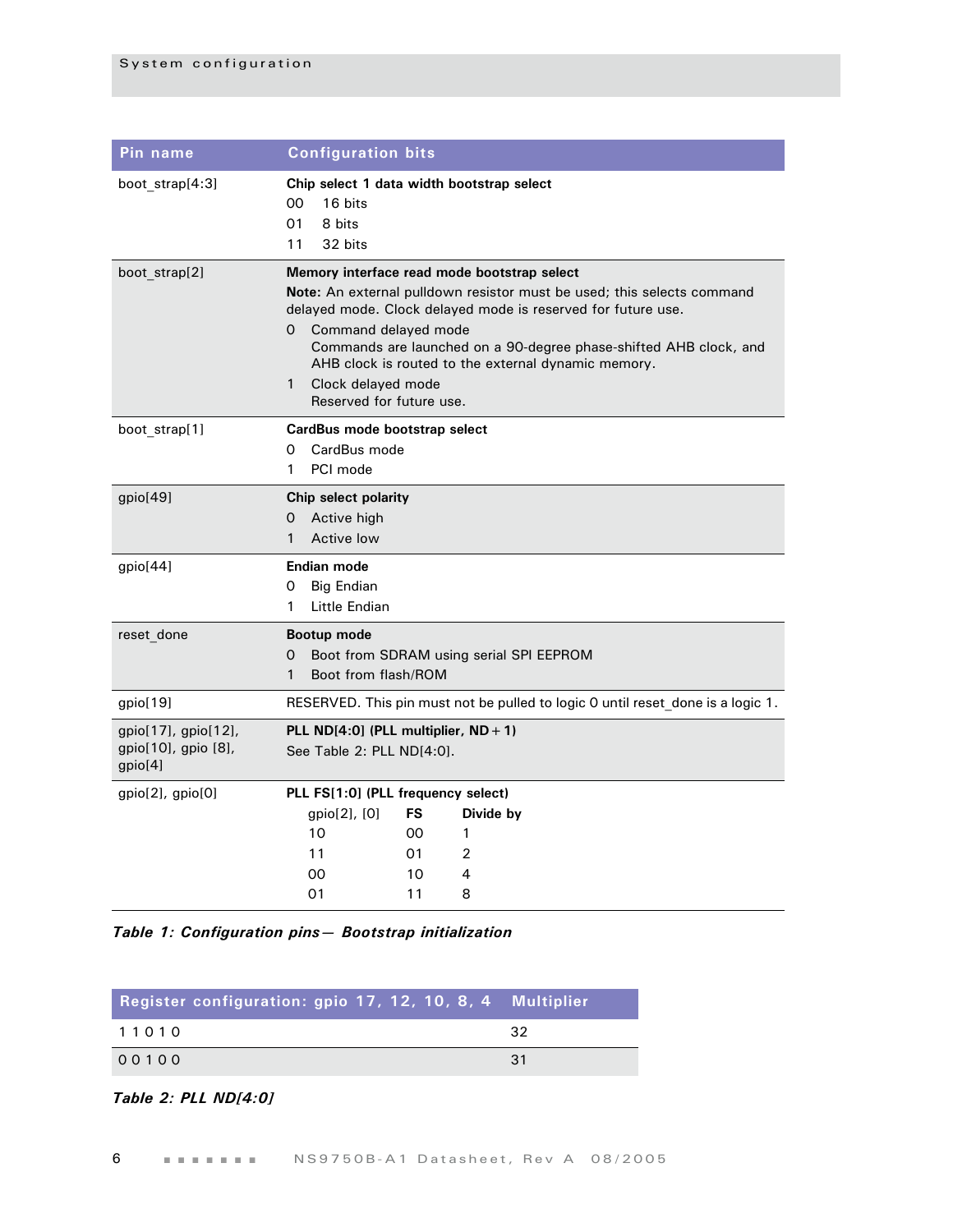| Pin name | Configuration bits |
|---|---|
| boot_strap[4:3] | **Chip select 1 data width bootstrap select**<br>00 16 bits<br>01 8 bits<br>11 32 bits |
| boot_strap[2] | **Memory interface read mode bootstrap select**<br>**Note:** An external pulldown resistor must be used; this selects command delayed mode. Clock delayed mode is reserved for future use.<br>0 Command delayed mode<br>Commands are launched on a 90-degree phase-shifted AHB clock, and AHB clock is routed to the external dynamic memory.<br>1 Clock delayed mode<br>Reserved for future use. |
| boot_strap[1] | **CardBus mode bootstrap select**<br>0 CardBus mode<br>1 PCI mode |
| gpio[49] | **Chip select polarity**<br>0 Active high<br>1 Active low |
| gpio[44] | **Endian mode**<br>0 Big Endian<br>1 Little Endian |
| reset_done | **Bootup mode**<br>0 Boot from SDRAM using serial SPI EEPROM<br>1 Boot from flash/ROM |
| gpio[19] | RESERVED. This pin must not be pulled to logic 0 until reset_done is a logic 1. |
| gpio[17], gpio[12], gpio[10], gpio [8], gpio[4] | **PLL ND[4:0] (PLL multiplier, ND + 1)**<br>See Table 2: PLL ND[4:0]. |
| gpio[2], gpio[0] | **PLL FS[1:0] (PLL frequency select)**<br>gpio[2], [0] / **FS** / **Divide by**<br>10 / 00 / 1<br>11 / 01 / 2<br>00 / 10 / 4<br>01 / 11 / 8 |

***Table 1: Configuration pins— Bootstrap initialization***

| Register configuration: gpio 17, 12, 10, 8, 4 | Multiplier |
|---|---|
| 1 1 0 1 0 | 32 |
| 0 0 1 0 0 | 31 |

***Table 2: PLL ND[4:0]***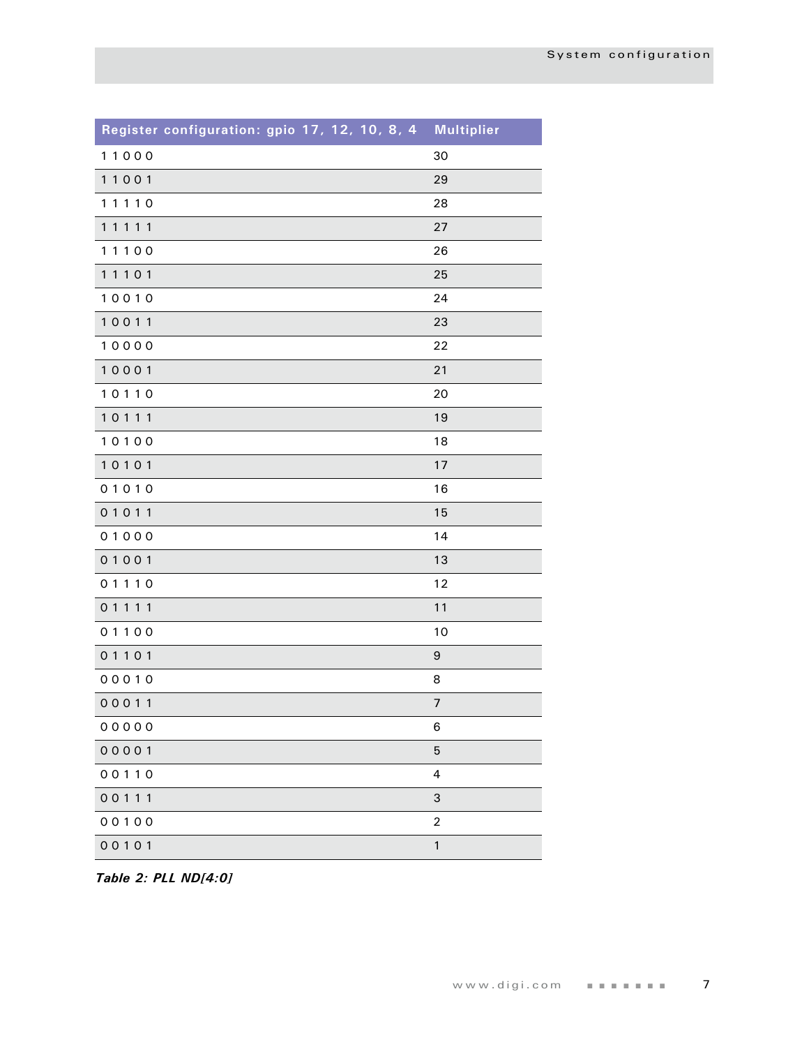| Register configuration: gpio 17, 12, 10, 8, 4 | Multiplier |
|---|---|
| 1 1 0 0 0 | 30 |
| 1 1 0 0 1 | 29 |
| 1 1 1 1 0 | 28 |
| 1 1 1 1 1 | 27 |
| 1 1 1 0 0 | 26 |
| 1 1 1 0 1 | 25 |
| 1 0 0 1 0 | 24 |
| 1 0 0 1 1 | 23 |
| 1 0 0 0 0 | 22 |
| 1 0 0 0 1 | 21 |
| 1 0 1 1 0 | 20 |
| 1 0 1 1 1 | 19 |
| 1 0 1 0 0 | 18 |
| 1 0 1 0 1 | 17 |
| 0 1 0 1 0 | 16 |
| 0 1 0 1 1 | 15 |
| 0 1 0 0 0 | 14 |
| 0 1 0 0 1 | 13 |
| 0 1 1 1 0 | 12 |
| 0 1 1 1 1 | 11 |
| 0 1 1 0 0 | 10 |
| 0 1 1 0 1 | 9 |
| 0 0 0 1 0 | 8 |
| 0 0 0 1 1 | 7 |
| 0 0 0 0 0 | 6 |
| 0 0 0 0 1 | 5 |
| 0 0 1 1 0 | 4 |
| 0 0 1 1 1 | 3 |
| 0 0 1 0 0 | 2 |
| 0 0 1 0 1 | 1 |

***Table 2: PLL ND[4:0]***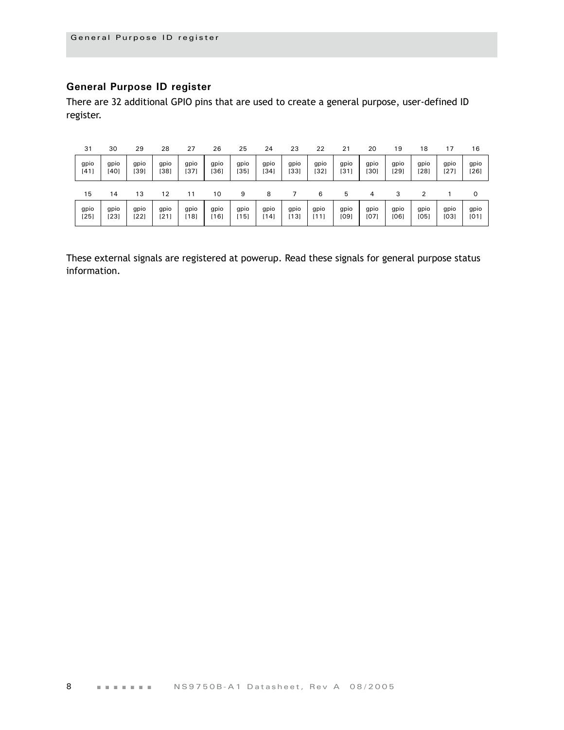## General Purpose ID register

There are 32 additional GPIO pins that are used to create a general purpose, user-defined ID register.

| 31 | 30 | 29 | 28 | 27 | 26 | 25 | 24 | 23 | 22 | 21 | 20 | 19 | 18 | 17 | 16 |
|---|---|---|---|---|---|---|---|---|---|---|---|---|---|---|---|
| gpio [41] | gpio [40] | gpio [39] | gpio [38] | gpio [37] | gpio [36] | gpio [35] | gpio [34] | gpio [33] | gpio [32] | gpio [31] | gpio [30] | gpio [29] | gpio [28] | gpio [27] | gpio [26] |

| 15 | 14 | 13 | 12 | 11 | 10 | 9 | 8 | 7 | 6 | 5 | 4 | 3 | 2 | 1 | 0 |
|---|---|---|---|---|---|---|---|---|---|---|---|---|---|---|---|
| gpio [25] | gpio [23] | gpio [22] | gpio [21] | gpio [18] | gpio [16] | gpio [15] | gpio [14] | gpio [13] | gpio [11] | gpio [09] | gpio [07] | gpio [06] | gpio [05] | gpio [03] | gpio [01] |

These external signals are registered at powerup. Read these signals for general purpose status information.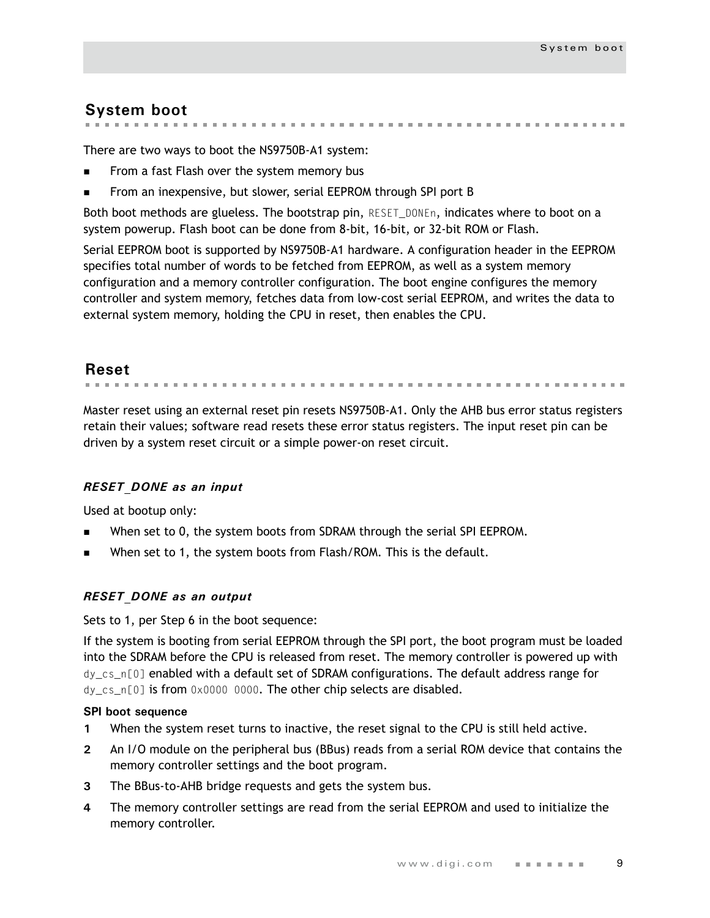## System boot

There are two ways to boot the NS9750B-A1 system:

- From a fast Flash over the system memory bus
- From an inexpensive, but slower, serial EEPROM through SPI port B

Both boot methods are glueless. The bootstrap pin, `RESET_DONEn`, indicates where to boot on a system powerup. Flash boot can be done from 8-bit, 16-bit, or 32-bit ROM or Flash.

Serial EEPROM boot is supported by NS9750B-A1 hardware. A configuration header in the EEPROM specifies total number of words to be fetched from EEPROM, as well as a system memory configuration and a memory controller configuration. The boot engine configures the memory controller and system memory, fetches data from low-cost serial EEPROM, and writes the data to external system memory, holding the CPU in reset, then enables the CPU.

## Reset

Master reset using an external reset pin resets NS9750B-A1. Only the AHB bus error status registers retain their values; software read resets these error status registers. The input reset pin can be driven by a system reset circuit or a simple power-on reset circuit.

### *RESET_DONE as an input*

Used at bootup only:

- When set to 0, the system boots from SDRAM through the serial SPI EEPROM.
- When set to 1, the system boots from Flash/ROM. This is the default.

### *RESET_DONE as an output*

Sets to 1, per Step 6 in the boot sequence:

If the system is booting from serial EEPROM through the SPI port, the boot program must be loaded into the SDRAM before the CPU is released from reset. The memory controller is powered up with `dy_cs_n[0]` enabled with a default set of SDRAM configurations. The default address range for `dy_cs_n[0]` is from `0x0000 0000`. The other chip selects are disabled.

**SPI boot sequence**

1. When the system reset turns to inactive, the reset signal to the CPU is still held active.
2. An I/O module on the peripheral bus (BBus) reads from a serial ROM device that contains the memory controller settings and the boot program.
3. The BBus-to-AHB bridge requests and gets the system bus.
4. The memory controller settings are read from the serial EEPROM and used to initialize the memory controller.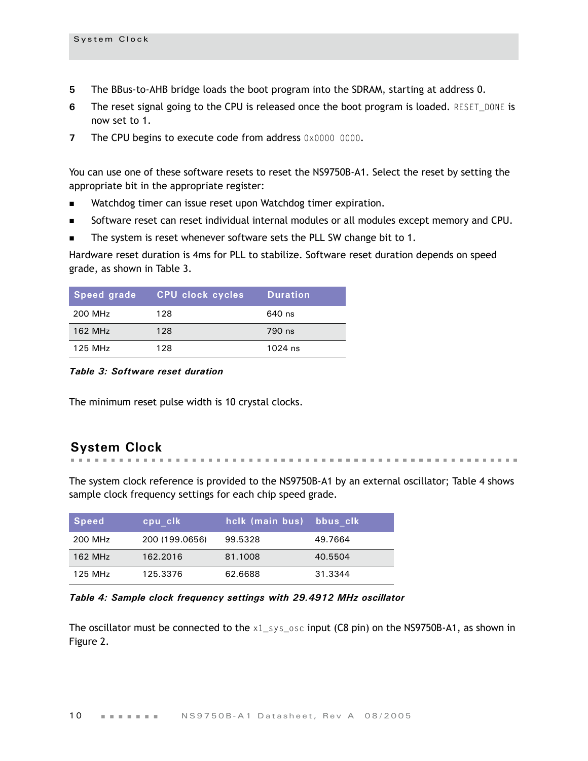5. The BBus-to-AHB bridge loads the boot program into the SDRAM, starting at address 0.
6. The reset signal going to the CPU is released once the boot program is loaded. `RESET_DONE` is now set to 1.
7. The CPU begins to execute code from address `0x0000 0000`.

You can use one of these software resets to reset the NS9750B-A1. Select the reset by setting the appropriate bit in the appropriate register:

- Watchdog timer can issue reset upon Watchdog timer expiration.
- Software reset can reset individual internal modules or all modules except memory and CPU.
- The system is reset whenever software sets the PLL SW change bit to 1.

Hardware reset duration is 4ms for PLL to stabilize. Software reset duration depends on speed grade, as shown in Table 3.

| Speed grade | CPU clock cycles | Duration |
|---|---|---|
| 200 MHz | 128 | 640 ns |
| 162 MHz | 128 | 790 ns |
| 125 MHz | 128 | 1024 ns |

***Table 3: Software reset duration***

The minimum reset pulse width is 10 crystal clocks.

## System Clock

The system clock reference is provided to the NS9750B-A1 by an external oscillator; Table 4 shows sample clock frequency settings for each chip speed grade.

| Speed | cpu_clk | hclk (main bus) | bbus_clk |
|---|---|---|---|
| 200 MHz | 200 (199.0656) | 99.5328 | 49.7664 |
| 162 MHz | 162.2016 | 81.1008 | 40.5504 |
| 125 MHz | 125.3376 | 62.6688 | 31.3344 |

***Table 4: Sample clock frequency settings with 29.4912 MHz oscillator***

The oscillator must be connected to the `x1_sys_osc` input (C8 pin) on the NS9750B-A1, as shown in Figure 2.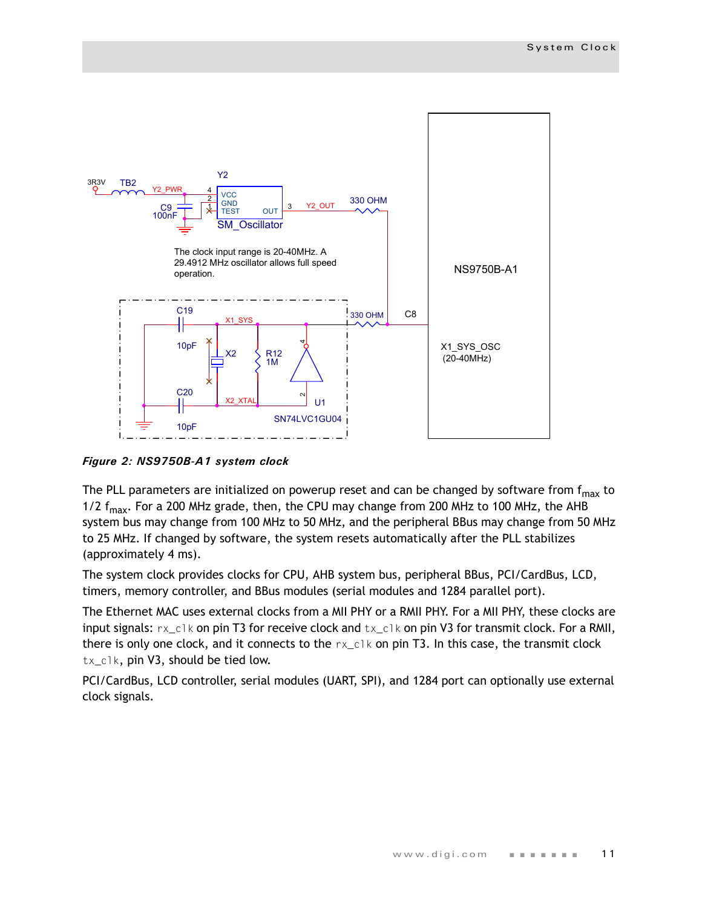The clock input range is 20-40MHz. A 29.4912 MHz oscillator allows full speed operation.

***Figure 2: NS9750B-A1 system clock***

The PLL parameters are initialized on powerup reset and can be changed by software from $f_{max}$ to 1/2 $f_{max}$. For a 200 MHz grade, then, the CPU may change from 200 MHz to 100 MHz, the AHB system bus may change from 100 MHz to 50 MHz, and the peripheral BBus may change from 50 MHz to 25 MHz. If changed by software, the system resets automatically after the PLL stabilizes (approximately 4 ms).

The system clock provides clocks for CPU, AHB system bus, peripheral BBus, PCI/CardBus, LCD, timers, memory controller, and BBus modules (serial modules and 1284 parallel port).

The Ethernet MAC uses external clocks from a MII PHY or a RMII PHY. For a MII PHY, these clocks are input signals: `rx_clk` on pin T3 for receive clock and `tx_clk` on pin V3 for transmit clock. For a RMII, there is only one clock, and it connects to the `rx_clk` on pin T3. In this case, the transmit clock `tx_clk`, pin V3, should be tied low.

PCI/CardBus, LCD controller, serial modules (UART, SPI), and 1284 port can optionally use external clock signals.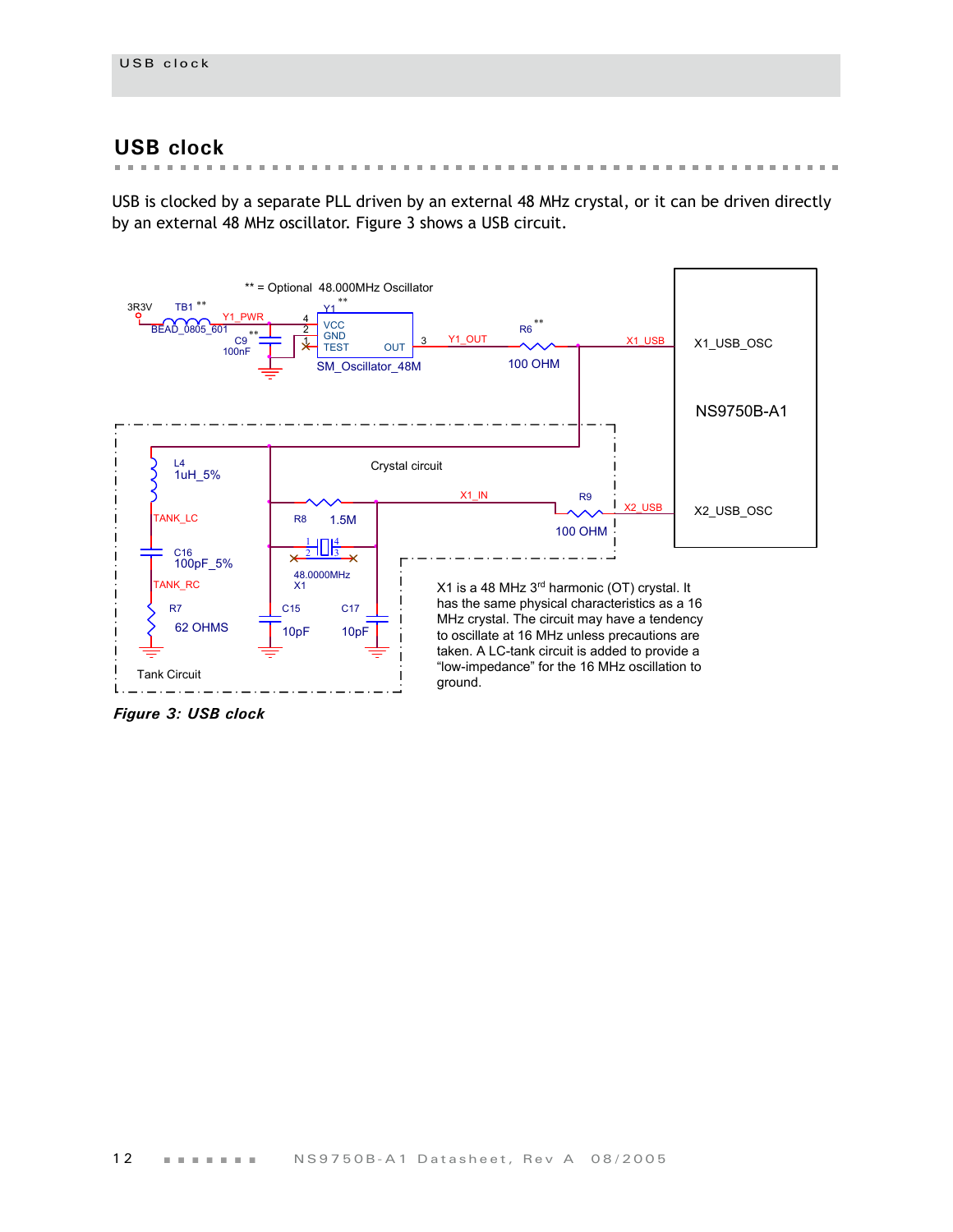## USB clock

USB is clocked by a separate PLL driven by an external 48 MHz crystal, or it can be driven directly by an external 48 MHz oscillator. Figure 3 shows a USB circuit.

X1 is a 48 MHz 3rd harmonic (OT) crystal. It has the same physical characteristics as a 16 MHz crystal. The circuit may have a tendency to oscillate at 16 MHz unless precautions are taken. A LC-tank circuit is added to provide a “low-impedance” for the 16 MHz oscillation to ground.

***Figure 3: USB clock***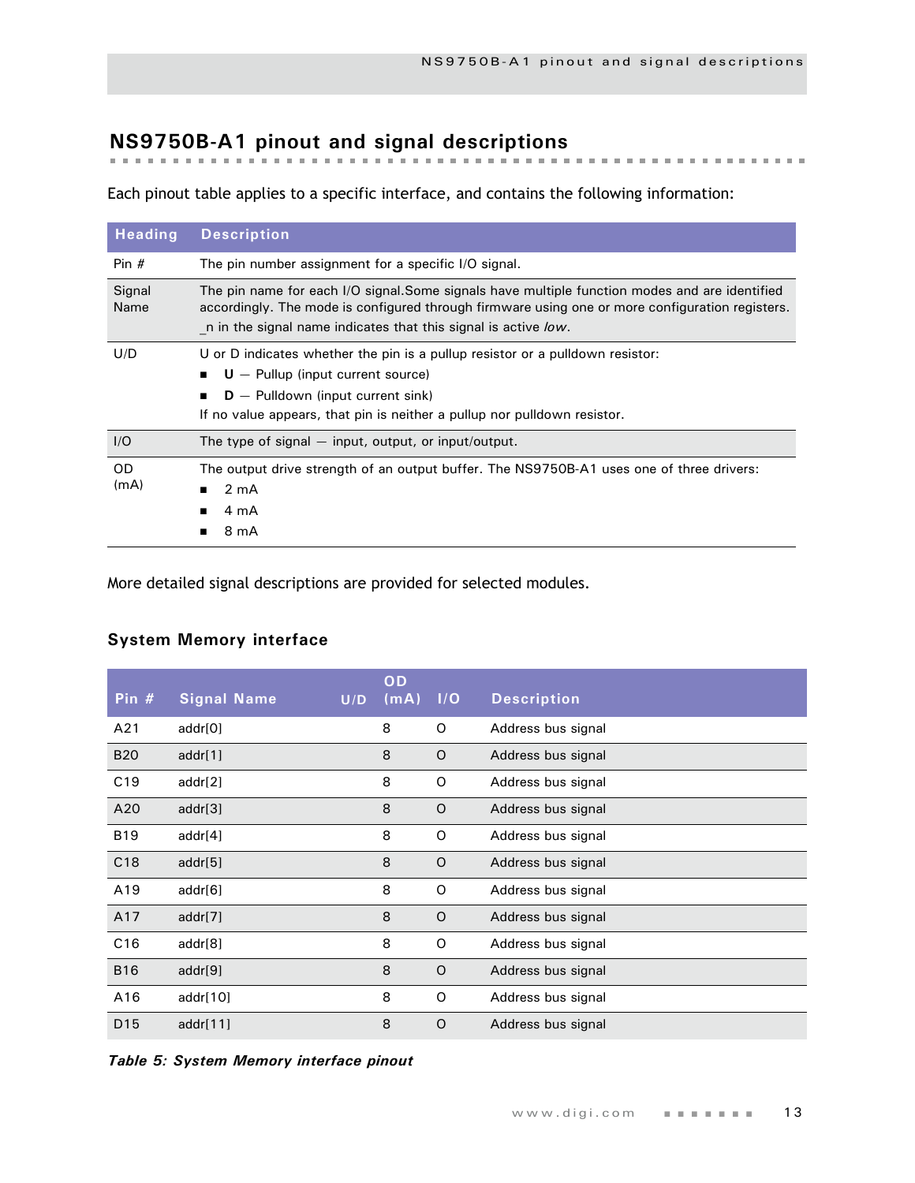# NS9750B-A1 pinout and signal descriptions

Each pinout table applies to a specific interface, and contains the following information:

| Heading | Description |
|---|---|
| Pin # | The pin number assignment for a specific I/O signal. |
| Signal Name | The pin name for each I/O signal.Some signals have multiple function modes and are identified accordingly. The mode is configured through firmware using one or more configuration registers. _n in the signal name indicates that this signal is active *low*. |
| U/D | U or D indicates whether the pin is a pullup resistor or a pulldown resistor:<br>■ **U** — Pullup (input current source)<br>■ **D** — Pulldown (input current sink)<br>If no value appears, that pin is neither a pullup nor pulldown resistor. |
| I/O | The type of signal — input, output, or input/output. |
| OD (mA) | The output drive strength of an output buffer. The NS9750B-A1 uses one of three drivers:<br>■ 2 mA<br>■ 4 mA<br>■ 8 mA |

More detailed signal descriptions are provided for selected modules.

### System Memory interface

| Pin # | Signal Name | U/D | OD (mA) | I/O | Description |
|---|---|---|---|---|---|
| A21 | addr[0] | | 8 | O | Address bus signal |
| B20 | addr[1] | | 8 | O | Address bus signal |
| C19 | addr[2] | | 8 | O | Address bus signal |
| A20 | addr[3] | | 8 | O | Address bus signal |
| B19 | addr[4] | | 8 | O | Address bus signal |
| C18 | addr[5] | | 8 | O | Address bus signal |
| A19 | addr[6] | | 8 | O | Address bus signal |
| A17 | addr[7] | | 8 | O | Address bus signal |
| C16 | addr[8] | | 8 | O | Address bus signal |
| B16 | addr[9] | | 8 | O | Address bus signal |
| A16 | addr[10] | | 8 | O | Address bus signal |
| D15 | addr[11] | | 8 | O | Address bus signal |

*Table 5: System Memory interface pinout*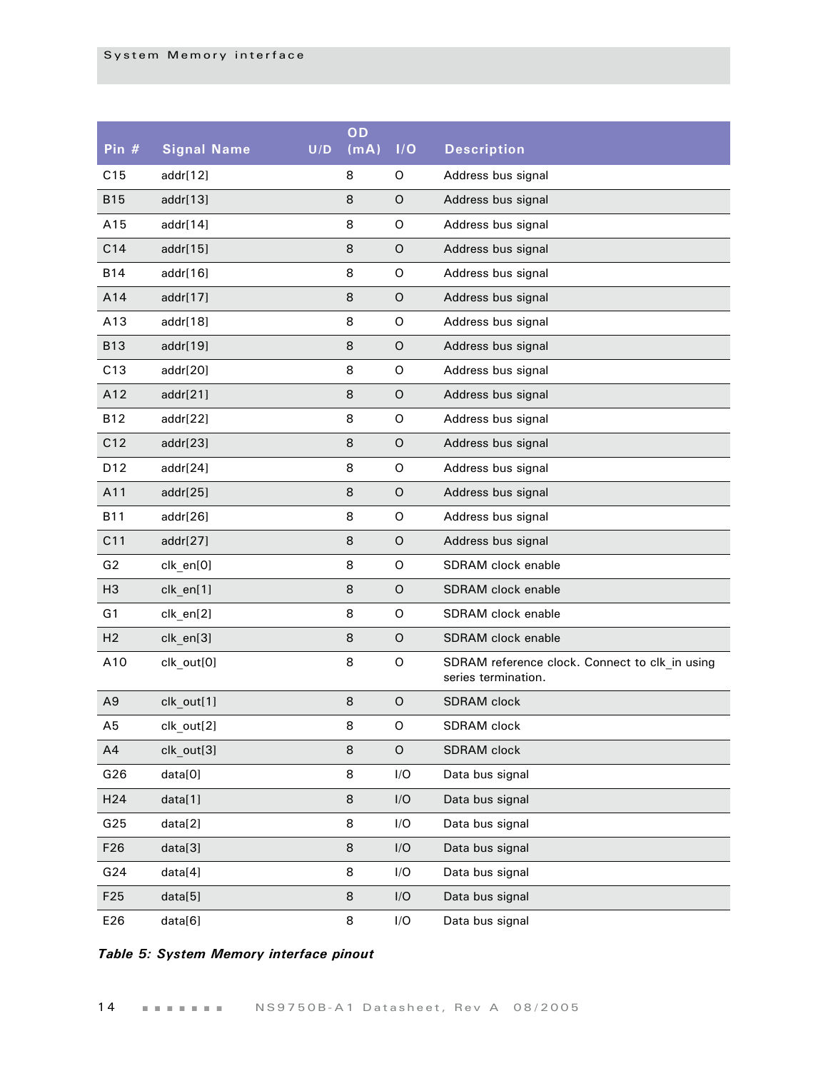| Pin # | Signal Name | U/D | OD (mA) | I/O | Description |
|---|---|---|---|---|---|
| C15 | addr[12] | | 8 | O | Address bus signal |
| B15 | addr[13] | | 8 | O | Address bus signal |
| A15 | addr[14] | | 8 | O | Address bus signal |
| C14 | addr[15] | | 8 | O | Address bus signal |
| B14 | addr[16] | | 8 | O | Address bus signal |
| A14 | addr[17] | | 8 | O | Address bus signal |
| A13 | addr[18] | | 8 | O | Address bus signal |
| B13 | addr[19] | | 8 | O | Address bus signal |
| C13 | addr[20] | | 8 | O | Address bus signal |
| A12 | addr[21] | | 8 | O | Address bus signal |
| B12 | addr[22] | | 8 | O | Address bus signal |
| C12 | addr[23] | | 8 | O | Address bus signal |
| D12 | addr[24] | | 8 | O | Address bus signal |
| A11 | addr[25] | | 8 | O | Address bus signal |
| B11 | addr[26] | | 8 | O | Address bus signal |
| C11 | addr[27] | | 8 | O | Address bus signal |
| G2 | clk_en[0] | | 8 | O | SDRAM clock enable |
| H3 | clk_en[1] | | 8 | O | SDRAM clock enable |
| G1 | clk_en[2] | | 8 | O | SDRAM clock enable |
| H2 | clk_en[3] | | 8 | O | SDRAM clock enable |
| A10 | clk_out[0] | | 8 | O | SDRAM reference clock. Connect to clk_in using series termination. |
| A9 | clk_out[1] | | 8 | O | SDRAM clock |
| A5 | clk_out[2] | | 8 | O | SDRAM clock |
| A4 | clk_out[3] | | 8 | O | SDRAM clock |
| G26 | data[0] | | 8 | I/O | Data bus signal |
| H24 | data[1] | | 8 | I/O | Data bus signal |
| G25 | data[2] | | 8 | I/O | Data bus signal |
| F26 | data[3] | | 8 | I/O | Data bus signal |
| G24 | data[4] | | 8 | I/O | Data bus signal |
| F25 | data[5] | | 8 | I/O | Data bus signal |
| E26 | data[6] | | 8 | I/O | Data bus signal |

***Table 5: System Memory interface pinout***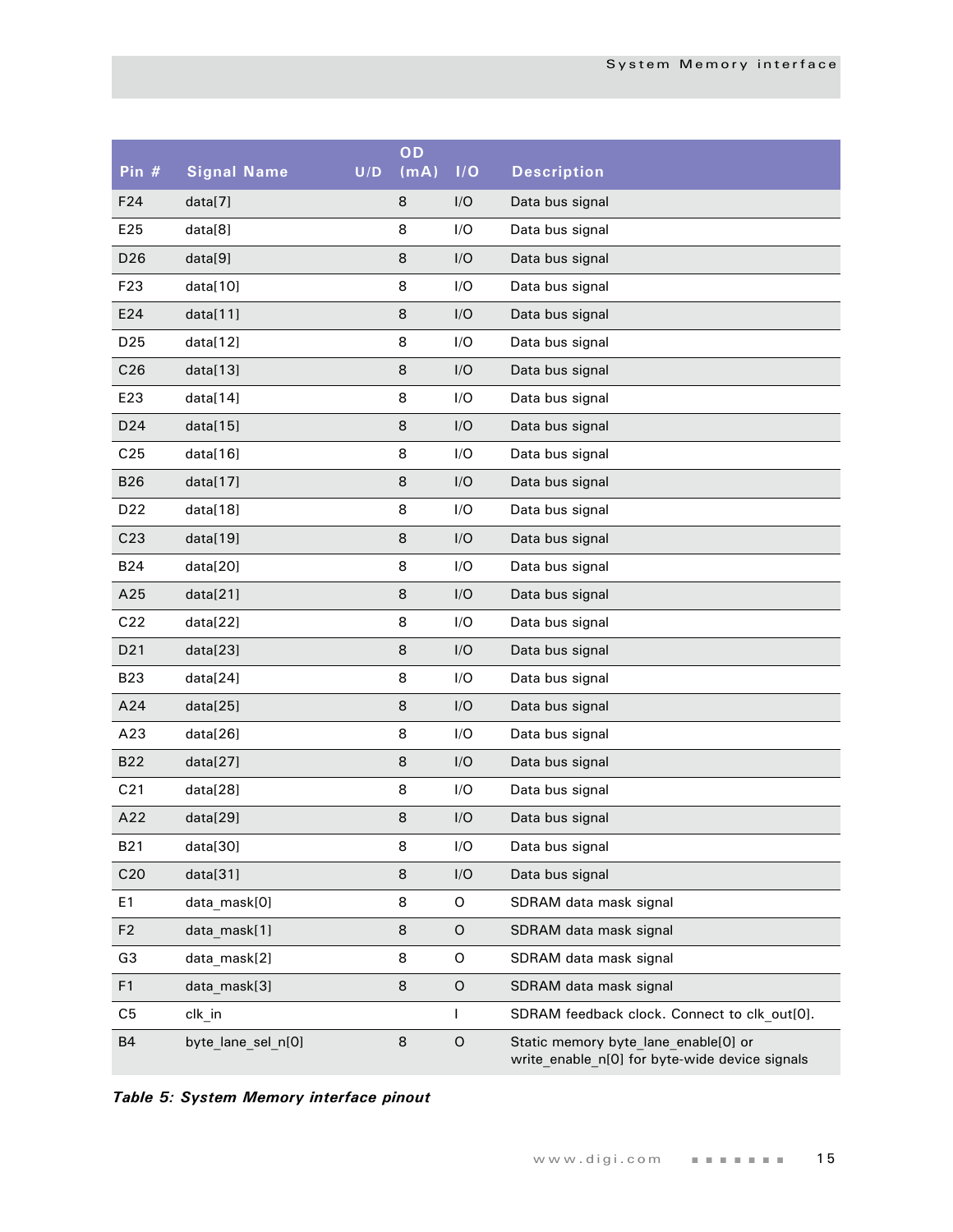| Pin # | Signal Name | U/D | OD (mA) | I/O | Description |
|---|---|---|---|---|---|
| F24 | data[7] | | 8 | I/O | Data bus signal |
| E25 | data[8] | | 8 | I/O | Data bus signal |
| D26 | data[9] | | 8 | I/O | Data bus signal |
| F23 | data[10] | | 8 | I/O | Data bus signal |
| E24 | data[11] | | 8 | I/O | Data bus signal |
| D25 | data[12] | | 8 | I/O | Data bus signal |
| C26 | data[13] | | 8 | I/O | Data bus signal |
| E23 | data[14] | | 8 | I/O | Data bus signal |
| D24 | data[15] | | 8 | I/O | Data bus signal |
| C25 | data[16] | | 8 | I/O | Data bus signal |
| B26 | data[17] | | 8 | I/O | Data bus signal |
| D22 | data[18] | | 8 | I/O | Data bus signal |
| C23 | data[19] | | 8 | I/O | Data bus signal |
| B24 | data[20] | | 8 | I/O | Data bus signal |
| A25 | data[21] | | 8 | I/O | Data bus signal |
| C22 | data[22] | | 8 | I/O | Data bus signal |
| D21 | data[23] | | 8 | I/O | Data bus signal |
| B23 | data[24] | | 8 | I/O | Data bus signal |
| A24 | data[25] | | 8 | I/O | Data bus signal |
| A23 | data[26] | | 8 | I/O | Data bus signal |
| B22 | data[27] | | 8 | I/O | Data bus signal |
| C21 | data[28] | | 8 | I/O | Data bus signal |
| A22 | data[29] | | 8 | I/O | Data bus signal |
| B21 | data[30] | | 8 | I/O | Data bus signal |
| C20 | data[31] | | 8 | I/O | Data bus signal |
| E1 | data_mask[0] | | 8 | O | SDRAM data mask signal |
| F2 | data_mask[1] | | 8 | O | SDRAM data mask signal |
| G3 | data_mask[2] | | 8 | O | SDRAM data mask signal |
| F1 | data_mask[3] | | 8 | O | SDRAM data mask signal |
| C5 | clk_in | | | I | SDRAM feedback clock. Connect to clk_out[0]. |
| B4 | byte_lane_sel_n[0] | | 8 | O | Static memory byte_lane_enable[0] or write_enable_n[0] for byte-wide device signals |

***Table 5: System Memory interface pinout***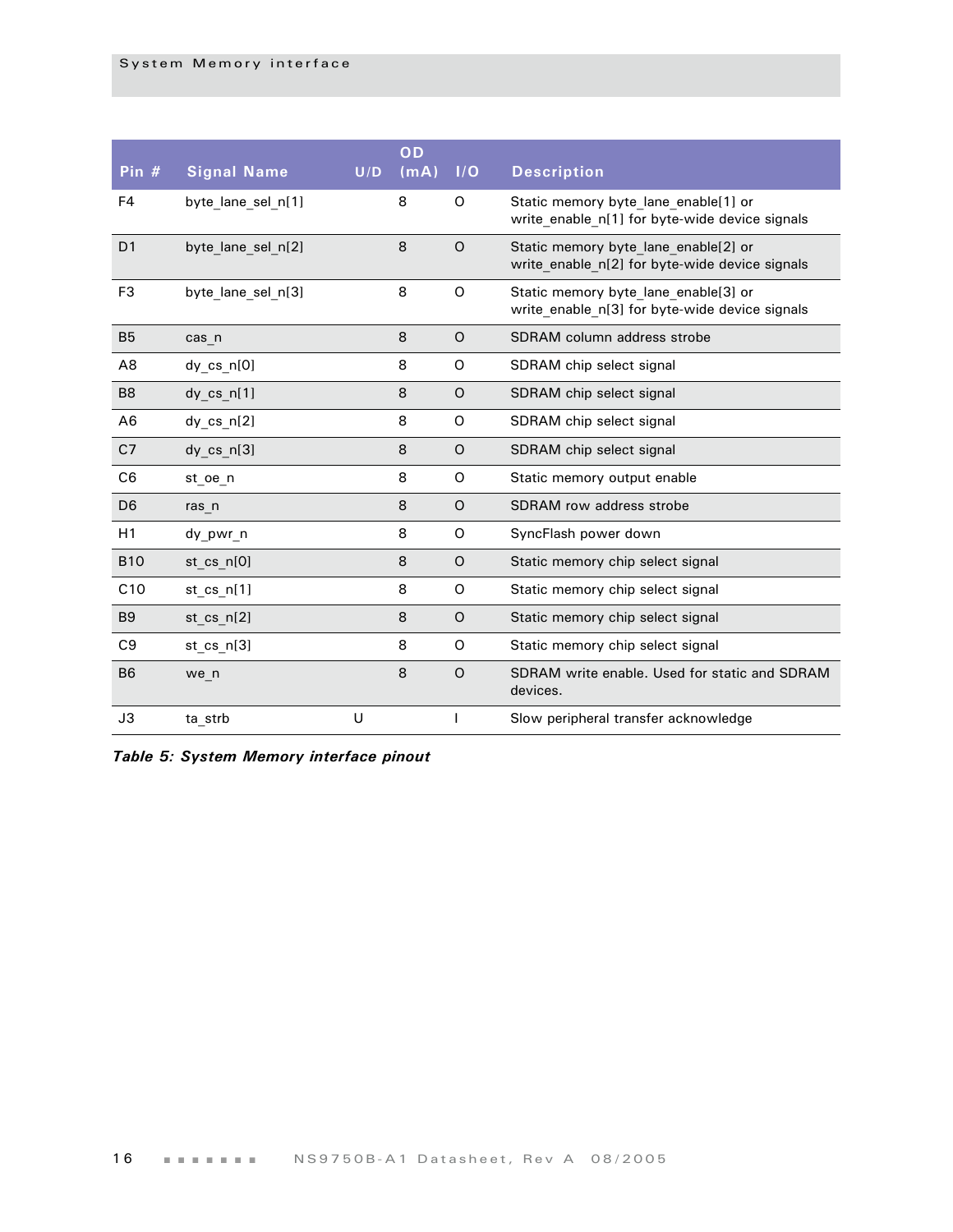| Pin # | Signal Name | U/D | OD (mA) | I/O | Description |
|---|---|---|---|---|---|
| F4 | byte_lane_sel_n[1] | | 8 | O | Static memory byte_lane_enable[1] or write_enable_n[1] for byte-wide device signals |
| D1 | byte_lane_sel_n[2] | | 8 | O | Static memory byte_lane_enable[2] or write_enable_n[2] for byte-wide device signals |
| F3 | byte_lane_sel_n[3] | | 8 | O | Static memory byte_lane_enable[3] or write_enable_n[3] for byte-wide device signals |
| B5 | cas_n | | 8 | O | SDRAM column address strobe |
| A8 | dy_cs_n[0] | | 8 | O | SDRAM chip select signal |
| B8 | dy_cs_n[1] | | 8 | O | SDRAM chip select signal |
| A6 | dy_cs_n[2] | | 8 | O | SDRAM chip select signal |
| C7 | dy_cs_n[3] | | 8 | O | SDRAM chip select signal |
| C6 | st_oe_n | | 8 | O | Static memory output enable |
| D6 | ras_n | | 8 | O | SDRAM row address strobe |
| H1 | dy_pwr_n | | 8 | O | SyncFlash power down |
| B10 | st_cs_n[0] | | 8 | O | Static memory chip select signal |
| C10 | st_cs_n[1] | | 8 | O | Static memory chip select signal |
| B9 | st_cs_n[2] | | 8 | O | Static memory chip select signal |
| C9 | st_cs_n[3] | | 8 | O | Static memory chip select signal |
| B6 | we_n | | 8 | O | SDRAM write enable. Used for static and SDRAM devices. |
| J3 | ta_strb | U | | I | Slow peripheral transfer acknowledge |

***Table 5: System Memory interface pinout***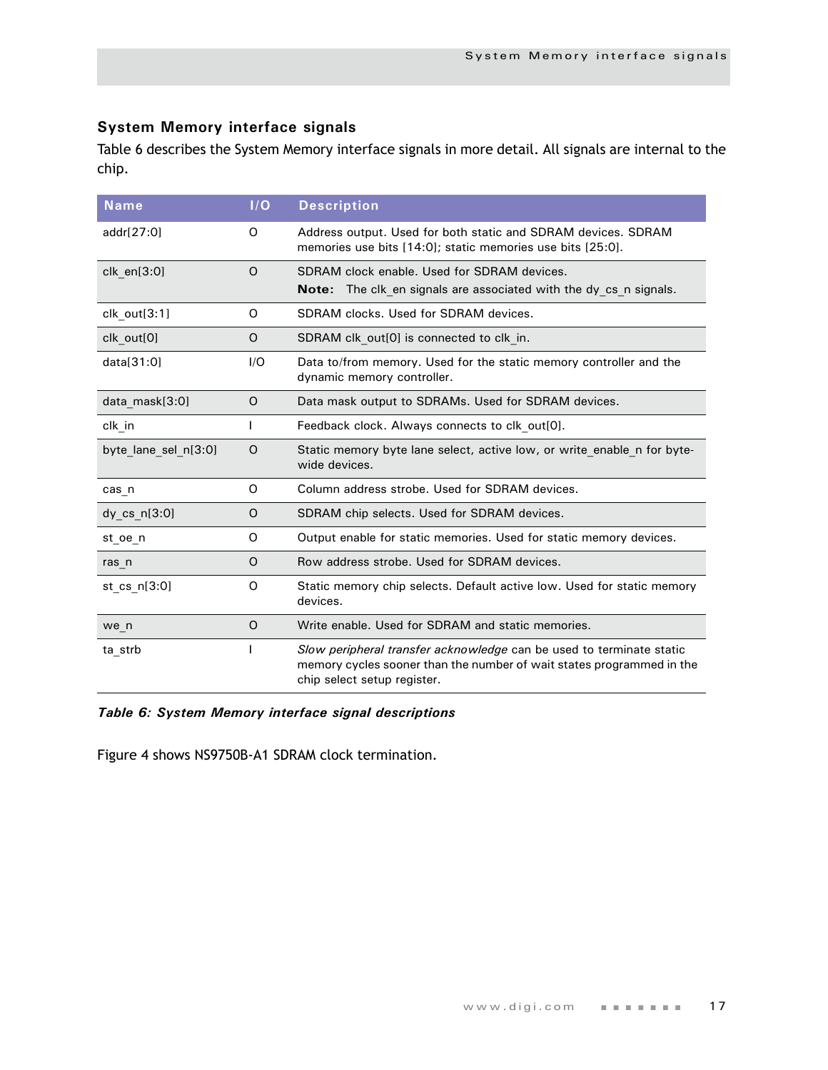## System Memory interface signals

Table 6 describes the System Memory interface signals in more detail. All signals are internal to the chip.

| Name | I/O | Description |
|---|---|---|
| addr[27:0] | O | Address output. Used for both static and SDRAM devices. SDRAM memories use bits [14:0]; static memories use bits [25:0]. |
| clk_en[3:0] | O | SDRAM clock enable. Used for SDRAM devices. **Note:** The clk_en signals are associated with the dy_cs_n signals. |
| clk_out[3:1] | O | SDRAM clocks. Used for SDRAM devices. |
| clk_out[0] | O | SDRAM clk_out[0] is connected to clk_in. |
| data[31:0] | I/O | Data to/from memory. Used for the static memory controller and the dynamic memory controller. |
| data_mask[3:0] | O | Data mask output to SDRAMs. Used for SDRAM devices. |
| clk_in | I | Feedback clock. Always connects to clk_out[0]. |
| byte_lane_sel_n[3:0] | O | Static memory byte lane select, active low, or write_enable_n for byte-wide devices. |
| cas_n | O | Column address strobe. Used for SDRAM devices. |
| dy_cs_n[3:0] | O | SDRAM chip selects. Used for SDRAM devices. |
| st_oe_n | O | Output enable for static memories. Used for static memory devices. |
| ras_n | O | Row address strobe. Used for SDRAM devices. |
| st_cs_n[3:0] | O | Static memory chip selects. Default active low. Used for static memory devices. |
| we_n | O | Write enable. Used for SDRAM and static memories. |
| ta_strb | I | *Slow peripheral transfer acknowledge* can be used to terminate static memory cycles sooner than the number of wait states programmed in the chip select setup register. |

***Table 6: System Memory interface signal descriptions***

Figure 4 shows NS9750B-A1 SDRAM clock termination.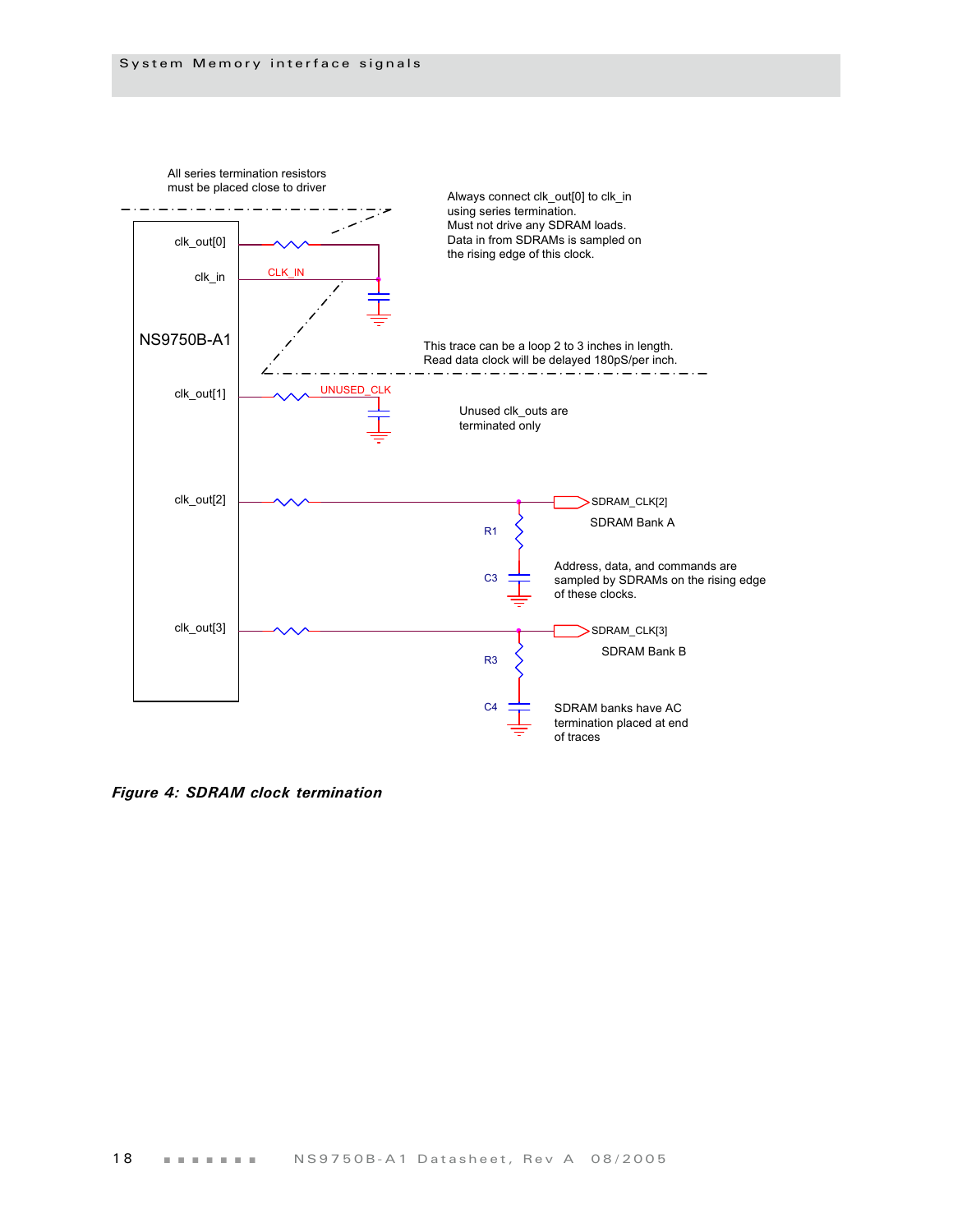All series termination resistors must be placed close to driver

Always connect clk_out[0] to clk_in using series termination.
Must not drive any SDRAM loads.
Data in from SDRAMs is sampled on the rising edge of this clock.

clk_out[0]

clk_in

CLK_IN

NS9750B-A1

This trace can be a loop 2 to 3 inches in length.
Read data clock will be delayed 180pS/per inch.

clk_out[1]

UNUSED_CLK

Unused clk_outs are terminated only

clk_out[2]

SDRAM_CLK[2]

SDRAM Bank A

R1

C3

Address, data, and commands are sampled by SDRAMs on the rising edge of these clocks.

clk_out[3]

SDRAM_CLK[3]

SDRAM Bank B

R3

C4

SDRAM banks have AC termination placed at end of traces

***Figure 4: SDRAM clock termination***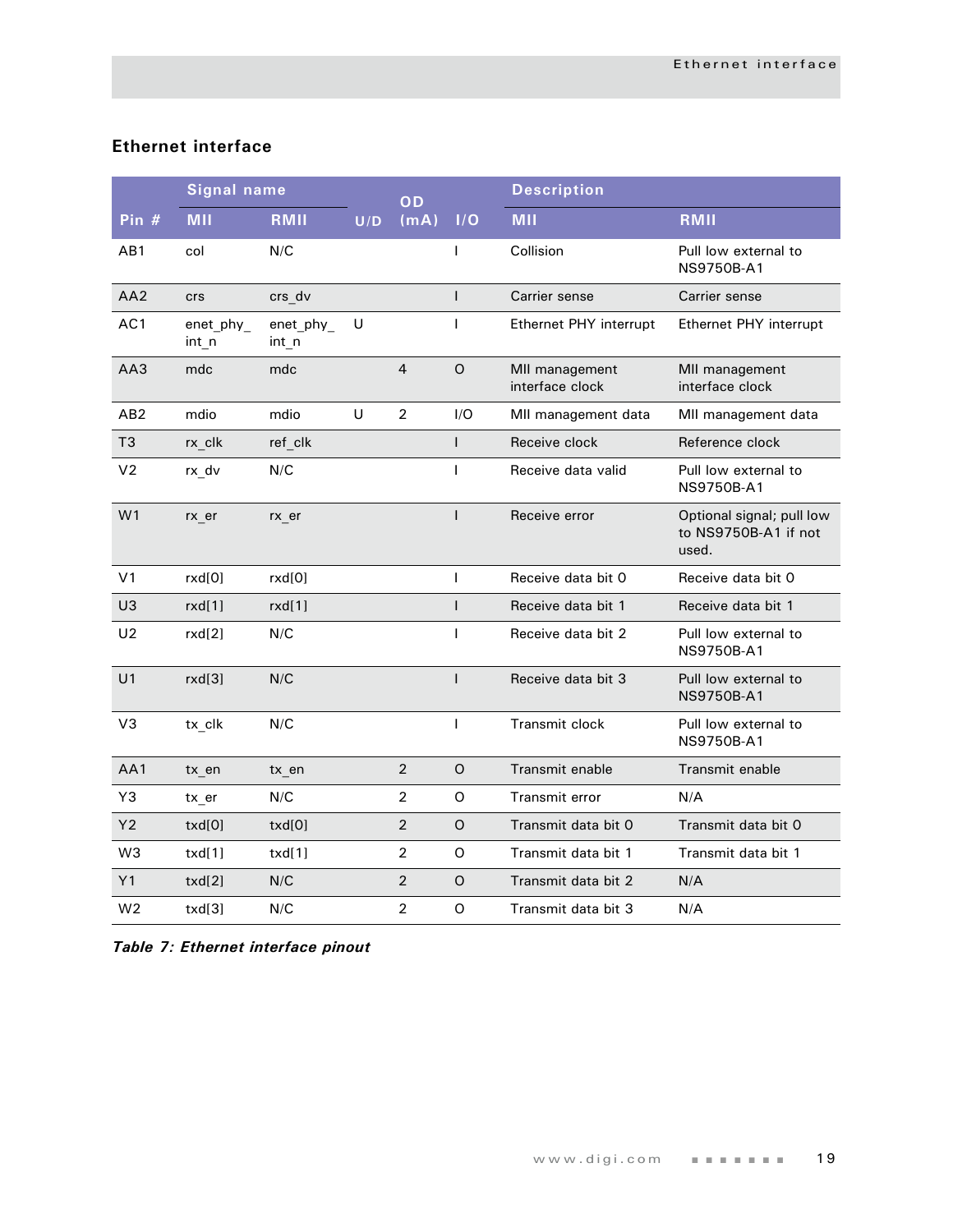## Ethernet interface

| Pin # | Signal name |  | U/D | OD (mA) | I/O | Description |  |
|---|---|---|---|---|---|---|---|
|  | MII | RMII |  |  |  | MII | RMII |
| AB1 | col | N/C |  |  | I | Collision | Pull low external to NS9750B-A1 |
| AA2 | crs | crs_dv |  |  | I | Carrier sense | Carrier sense |
| AC1 | enet_phy_int_n | enet_phy_int_n | U |  | I | Ethernet PHY interrupt | Ethernet PHY interrupt |
| AA3 | mdc | mdc |  | 4 | O | MII management interface clock | MII management interface clock |
| AB2 | mdio | mdio | U | 2 | I/O | MII management data | MII management data |
| T3 | rx_clk | ref_clk |  |  | I | Receive clock | Reference clock |
| V2 | rx_dv | N/C |  |  | I | Receive data valid | Pull low external to NS9750B-A1 |
| W1 | rx_er | rx_er |  |  | I | Receive error | Optional signal; pull low to NS9750B-A1 if not used. |
| V1 | rxd[0] | rxd[0] |  |  | I | Receive data bit 0 | Receive data bit 0 |
| U3 | rxd[1] | rxd[1] |  |  | I | Receive data bit 1 | Receive data bit 1 |
| U2 | rxd[2] | N/C |  |  | I | Receive data bit 2 | Pull low external to NS9750B-A1 |
| U1 | rxd[3] | N/C |  |  | I | Receive data bit 3 | Pull low external to NS9750B-A1 |
| V3 | tx_clk | N/C |  |  | I | Transmit clock | Pull low external to NS9750B-A1 |
| AA1 | tx_en | tx_en |  | 2 | O | Transmit enable | Transmit enable |
| Y3 | tx_er | N/C |  | 2 | O | Transmit error | N/A |
| Y2 | txd[0] | txd[0] |  | 2 | O | Transmit data bit 0 | Transmit data bit 0 |
| W3 | txd[1] | txd[1] |  | 2 | O | Transmit data bit 1 | Transmit data bit 1 |
| Y1 | txd[2] | N/C |  | 2 | O | Transmit data bit 2 | N/A |
| W2 | txd[3] | N/C |  | 2 | O | Transmit data bit 3 | N/A |

***Table 7: Ethernet interface pinout***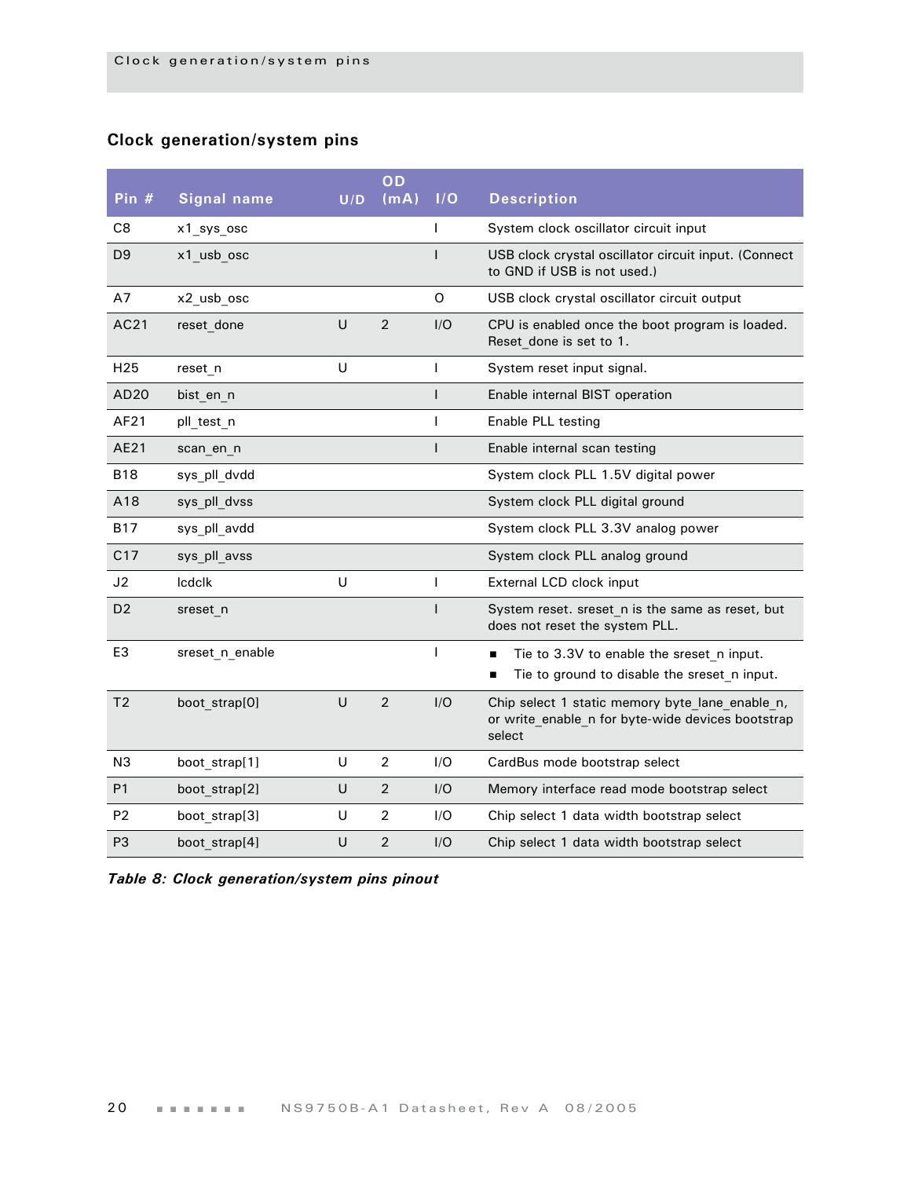## Clock generation/system pins

| Pin # | Signal name | U/D | OD (mA) | I/O | Description |
|---|---|---|---|---|---|
| C8 | x1_sys_osc | | | I | System clock oscillator circuit input |
| D9 | x1_usb_osc | | | I | USB clock crystal oscillator circuit input. (Connect to GND if USB is not used.) |
| A7 | x2_usb_osc | | | O | USB clock crystal oscillator circuit output |
| AC21 | reset_done | U | 2 | I/O | CPU is enabled once the boot program is loaded. Reset_done is set to 1. |
| H25 | reset_n | U | | I | System reset input signal. |
| AD20 | bist_en_n | | | I | Enable internal BIST operation |
| AF21 | pll_test_n | | | I | Enable PLL testing |
| AE21 | scan_en_n | | | I | Enable internal scan testing |
| B18 | sys_pll_dvdd | | | | System clock PLL 1.5V digital power |
| A18 | sys_pll_dvss | | | | System clock PLL digital ground |
| B17 | sys_pll_avdd | | | | System clock PLL 3.3V analog power |
| C17 | sys_pll_avss | | | | System clock PLL analog ground |
| J2 | lcdclk | U | | I | External LCD clock input |
| D2 | sreset_n | | | I | System reset. sreset_n is the same as reset, but does not reset the system PLL. |
| E3 | sreset_n_enable | | | I | ■ Tie to 3.3V to enable the sreset_n input. ■ Tie to ground to disable the sreset_n input. |
| T2 | boot_strap[0] | U | 2 | I/O | Chip select 1 static memory byte_lane_enable_n, or write_enable_n for byte-wide devices bootstrap select |
| N3 | boot_strap[1] | U | 2 | I/O | CardBus mode bootstrap select |
| P1 | boot_strap[2] | U | 2 | I/O | Memory interface read mode bootstrap select |
| P2 | boot_strap[3] | U | 2 | I/O | Chip select 1 data width bootstrap select |
| P3 | boot_strap[4] | U | 2 | I/O | Chip select 1 data width bootstrap select |

*Table 8: Clock generation/system pins pinout*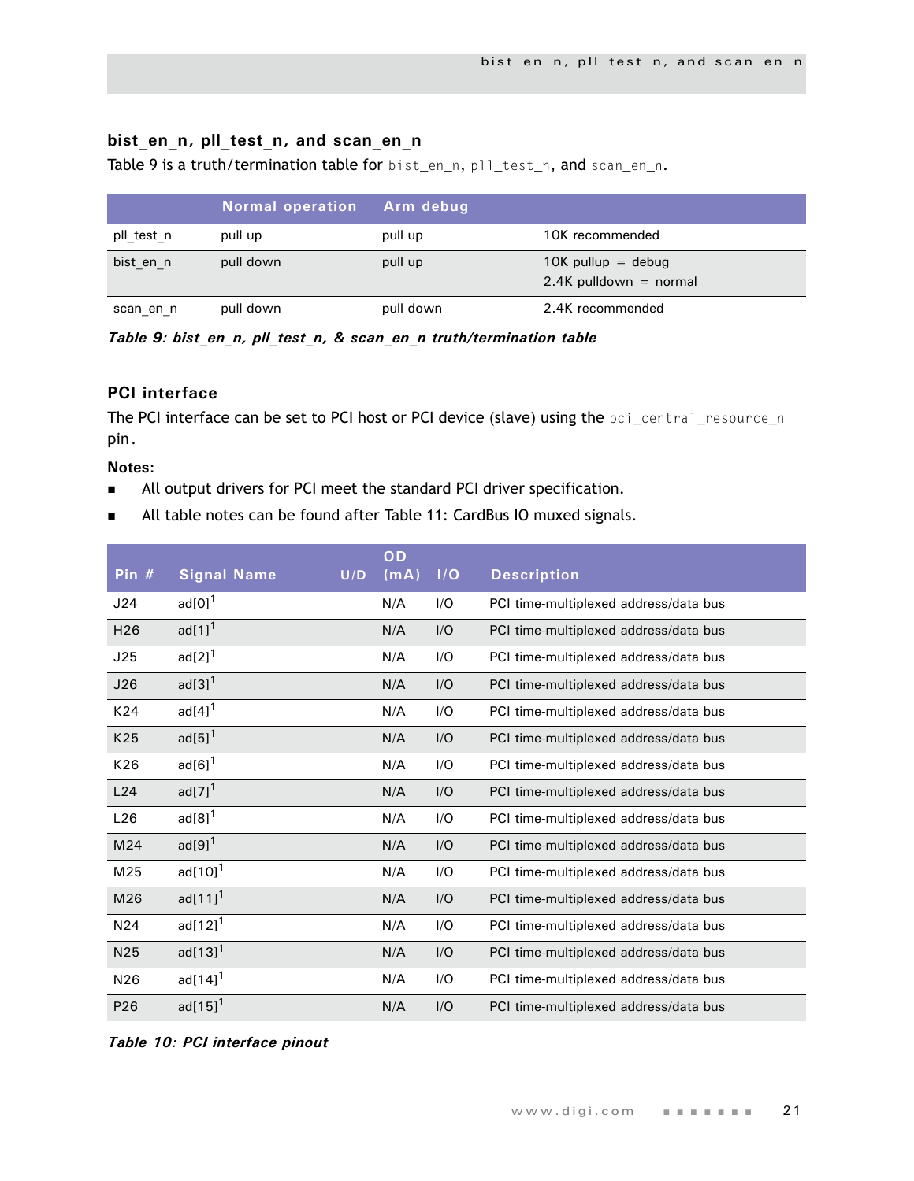## bist_en_n, pll_test_n, and scan_en_n

Table 9 is a truth/termination table for bist_en_n, pll_test_n, and scan_en_n.

| | Normal operation | Arm debug | |
|---|---|---|---|
| pll_test_n | pull up | pull up | 10K recommended |
| bist_en_n | pull down | pull up | 10K pullup = debug<br>2.4K pulldown = normal |
| scan_en_n | pull down | pull down | 2.4K recommended |

***Table 9: bist_en_n, pll_test_n, & scan_en_n truth/termination table***

## PCI interface

The PCI interface can be set to PCI host or PCI device (slave) using the pci_central_resource_n pin.

**Notes:**

- All output drivers for PCI meet the standard PCI driver specification.
- All table notes can be found after Table 11: CardBus IO muxed signals.

| Pin # | Signal Name | U/D | OD (mA) | I/O | Description |
|---|---|---|---|---|---|
| J24 | ad[0][1] | | N/A | I/O | PCI time-multiplexed address/data bus |
| H26 | ad[1][1] | | N/A | I/O | PCI time-multiplexed address/data bus |
| J25 | ad[2][1] | | N/A | I/O | PCI time-multiplexed address/data bus |
| J26 | ad[3][1] | | N/A | I/O | PCI time-multiplexed address/data bus |
| K24 | ad[4][1] | | N/A | I/O | PCI time-multiplexed address/data bus |
| K25 | ad[5][1] | | N/A | I/O | PCI time-multiplexed address/data bus |
| K26 | ad[6][1] | | N/A | I/O | PCI time-multiplexed address/data bus |
| L24 | ad[7][1] | | N/A | I/O | PCI time-multiplexed address/data bus |
| L26 | ad[8][1] | | N/A | I/O | PCI time-multiplexed address/data bus |
| M24 | ad[9][1] | | N/A | I/O | PCI time-multiplexed address/data bus |
| M25 | ad[10][1] | | N/A | I/O | PCI time-multiplexed address/data bus |
| M26 | ad[11][1] | | N/A | I/O | PCI time-multiplexed address/data bus |
| N24 | ad[12][1] | | N/A | I/O | PCI time-multiplexed address/data bus |
| N25 | ad[13][1] | | N/A | I/O | PCI time-multiplexed address/data bus |
| N26 | ad[14][1] | | N/A | I/O | PCI time-multiplexed address/data bus |
| P26 | ad[15][1] | | N/A | I/O | PCI time-multiplexed address/data bus |

***Table 10: PCI interface pinout***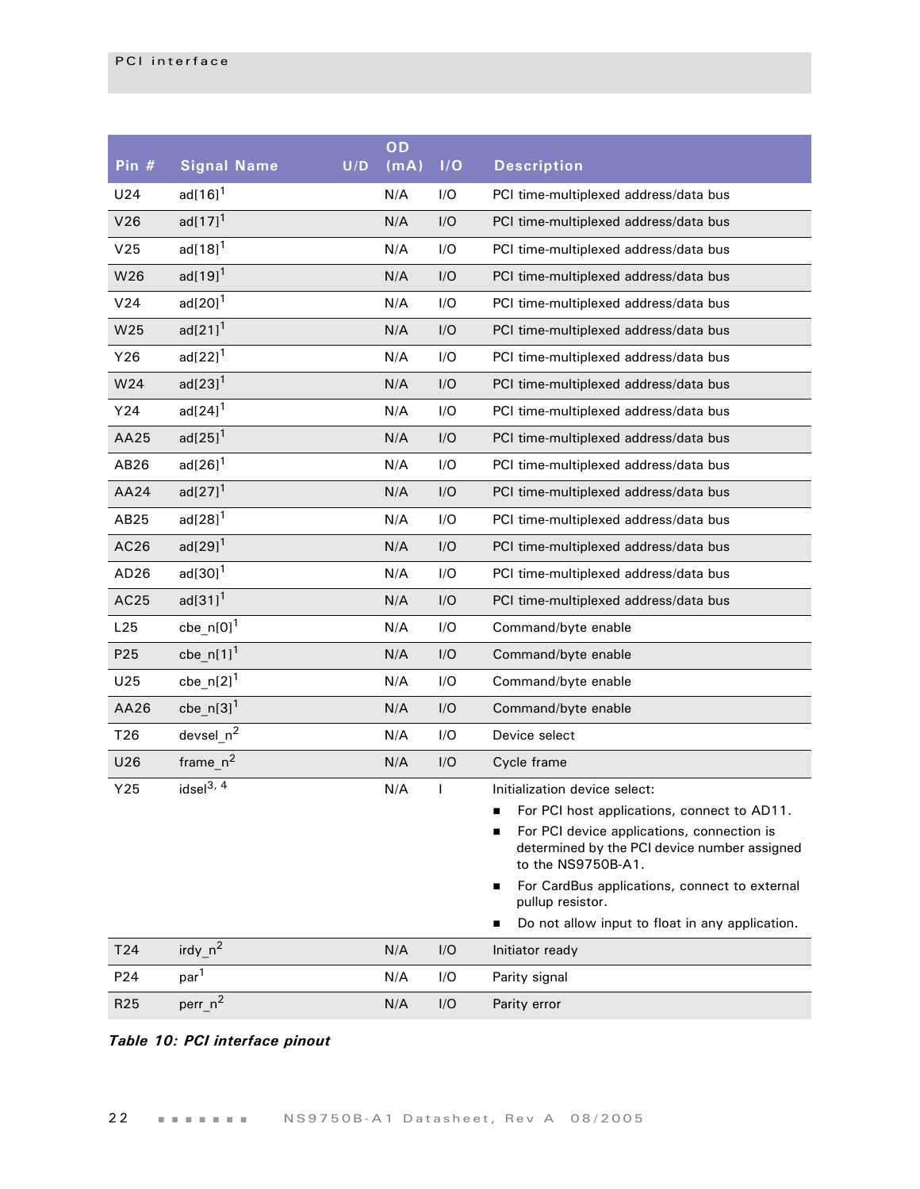| Pin # | Signal Name | U/D | OD (mA) | I/O | Description |
|---|---|---|---|---|---|
| U24 | ad[16][1] | | N/A | I/O | PCI time-multiplexed address/data bus |
| V26 | ad[17][1] | | N/A | I/O | PCI time-multiplexed address/data bus |
| V25 | ad[18][1] | | N/A | I/O | PCI time-multiplexed address/data bus |
| W26 | ad[19][1] | | N/A | I/O | PCI time-multiplexed address/data bus |
| V24 | ad[20][1] | | N/A | I/O | PCI time-multiplexed address/data bus |
| W25 | ad[21][1] | | N/A | I/O | PCI time-multiplexed address/data bus |
| Y26 | ad[22][1] | | N/A | I/O | PCI time-multiplexed address/data bus |
| W24 | ad[23][1] | | N/A | I/O | PCI time-multiplexed address/data bus |
| Y24 | ad[24][1] | | N/A | I/O | PCI time-multiplexed address/data bus |
| AA25 | ad[25][1] | | N/A | I/O | PCI time-multiplexed address/data bus |
| AB26 | ad[26][1] | | N/A | I/O | PCI time-multiplexed address/data bus |
| AA24 | ad[27][1] | | N/A | I/O | PCI time-multiplexed address/data bus |
| AB25 | ad[28][1] | | N/A | I/O | PCI time-multiplexed address/data bus |
| AC26 | ad[29][1] | | N/A | I/O | PCI time-multiplexed address/data bus |
| AD26 | ad[30][1] | | N/A | I/O | PCI time-multiplexed address/data bus |
| AC25 | ad[31][1] | | N/A | I/O | PCI time-multiplexed address/data bus |
| L25 | cbe_n[0][1] | | N/A | I/O | Command/byte enable |
| P25 | cbe_n[1][1] | | N/A | I/O | Command/byte enable |
| U25 | cbe_n[2][1] | | N/A | I/O | Command/byte enable |
| AA26 | cbe_n[3][1] | | N/A | I/O | Command/byte enable |
| T26 | devsel_n[2] | | N/A | I/O | Device select |
| U26 | frame_n[2] | | N/A | I/O | Cycle frame |
| Y25 | idsel[3, 4] | | N/A | I | Initialization device select:<br>■ For PCI host applications, connect to AD11.<br>■ For PCI device applications, connection is determined by the PCI device number assigned to the NS9750B-A1.<br>■ For CardBus applications, connect to external pullup resistor.<br>■ Do not allow input to float in any application. |
| T24 | irdy_n[2] | | N/A | I/O | Initiator ready |
| P24 | par[1] | | N/A | I/O | Parity signal |
| R25 | perr_n[2] | | N/A | I/O | Parity error |

***Table 10: PCI interface pinout***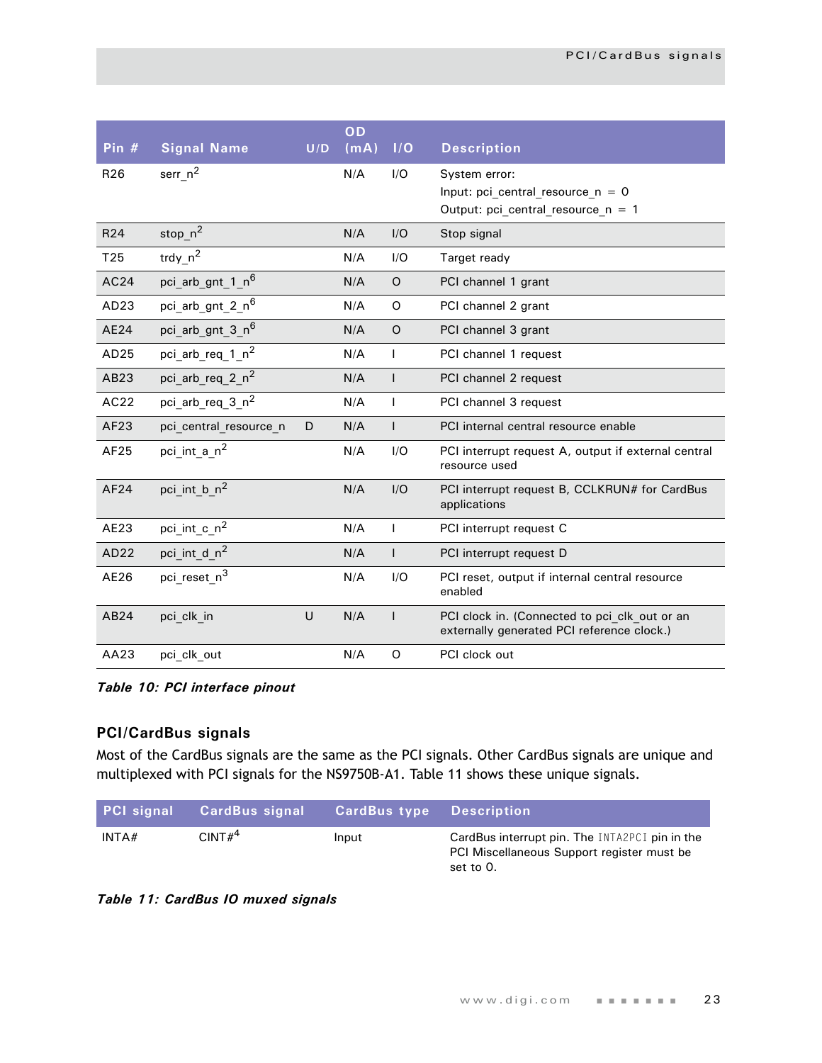| Pin # | Signal Name | U/D | OD (mA) | I/O | Description |
|---|---|---|---|---|---|
| R26 | serr_n[2] | | N/A | I/O | System error:<br>Input: pci_central_resource_n = 0<br>Output: pci_central_resource_n = 1 |
| R24 | stop_n[2] | | N/A | I/O | Stop signal |
| T25 | trdy_n[2] | | N/A | I/O | Target ready |
| AC24 | pci_arb_gnt_1_n[6] | | N/A | O | PCI channel 1 grant |
| AD23 | pci_arb_gnt_2_n[6] | | N/A | O | PCI channel 2 grant |
| AE24 | pci_arb_gnt_3_n[6] | | N/A | O | PCI channel 3 grant |
| AD25 | pci_arb_req_1_n[2] | | N/A | I | PCI channel 1 request |
| AB23 | pci_arb_req_2_n[2] | | N/A | I | PCI channel 2 request |
| AC22 | pci_arb_req_3_n[2] | | N/A | I | PCI channel 3 request |
| AF23 | pci_central_resource_n | D | N/A | I | PCI internal central resource enable |
| AF25 | pci_int_a_n[2] | | N/A | I/O | PCI interrupt request A, output if external central resource used |
| AF24 | pci_int_b_n[2] | | N/A | I/O | PCI interrupt request B, CCLKRUN# for CardBus applications |
| AE23 | pci_int_c_n[2] | | N/A | I | PCI interrupt request C |
| AD22 | pci_int_d_n[2] | | N/A | I | PCI interrupt request D |
| AE26 | pci_reset_n[3] | | N/A | I/O | PCI reset, output if internal central resource enabled |
| AB24 | pci_clk_in | U | N/A | I | PCI clock in. (Connected to pci_clk_out or an externally generated PCI reference clock.) |
| AA23 | pci_clk_out | | N/A | O | PCI clock out |

***Table 10: PCI interface pinout***

### PCI/CardBus signals

Most of the CardBus signals are the same as the PCI signals. Other CardBus signals are unique and multiplexed with PCI signals for the NS9750B-A1. Table 11 shows these unique signals.

| PCI signal | CardBus signal | CardBus type | Description |
|---|---|---|---|
| INTA# | CINT#[4] | Input | CardBus interrupt pin. The INTA2PCI pin in the PCI Miscellaneous Support register must be set to 0. |

***Table 11: CardBus IO muxed signals***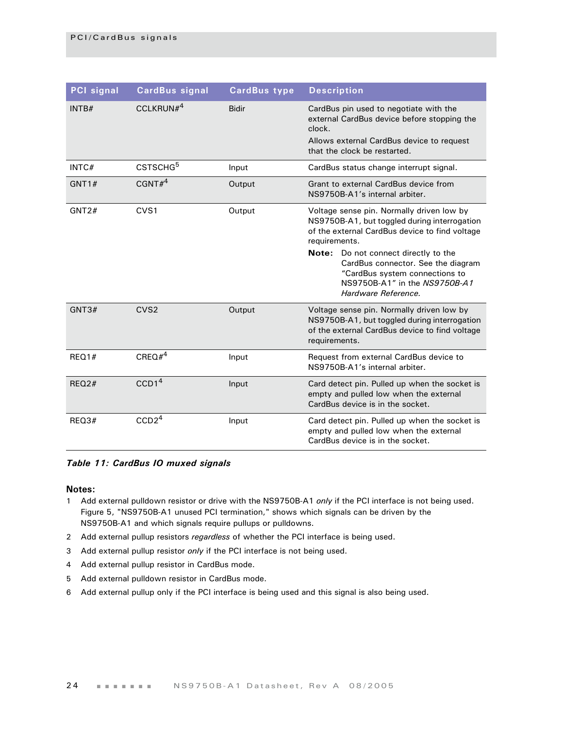| PCI signal | CardBus signal | CardBus type | Description |
|---|---|---|---|
| INTB# | CCLKRUN#[4] | Bidir | CardBus pin used to negotiate with the external CardBus device before stopping the clock.<br>Allows external CardBus device to request that the clock be restarted. |
| INTC# | CSTSCHG[5] | Input | CardBus status change interrupt signal. |
| GNT1# | CGNT#[4] | Output | Grant to external CardBus device from NS9750B-A1's internal arbiter. |
| GNT2# | CVS1 | Output | Voltage sense pin. Normally driven low by NS9750B-A1, but toggled during interrogation of the external CardBus device to find voltage requirements.<br>**Note:** Do not connect directly to the CardBus connector. See the diagram "CardBus system connections to NS9750B-A1" in the *NS9750B-A1 Hardware Reference.* |
| GNT3# | CVS2 | Output | Voltage sense pin. Normally driven low by NS9750B-A1, but toggled during interrogation of the external CardBus device to find voltage requirements. |
| REQ1# | CREQ#[4] | Input | Request from external CardBus device to NS9750B-A1's internal arbiter. |
| REQ2# | CCD1[4] | Input | Card detect pin. Pulled up when the socket is empty and pulled low when the external CardBus device is in the socket. |
| REQ3# | CCD2[4] | Input | Card detect pin. Pulled up when the socket is empty and pulled low when the external CardBus device is in the socket. |

***Table 11: CardBus IO muxed signals***

**Notes:**

1. Add external pulldown resistor or drive with the NS9750B-A1 *only* if the PCI interface is not being used. Figure 5, "NS9750B-A1 unused PCI termination," shows which signals can be driven by the NS9750B-A1 and which signals require pullups or pulldowns.
2. Add external pullup resistors *regardless* of whether the PCI interface is being used.
3. Add external pullup resistor *only* if the PCI interface is not being used.
4. Add external pullup resistor in CardBus mode.
5. Add external pulldown resistor in CardBus mode.
6. Add external pullup only if the PCI interface is being used and this signal is also being used.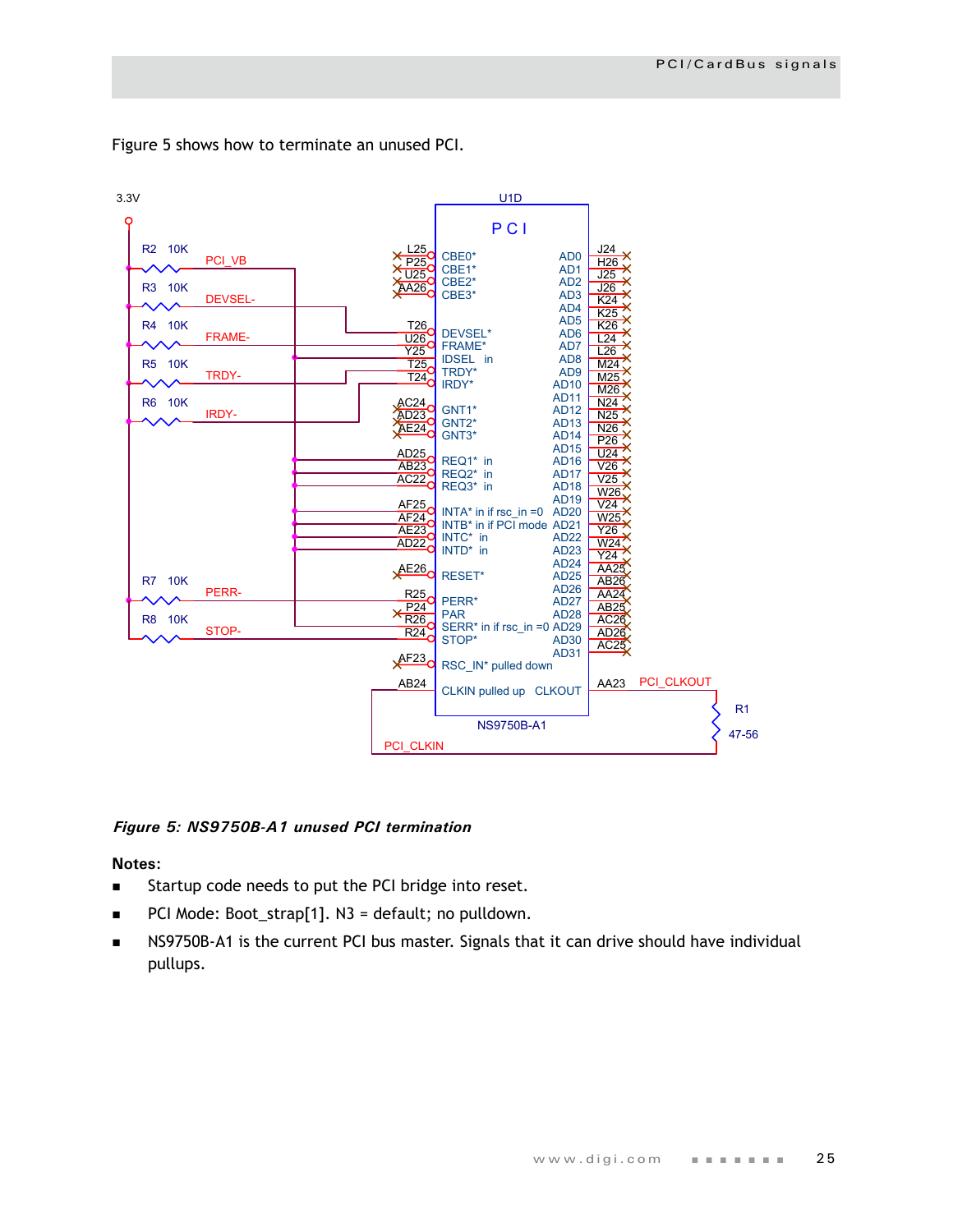Figure 5 shows how to terminate an unused PCI.

*Figure 5: NS9750B-A1 unused PCI termination*

**Notes:**

- Startup code needs to put the PCI bridge into reset.
- PCI Mode: Boot_strap[1]. N3 = default; no pulldown.
- NS9750B-A1 is the current PCI bus master. Signals that it can drive should have individual pullups.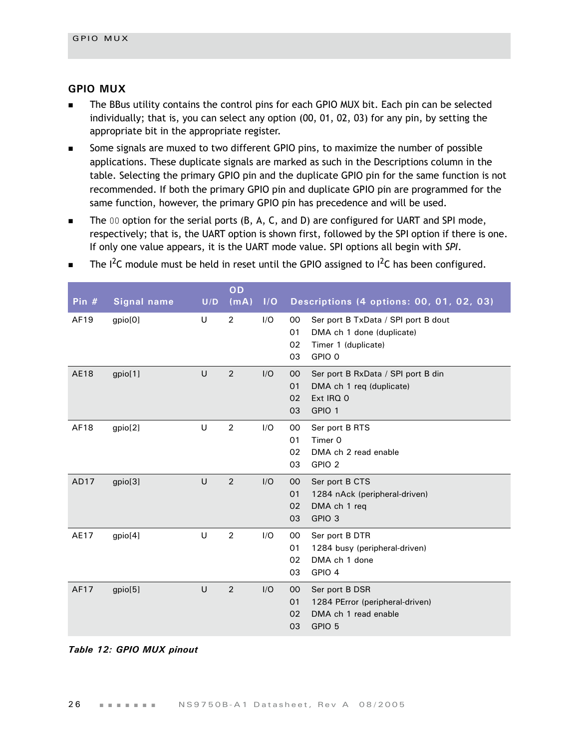## GPIO MUX

- The BBus utility contains the control pins for each GPIO MUX bit. Each pin can be selected individually; that is, you can select any option (00, 01, 02, 03) for any pin, by setting the appropriate bit in the appropriate register.
- Some signals are muxed to two different GPIO pins, to maximize the number of possible applications. These duplicate signals are marked as such in the Descriptions column in the table. Selecting the primary GPIO pin and the duplicate GPIO pin for the same function is not recommended. If both the primary GPIO pin and duplicate GPIO pin are programmed for the same function, however, the primary GPIO pin has precedence and will be used.
- The `00` option for the serial ports (B, A, C, and D) are configured for UART and SPI mode, respectively; that is, the UART option is shown first, followed by the SPI option if there is one. If only one value appears, it is the UART mode value. SPI options all begin with *SPI*.
- The I$^2$C module must be held in reset until the GPIO assigned to I$^2$C has been configured.

| Pin # | Signal name | U/D | OD (mA) | I/O | Descriptions (4 options: 00, 01, 02, 03) |
|---|---|---|---|---|---|
| AF19 | gpio[0] | U | 2 | I/O | 00 Ser port B TxData / SPI port B dout<br>01 DMA ch 1 done (duplicate)<br>02 Timer 1 (duplicate)<br>03 GPIO 0 |
| AE18 | gpio[1] | U | 2 | I/O | 00 Ser port B RxData / SPI port B din<br>01 DMA ch 1 req (duplicate)<br>02 Ext IRQ 0<br>03 GPIO 1 |
| AF18 | gpio[2] | U | 2 | I/O | 00 Ser port B RTS<br>01 Timer 0<br>02 DMA ch 2 read enable<br>03 GPIO 2 |
| AD17 | gpio[3] | U | 2 | I/O | 00 Ser port B CTS<br>01 1284 nAck (peripheral-driven)<br>02 DMA ch 1 req<br>03 GPIO 3 |
| AE17 | gpio[4] | U | 2 | I/O | 00 Ser port B DTR<br>01 1284 busy (peripheral-driven)<br>02 DMA ch 1 done<br>03 GPIO 4 |
| AF17 | gpio[5] | U | 2 | I/O | 00 Ser port B DSR<br>01 1284 PError (peripheral-driven)<br>02 DMA ch 1 read enable<br>03 GPIO 5 |

*Table 12: GPIO MUX pinout*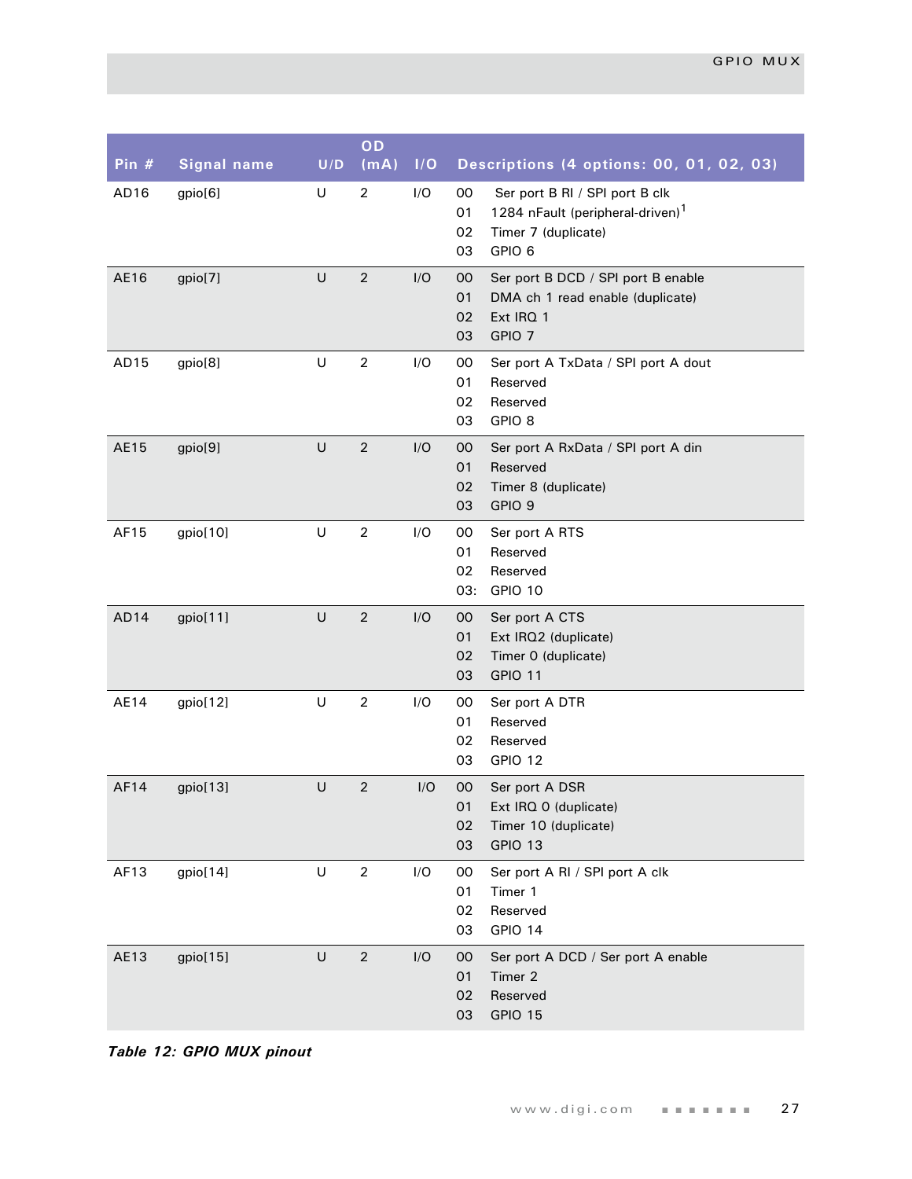| Pin # | Signal name | U/D | OD (mA) | I/O | Descriptions (4 options: 00, 01, 02, 03) |
|---|---|---|---|---|---|
| AD16 | gpio[6] | U | 2 | I/O | 00 Ser port B RI / SPI port B clk<br>01 1284 nFault (peripheral-driven)[1]<br>02 Timer 7 (duplicate)<br>03 GPIO 6 |
| AE16 | gpio[7] | U | 2 | I/O | 00 Ser port B DCD / SPI port B enable<br>01 DMA ch 1 read enable (duplicate)<br>02 Ext IRQ 1<br>03 GPIO 7 |
| AD15 | gpio[8] | U | 2 | I/O | 00 Ser port A TxData / SPI port A dout<br>01 Reserved<br>02 Reserved<br>03 GPIO 8 |
| AE15 | gpio[9] | U | 2 | I/O | 00 Ser port A RxData / SPI port A din<br>01 Reserved<br>02 Timer 8 (duplicate)<br>03 GPIO 9 |
| AF15 | gpio[10] | U | 2 | I/O | 00 Ser port A RTS<br>01 Reserved<br>02 Reserved<br>03: GPIO 10 |
| AD14 | gpio[11] | U | 2 | I/O | 00 Ser port A CTS<br>01 Ext IRQ2 (duplicate)<br>02 Timer 0 (duplicate)<br>03 GPIO 11 |
| AE14 | gpio[12] | U | 2 | I/O | 00 Ser port A DTR<br>01 Reserved<br>02 Reserved<br>03 GPIO 12 |
| AF14 | gpio[13] | U | 2 | I/O | 00 Ser port A DSR<br>01 Ext IRQ 0 (duplicate)<br>02 Timer 10 (duplicate)<br>03 GPIO 13 |
| AF13 | gpio[14] | U | 2 | I/O | 00 Ser port A RI / SPI port A clk<br>01 Timer 1<br>02 Reserved<br>03 GPIO 14 |
| AE13 | gpio[15] | U | 2 | I/O | 00 Ser port A DCD / Ser port A enable<br>01 Timer 2<br>02 Reserved<br>03 GPIO 15 |

***Table 12: GPIO MUX pinout***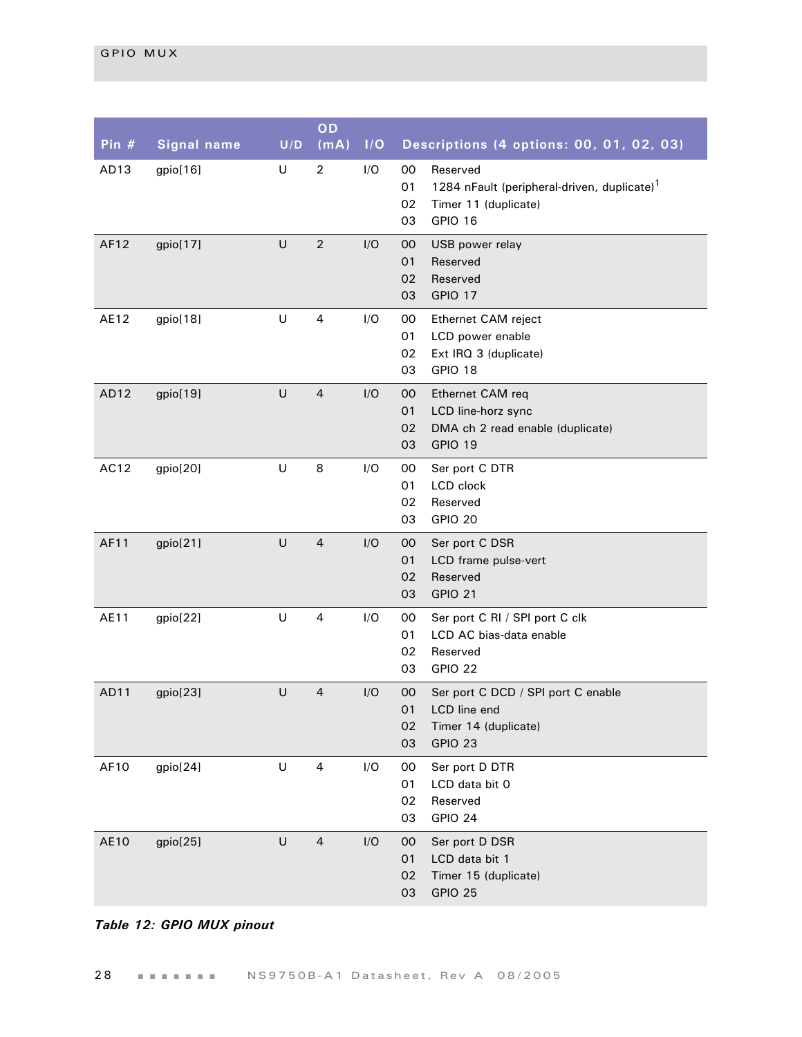| Pin # | Signal name | U/D | OD (mA) | I/O | Descriptions (4 options: 00, 01, 02, 03) |
|---|---|---|---|---|---|
| AD13 | gpio[16] | U | 2 | I/O | 00 Reserved<br>01 1284 nFault (peripheral-driven, duplicate)[1]<br>02 Timer 11 (duplicate)<br>03 GPIO 16 |
| AF12 | gpio[17] | U | 2 | I/O | 00 USB power relay<br>01 Reserved<br>02 Reserved<br>03 GPIO 17 |
| AE12 | gpio[18] | U | 4 | I/O | 00 Ethernet CAM reject<br>01 LCD power enable<br>02 Ext IRQ 3 (duplicate)<br>03 GPIO 18 |
| AD12 | gpio[19] | U | 4 | I/O | 00 Ethernet CAM req<br>01 LCD line-horz sync<br>02 DMA ch 2 read enable (duplicate)<br>03 GPIO 19 |
| AC12 | gpio[20] | U | 8 | I/O | 00 Ser port C DTR<br>01 LCD clock<br>02 Reserved<br>03 GPIO 20 |
| AF11 | gpio[21] | U | 4 | I/O | 00 Ser port C DSR<br>01 LCD frame pulse-vert<br>02 Reserved<br>03 GPIO 21 |
| AE11 | gpio[22] | U | 4 | I/O | 00 Ser port C RI / SPI port C clk<br>01 LCD AC bias-data enable<br>02 Reserved<br>03 GPIO 22 |
| AD11 | gpio[23] | U | 4 | I/O | 00 Ser port C DCD / SPI port C enable<br>01 LCD line end<br>02 Timer 14 (duplicate)<br>03 GPIO 23 |
| AF10 | gpio[24] | U | 4 | I/O | 00 Ser port D DTR<br>01 LCD data bit 0<br>02 Reserved<br>03 GPIO 24 |
| AE10 | gpio[25] | U | 4 | I/O | 00 Ser port D DSR<br>01 LCD data bit 1<br>02 Timer 15 (duplicate)<br>03 GPIO 25 |

*Table 12: GPIO MUX pinout*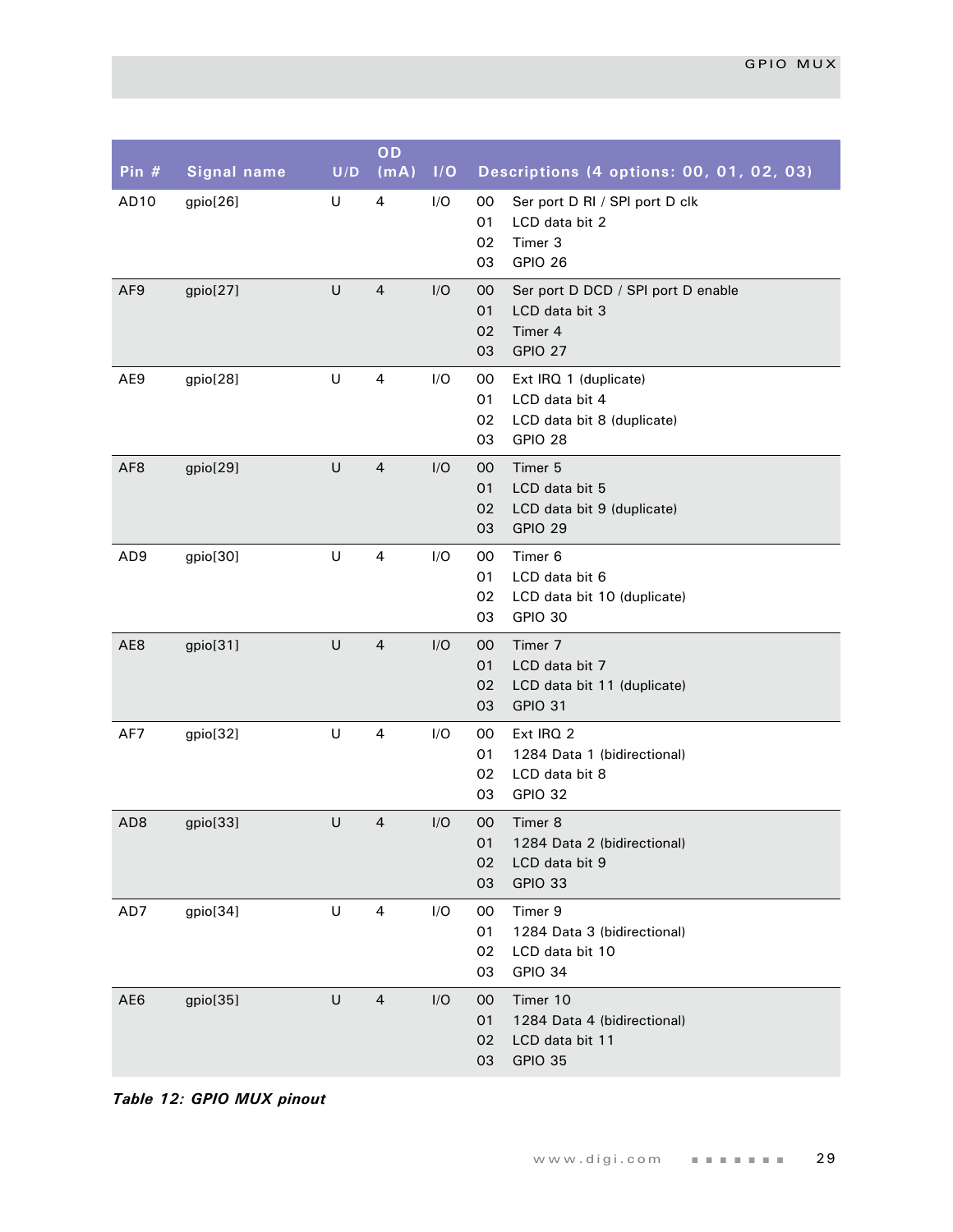| Pin # | Signal name | U/D | OD (mA) | I/O | Descriptions (4 options: 00, 01, 02, 03) |
|---|---|---|---|---|---|
| AD10 | gpio[26] | U | 4 | I/O | 00 Ser port D RI / SPI port D clk<br>01 LCD data bit 2<br>02 Timer 3<br>03 GPIO 26 |
| AF9 | gpio[27] | U | 4 | I/O | 00 Ser port D DCD / SPI port D enable<br>01 LCD data bit 3<br>02 Timer 4<br>03 GPIO 27 |
| AE9 | gpio[28] | U | 4 | I/O | 00 Ext IRQ 1 (duplicate)<br>01 LCD data bit 4<br>02 LCD data bit 8 (duplicate)<br>03 GPIO 28 |
| AF8 | gpio[29] | U | 4 | I/O | 00 Timer 5<br>01 LCD data bit 5<br>02 LCD data bit 9 (duplicate)<br>03 GPIO 29 |
| AD9 | gpio[30] | U | 4 | I/O | 00 Timer 6<br>01 LCD data bit 6<br>02 LCD data bit 10 (duplicate)<br>03 GPIO 30 |
| AE8 | gpio[31] | U | 4 | I/O | 00 Timer 7<br>01 LCD data bit 7<br>02 LCD data bit 11 (duplicate)<br>03 GPIO 31 |
| AF7 | gpio[32] | U | 4 | I/O | 00 Ext IRQ 2<br>01 1284 Data 1 (bidirectional)<br>02 LCD data bit 8<br>03 GPIO 32 |
| AD8 | gpio[33] | U | 4 | I/O | 00 Timer 8<br>01 1284 Data 2 (bidirectional)<br>02 LCD data bit 9<br>03 GPIO 33 |
| AD7 | gpio[34] | U | 4 | I/O | 00 Timer 9<br>01 1284 Data 3 (bidirectional)<br>02 LCD data bit 10<br>03 GPIO 34 |
| AE6 | gpio[35] | U | 4 | I/O | 00 Timer 10<br>01 1284 Data 4 (bidirectional)<br>02 LCD data bit 11<br>03 GPIO 35 |

***Table 12: GPIO MUX pinout***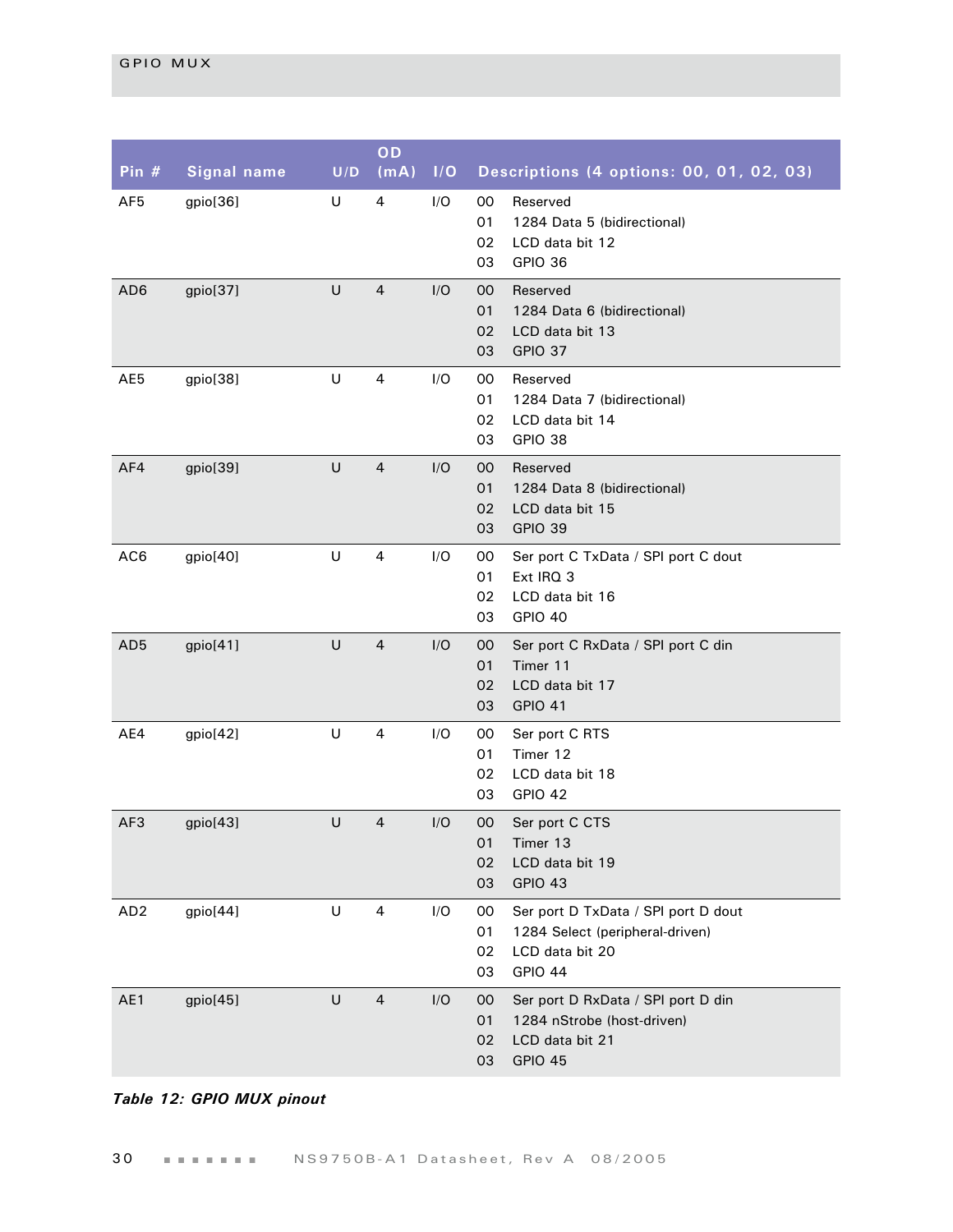| Pin # | Signal name | U/D | OD (mA) | I/O | Descriptions (4 options: 00, 01, 02, 03) |
|---|---|---|---|---|---|
| AF5 | gpio[36] | U | 4 | I/O | 00 Reserved<br>01 1284 Data 5 (bidirectional)<br>02 LCD data bit 12<br>03 GPIO 36 |
| AD6 | gpio[37] | U | 4 | I/O | 00 Reserved<br>01 1284 Data 6 (bidirectional)<br>02 LCD data bit 13<br>03 GPIO 37 |
| AE5 | gpio[38] | U | 4 | I/O | 00 Reserved<br>01 1284 Data 7 (bidirectional)<br>02 LCD data bit 14<br>03 GPIO 38 |
| AF4 | gpio[39] | U | 4 | I/O | 00 Reserved<br>01 1284 Data 8 (bidirectional)<br>02 LCD data bit 15<br>03 GPIO 39 |
| AC6 | gpio[40] | U | 4 | I/O | 00 Ser port C TxData / SPI port C dout<br>01 Ext IRQ 3<br>02 LCD data bit 16<br>03 GPIO 40 |
| AD5 | gpio[41] | U | 4 | I/O | 00 Ser port C RxData / SPI port C din<br>01 Timer 11<br>02 LCD data bit 17<br>03 GPIO 41 |
| AE4 | gpio[42] | U | 4 | I/O | 00 Ser port C RTS<br>01 Timer 12<br>02 LCD data bit 18<br>03 GPIO 42 |
| AF3 | gpio[43] | U | 4 | I/O | 00 Ser port C CTS<br>01 Timer 13<br>02 LCD data bit 19<br>03 GPIO 43 |
| AD2 | gpio[44] | U | 4 | I/O | 00 Ser port D TxData / SPI port D dout<br>01 1284 Select (peripheral-driven)<br>02 LCD data bit 20<br>03 GPIO 44 |
| AE1 | gpio[45] | U | 4 | I/O | 00 Ser port D RxData / SPI port D din<br>01 1284 nStrobe (host-driven)<br>02 LCD data bit 21<br>03 GPIO 45 |

*Table 12: GPIO MUX pinout*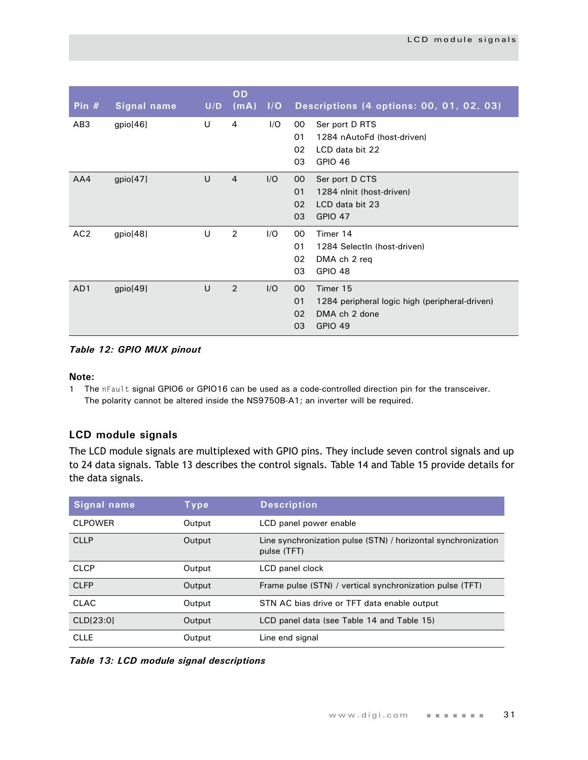| Pin # | Signal name | U/D | OD (mA) | I/O | Descriptions (4 options: 00, 01, 02, 03) |
|---|---|---|---|---|---|
| AB3 | gpio[46] | U | 4 | I/O | 00 Ser port D RTS<br>01 1284 nAutoFd (host-driven)<br>02 LCD data bit 22<br>03 GPIO 46 |
| AA4 | gpio[47] | U | 4 | I/O | 00 Ser port D CTS<br>01 1284 nInit (host-driven)<br>02 LCD data bit 23<br>03 GPIO 47 |
| AC2 | gpio[48] | U | 2 | I/O | 00 Timer 14<br>01 1284 SelectIn (host-driven)<br>02 DMA ch 2 req<br>03 GPIO 48 |
| AD1 | gpio[49] | U | 2 | I/O | 00 Timer 15<br>01 1284 peripheral logic high (peripheral-driven)<br>02 DMA ch 2 done<br>03 GPIO 49 |

*Table 12: GPIO MUX pinout*

**Note:**

1 The nFault signal GPIO6 or GPIO16 can be used as a code-controlled direction pin for the transceiver. The polarity cannot be altered inside the NS9750B-A1; an inverter will be required.

### LCD module signals

The LCD module signals are multiplexed with GPIO pins. They include seven control signals and up to 24 data signals. Table 13 describes the control signals. Table 14 and Table 15 provide details for the data signals.

| Signal name | Type | Description |
|---|---|---|
| CLPOWER | Output | LCD panel power enable |
| CLLP | Output | Line synchronization pulse (STN) / horizontal synchronization pulse (TFT) |
| CLCP | Output | LCD panel clock |
| CLFP | Output | Frame pulse (STN) / vertical synchronization pulse (TFT) |
| CLAC | Output | STN AC bias drive or TFT data enable output |
| CLD[23:0] | Output | LCD panel data (see Table 14 and Table 15) |
| CLLE | Output | Line end signal |

*Table 13: LCD module signal descriptions*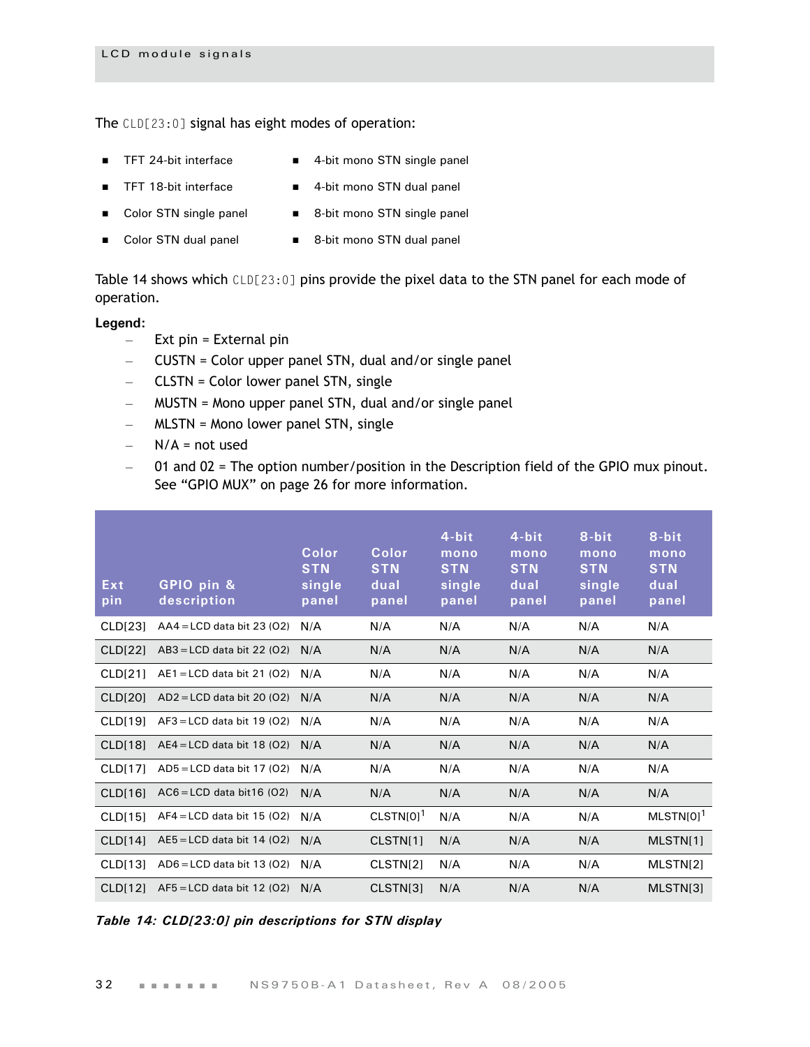The `CLD[23:0]` signal has eight modes of operation:

- TFT 24-bit interface
- TFT 18-bit interface
- Color STN single panel
- Color STN dual panel
- 4-bit mono STN single panel
- 4-bit mono STN dual panel
- 8-bit mono STN single panel
- 8-bit mono STN dual panel

Table 14 shows which `CLD[23:0]` pins provide the pixel data to the STN panel for each mode of operation.

**Legend:**

- Ext pin = External pin
- CUSTN = Color upper panel STN, dual and/or single panel
- CLSTN = Color lower panel STN, single
- MUSTN = Mono upper panel STN, dual and/or single panel
- MLSTN = Mono lower panel STN, single
- N/A = not used
- 01 and 02 = The option number/position in the Description field of the GPIO mux pinout. See "GPIO MUX" on page 26 for more information.

| Ext pin | GPIO pin & description | Color STN single panel | Color STN dual panel | 4-bit mono STN single panel | 4-bit mono STN dual panel | 8-bit mono STN single panel | 8-bit mono STN dual panel |
|---|---|---|---|---|---|---|---|
| CLD[23] | AA4 = LCD data bit 23 (O2) | N/A | N/A | N/A | N/A | N/A | N/A |
| CLD[22] | AB3 = LCD data bit 22 (O2) | N/A | N/A | N/A | N/A | N/A | N/A |
| CLD[21] | AE1 = LCD data bit 21 (O2) | N/A | N/A | N/A | N/A | N/A | N/A |
| CLD[20] | AD2 = LCD data bit 20 (O2) | N/A | N/A | N/A | N/A | N/A | N/A |
| CLD[19] | AF3 = LCD data bit 19 (O2) | N/A | N/A | N/A | N/A | N/A | N/A |
| CLD[18] | AE4 = LCD data bit 18 (O2) | N/A | N/A | N/A | N/A | N/A | N/A |
| CLD[17] | AD5 = LCD data bit 17 (O2) | N/A | N/A | N/A | N/A | N/A | N/A |
| CLD[16] | AC6 = LCD data bit16 (O2) | N/A | N/A | N/A | N/A | N/A | N/A |
| CLD[15] | AF4 = LCD data bit 15 (O2) | N/A | CLSTN[0][1] | N/A | N/A | N/A | MLSTN[0][1] |
| CLD[14] | AE5 = LCD data bit 14 (O2) | N/A | CLSTN[1] | N/A | N/A | N/A | MLSTN[1] |
| CLD[13] | AD6 = LCD data bit 13 (O2) | N/A | CLSTN[2] | N/A | N/A | N/A | MLSTN[2] |
| CLD[12] | AF5 = LCD data bit 12 (O2) | N/A | CLSTN[3] | N/A | N/A | N/A | MLSTN[3] |

*Table 14: CLD[23:0] pin descriptions for STN display*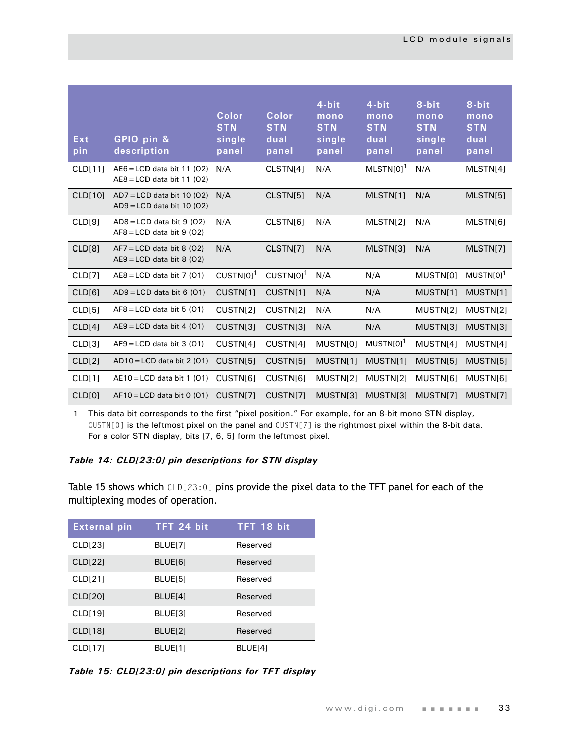| Ext pin | GPIO pin & description | Color STN single panel | Color STN dual panel | 4-bit mono STN single panel | 4-bit mono STN dual panel | 8-bit mono STN single panel | 8-bit mono STN dual panel |
|---|---|---|---|---|---|---|---|
| CLD[11] | AE6 = LCD data bit 11 (O2)<br>AE8 = LCD data bit 11 (O2) | N/A | CLSTN[4] | N/A | MLSTN[0][1] | N/A | MLSTN[4] |
| CLD[10] | AD7 = LCD data bit 10 (O2)<br>AD9 = LCD data bit 10 (O2) | N/A | CLSTN[5] | N/A | MLSTN[1] | N/A | MLSTN[5] |
| CLD[9] | AD8 = LCD data bit 9 (O2)<br>AF8 = LCD data bit 9 (O2) | N/A | CLSTN[6] | N/A | MLSTN[2] | N/A | MLSTN[6] |
| CLD[8] | AF7 = LCD data bit 8 (O2)<br>AE9 = LCD data bit 8 (O2) | N/A | CLSTN[7] | N/A | MLSTN[3] | N/A | MLSTN[7] |
| CLD[7] | AE8 = LCD data bit 7 (O1) | CUSTN[0][1] | CUSTN[0][1] | N/A | N/A | MUSTN[0] | MUSTN[0][1] |
| CLD[6] | AD9 = LCD data bit 6 (O1) | CUSTN[1] | CUSTN[1] | N/A | N/A | MUSTN[1] | MUSTN[1] |
| CLD[5] | AF8 = LCD data bit 5 (O1) | CUSTN[2] | CUSTN[2] | N/A | N/A | MUSTN[2] | MUSTN[2] |
| CLD[4] | AE9 = LCD data bit 4 (O1) | CUSTN[3] | CUSTN[3] | N/A | N/A | MUSTN[3] | MUSTN[3] |
| CLD[3] | AF9 = LCD data bit 3 (O1) | CUSTN[4] | CUSTN[4] | MUSTN[0] | MUSTN[0][1] | MUSTN[4] | MUSTN[4] |
| CLD[2] | AD10 = LCD data bit 2 (O1) | CUSTN[5] | CUSTN[5] | MUSTN[1] | MUSTN[1] | MUSTN[5] | MUSTN[5] |
| CLD[1] | AE10 = LCD data bit 1 (O1) | CUSTN[6] | CUSTN[6] | MUSTN[2] | MUSTN[2] | MUSTN[6] | MUSTN[6] |
| CLD[0] | AF10 = LCD data bit 0 (O1) | CUSTN[7] | CUSTN[7] | MUSTN[3] | MUSTN[3] | MUSTN[7] | MUSTN[7] |

1 This data bit corresponds to the first "pixel position." For example, for an 8-bit mono STN display, `CUSTN[0]` is the leftmost pixel on the panel and `CUSTN[7]` is the rightmost pixel within the 8-bit data. For a color STN display, bits [7, 6, 5] form the leftmost pixel.

***Table 14: CLD[23:0] pin descriptions for STN display***

Table 15 shows which `CLD[23:0]` pins provide the pixel data to the TFT panel for each of the multiplexing modes of operation.

| External pin | TFT 24 bit | TFT 18 bit |
|---|---|---|
| CLD[23] | BLUE[7] | Reserved |
| CLD[22] | BLUE[6] | Reserved |
| CLD[21] | BLUE[5] | Reserved |
| CLD[20] | BLUE[4] | Reserved |
| CLD[19] | BLUE[3] | Reserved |
| CLD[18] | BLUE[2] | Reserved |
| CLD[17] | BLUE[1] | BLUE[4] |

***Table 15: CLD[23:0] pin descriptions for TFT display***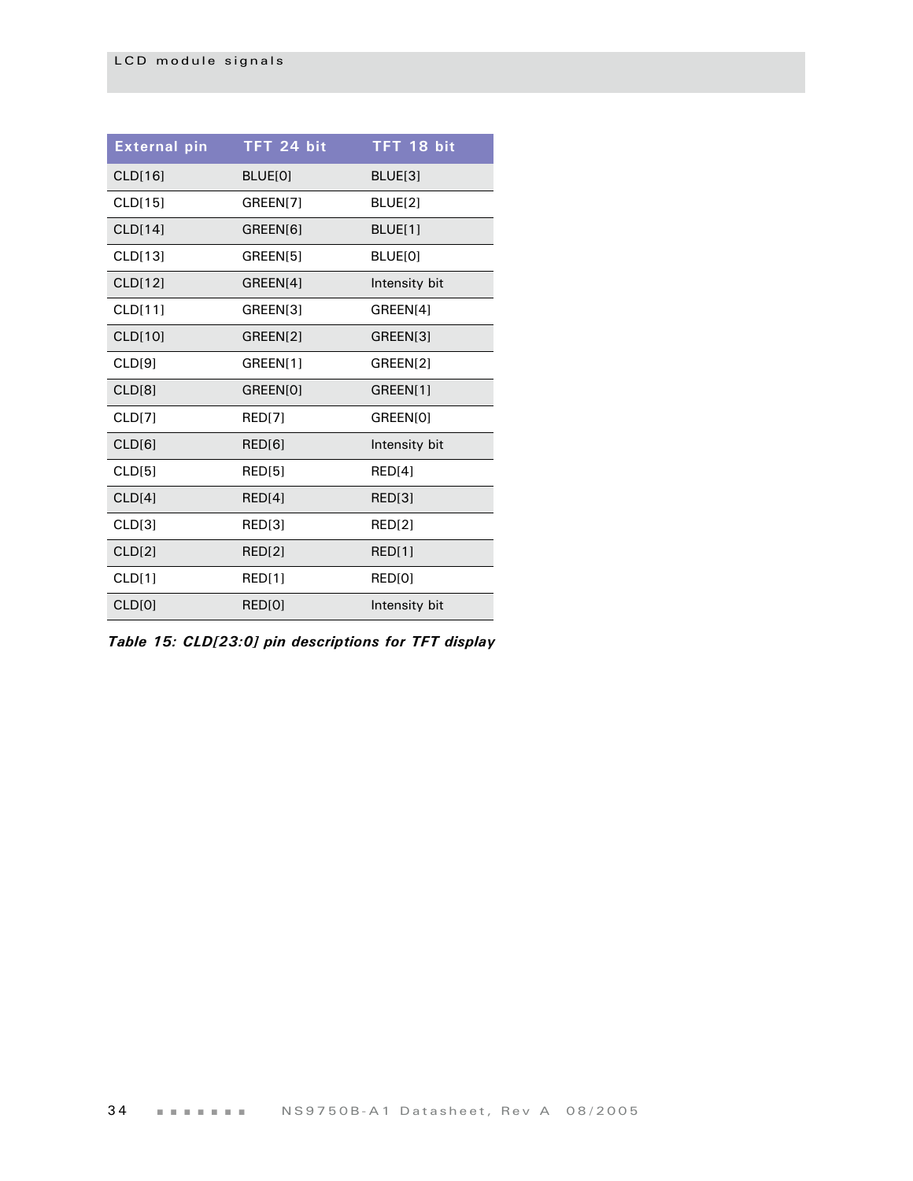| External pin | TFT 24 bit | TFT 18 bit |
|---|---|---|
| CLD[16] | BLUE[0] | BLUE[3] |
| CLD[15] | GREEN[7] | BLUE[2] |
| CLD[14] | GREEN[6] | BLUE[1] |
| CLD[13] | GREEN[5] | BLUE[0] |
| CLD[12] | GREEN[4] | Intensity bit |
| CLD[11] | GREEN[3] | GREEN[4] |
| CLD[10] | GREEN[2] | GREEN[3] |
| CLD[9] | GREEN[1] | GREEN[2] |
| CLD[8] | GREEN[0] | GREEN[1] |
| CLD[7] | RED[7] | GREEN[0] |
| CLD[6] | RED[6] | Intensity bit |
| CLD[5] | RED[5] | RED[4] |
| CLD[4] | RED[4] | RED[3] |
| CLD[3] | RED[3] | RED[2] |
| CLD[2] | RED[2] | RED[1] |
| CLD[1] | RED[1] | RED[0] |
| CLD[0] | RED[0] | Intensity bit |

***Table 15: CLD[23:0] pin descriptions for TFT display***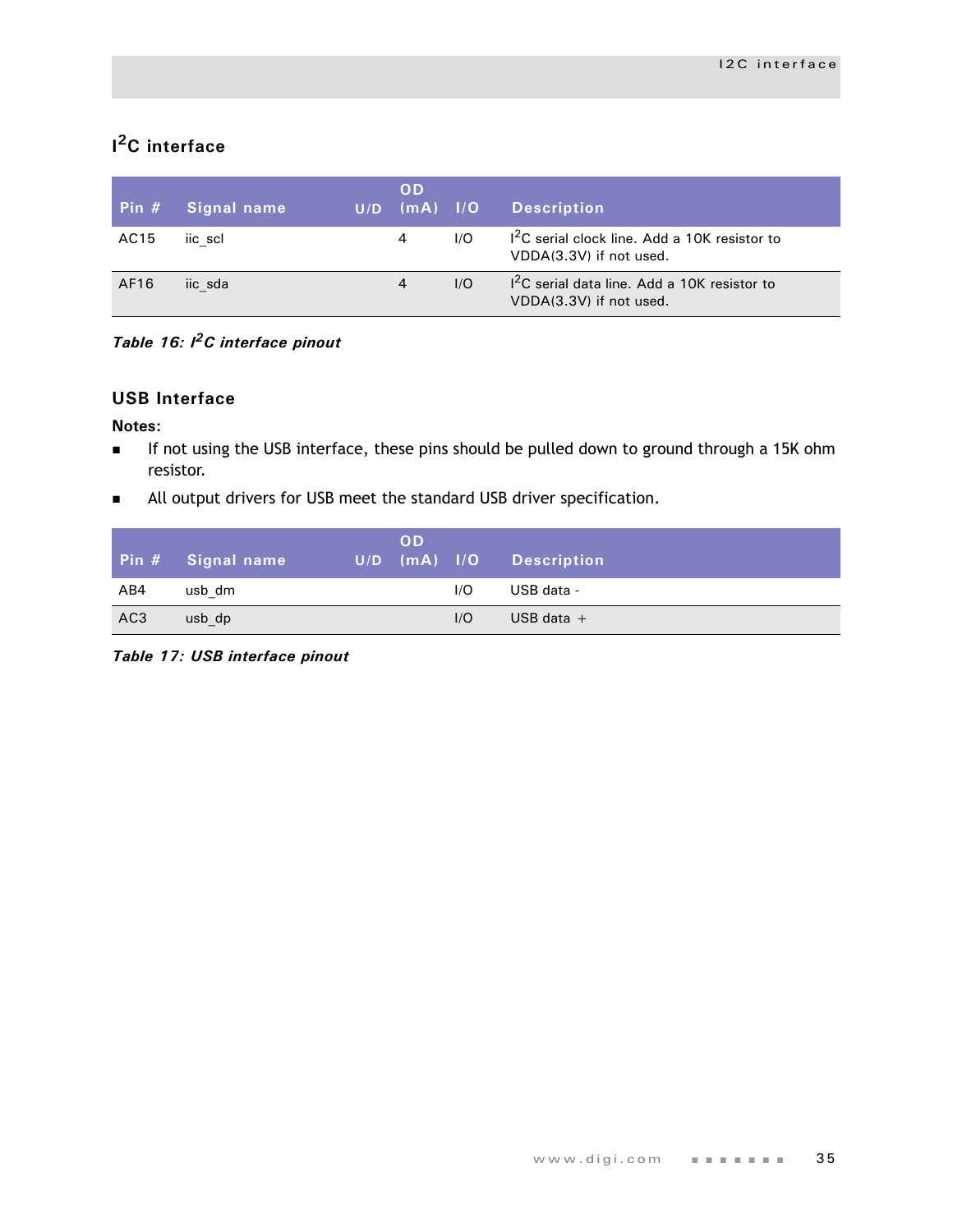## $I^2C$ interface

| Pin # | Signal name | U/D | OD (mA) | I/O | Description |
|---|---|---|---|---|---|
| AC15 | iic_scl | | 4 | I/O | $I^2C$ serial clock line. Add a 10K resistor to VDDA(3.3V) if not used. |
| AF16 | iic_sda | | 4 | I/O | $I^2C$ serial data line. Add a 10K resistor to VDDA(3.3V) if not used. |

*Table 16: $I^2C$ interface pinout*

## USB Interface

**Notes:**

- If not using the USB interface, these pins should be pulled down to ground through a 15K ohm resistor.
- All output drivers for USB meet the standard USB driver specification.

| Pin # | Signal name | U/D | OD (mA) | I/O | Description |
|---|---|---|---|---|---|
| AB4 | usb_dm | | | I/O | USB data - |
| AC3 | usb_dp | | | I/O | USB data + |

*Table 17: USB interface pinout*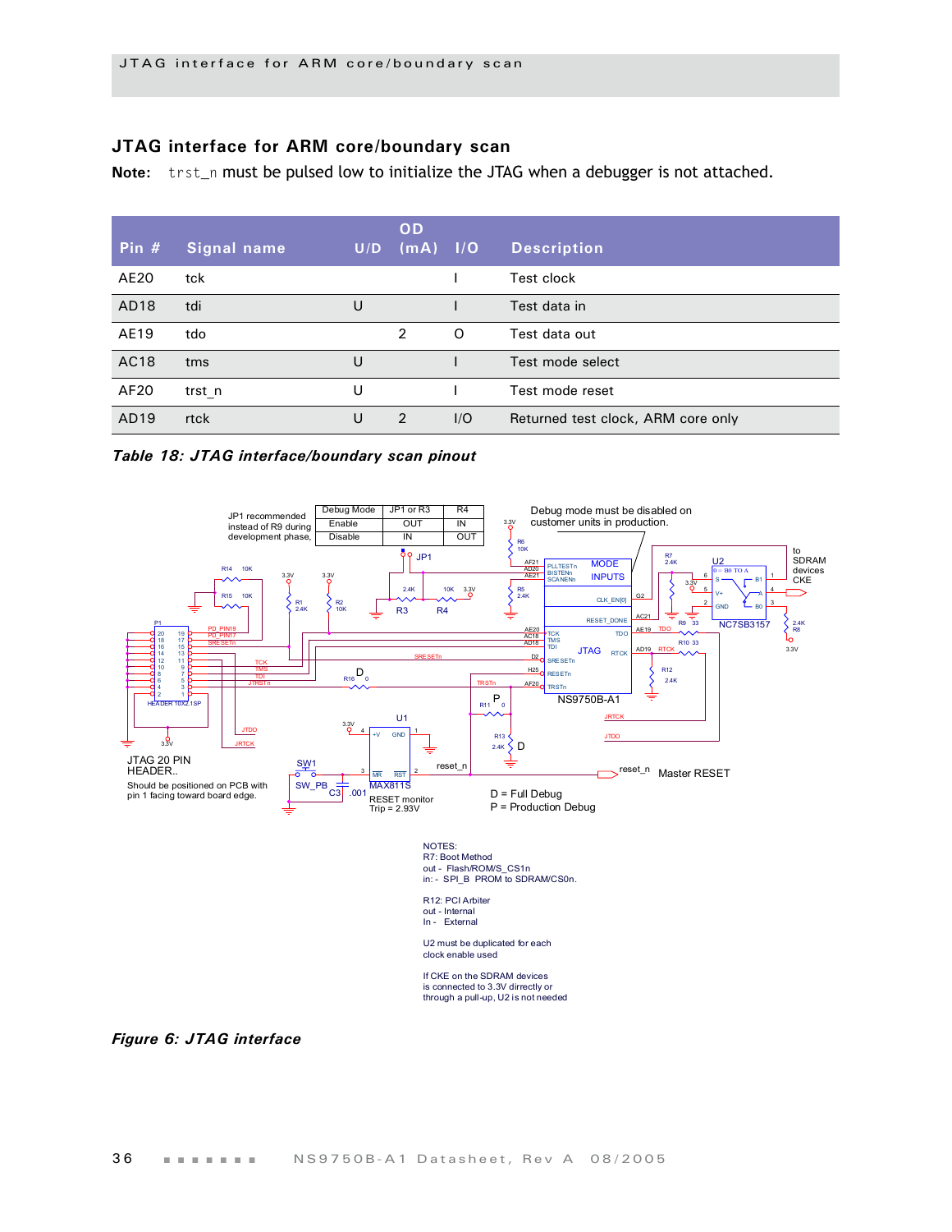## JTAG interface for ARM core/boundary scan

**Note:** `trst_n` must be pulsed low to initialize the JTAG when a debugger is not attached.

| Pin # | Signal name | U/D | OD (mA) | I/O | Description |
|---|---|---|---|---|---|
| AE20 | tck | | | I | Test clock |
| AD18 | tdi | U | | I | Test data in |
| AE19 | tdo | | 2 | O | Test data out |
| AC18 | tms | U | | I | Test mode select |
| AF20 | trst_n | U | | I | Test mode reset |
| AD19 | rtck | U | 2 | I/O | Returned test clock, ARM core only |

*Table 18: JTAG interface/boundary scan pinout*

JP1 recommended instead of R9 during development phase.

| Debug Mode | JP1 or R3 | R4 |
|---|---|---|
| Enable | OUT | IN |
| Disable | IN | OUT |

Debug mode must be disabled on customer units in production.

JTAG 20 PIN HEADER.. Should be positioned on PCB with pin 1 facing toward board edge.

RESET monitor Trip = 2.93V

D = Full Debug
P = Production Debug

Master RESET

to SDRAM devices CKE

NOTES:
R7: Boot Method
out - Flash/ROM/S_CS1n
in: - SPI_B PROM to SDRAM/CS0n.

R12: PCI Arbiter
out - Internal
In - External

U2 must be duplicated for each clock enable used

If CKE on the SDRAM devices is connected to 3.3V directly or through a pull-up, U2 is not needed

*Figure 6: JTAG interface*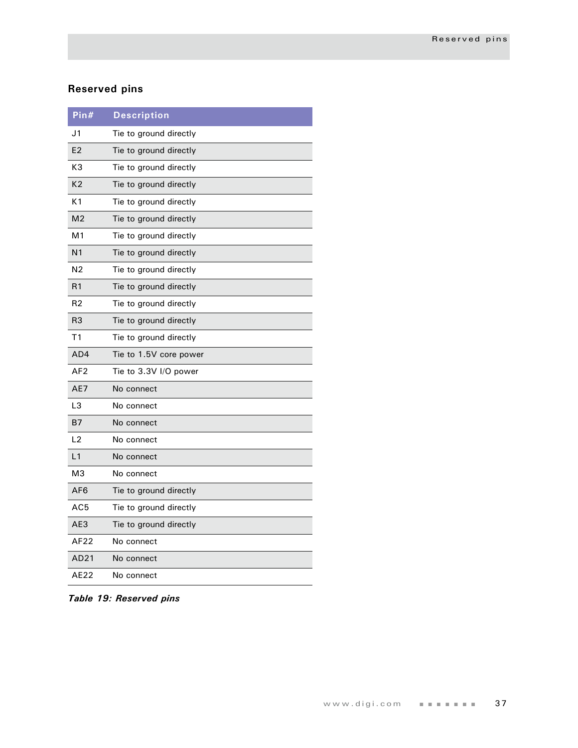## Reserved pins

| Pin# | Description |
|---|---|
| J1 | Tie to ground directly |
| E2 | Tie to ground directly |
| K3 | Tie to ground directly |
| K2 | Tie to ground directly |
| K1 | Tie to ground directly |
| M2 | Tie to ground directly |
| M1 | Tie to ground directly |
| N1 | Tie to ground directly |
| N2 | Tie to ground directly |
| R1 | Tie to ground directly |
| R2 | Tie to ground directly |
| R3 | Tie to ground directly |
| T1 | Tie to ground directly |
| AD4 | Tie to 1.5V core power |
| AF2 | Tie to 3.3V I/O power |
| AE7 | No connect |
| L3 | No connect |
| B7 | No connect |
| L2 | No connect |
| L1 | No connect |
| M3 | No connect |
| AF6 | Tie to ground directly |
| AC5 | Tie to ground directly |
| AE3 | Tie to ground directly |
| AF22 | No connect |
| AD21 | No connect |
| AE22 | No connect |

***Table 19: Reserved pins***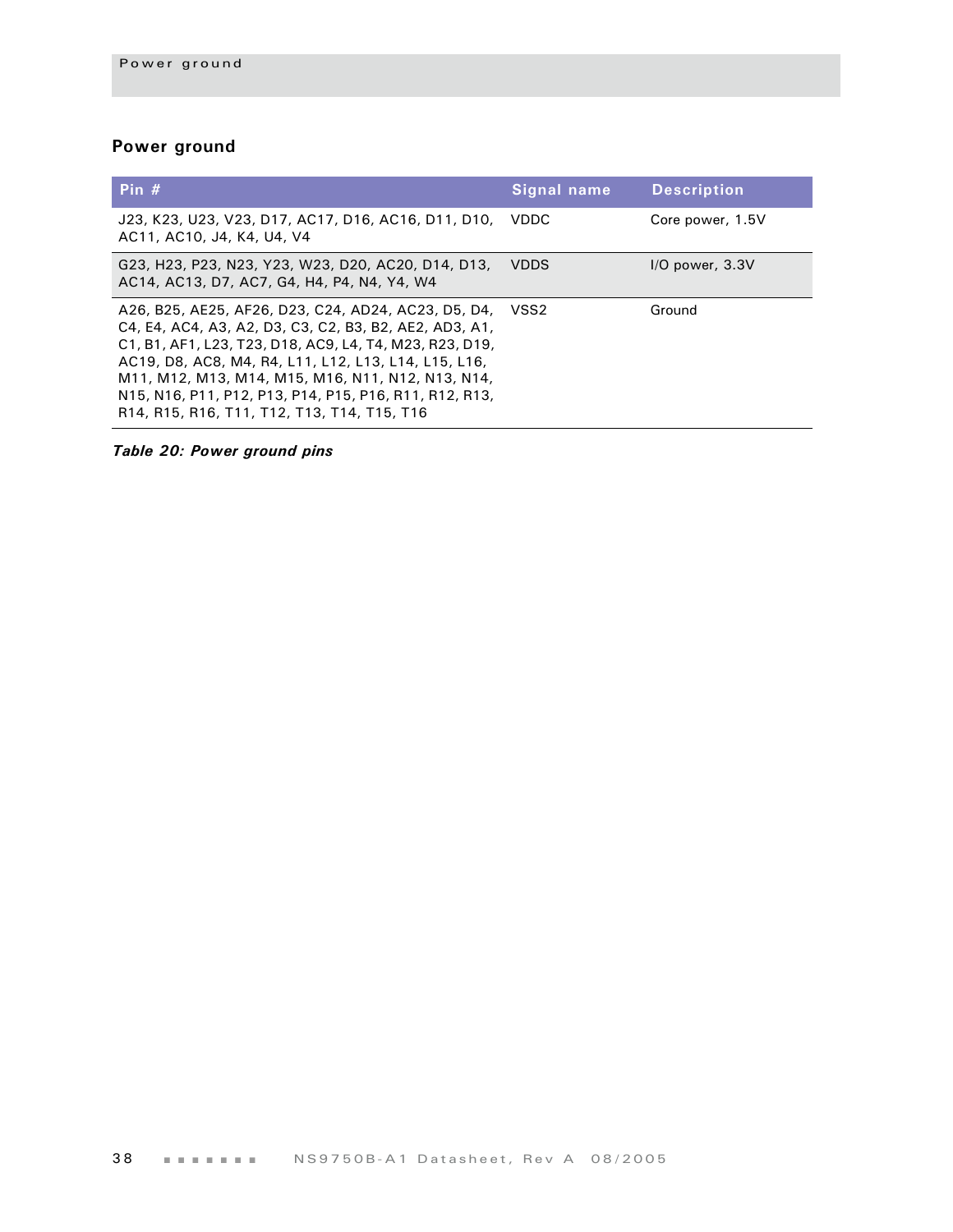## Power ground

| Pin # | Signal name | Description |
|---|---|---|
| J23, K23, U23, V23, D17, AC17, D16, AC16, D11, D10, AC11, AC10, J4, K4, U4, V4 | VDDC | Core power, 1.5V |
| G23, H23, P23, N23, Y23, W23, D20, AC20, D14, D13, AC14, AC13, D7, AC7, G4, H4, P4, N4, Y4, W4 | VDDS | I/O power, 3.3V |
| A26, B25, AE25, AF26, D23, C24, AD24, AC23, D5, D4, C4, E4, AC4, A3, A2, D3, C3, C2, B3, B2, AE2, AD3, A1, C1, B1, AF1, L23, T23, D18, AC9, L4, T4, M23, R23, D19, AC19, D8, AC8, M4, R4, L11, L12, L13, L14, L15, L16, M11, M12, M13, M14, M15, M16, N11, N12, N13, N14, N15, N16, P11, P12, P13, P14, P15, P16, R11, R12, R13, R14, R15, R16, T11, T12, T13, T14, T15, T16 | VSS2 | Ground |

***Table 20: Power ground pins***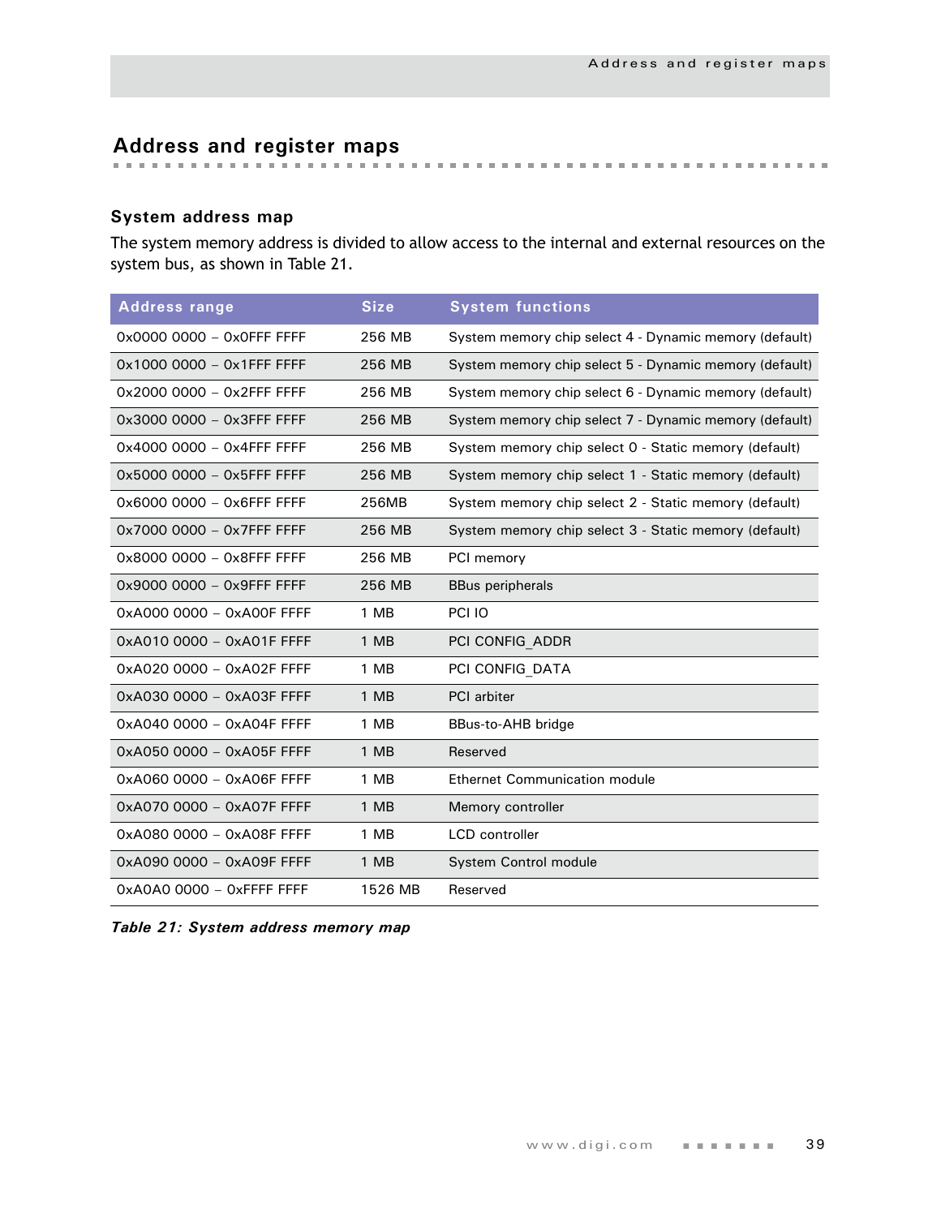## Address and register maps

### System address map

The system memory address is divided to allow access to the internal and external resources on the system bus, as shown in Table 21.

| Address range | Size | System functions |
|---|---|---|
| 0x0000 0000 – 0x0FFF FFFF | 256 MB | System memory chip select 4 - Dynamic memory (default) |
| 0x1000 0000 – 0x1FFF FFFF | 256 MB | System memory chip select 5 - Dynamic memory (default) |
| 0x2000 0000 – 0x2FFF FFFF | 256 MB | System memory chip select 6 - Dynamic memory (default) |
| 0x3000 0000 – 0x3FFF FFFF | 256 MB | System memory chip select 7 - Dynamic memory (default) |
| 0x4000 0000 – 0x4FFF FFFF | 256 MB | System memory chip select 0 - Static memory (default) |
| 0x5000 0000 – 0x5FFF FFFF | 256 MB | System memory chip select 1 - Static memory (default) |
| 0x6000 0000 – 0x6FFF FFFF | 256MB | System memory chip select 2 - Static memory (default) |
| 0x7000 0000 – 0x7FFF FFFF | 256 MB | System memory chip select 3 - Static memory (default) |
| 0x8000 0000 – 0x8FFF FFFF | 256 MB | PCI memory |
| 0x9000 0000 – 0x9FFF FFFF | 256 MB | BBus peripherals |
| 0xA000 0000 – 0xA00F FFFF | 1 MB | PCI IO |
| 0xA010 0000 – 0xA01F FFFF | 1 MB | PCI CONFIG_ADDR |
| 0xA020 0000 – 0xA02F FFFF | 1 MB | PCI CONFIG_DATA |
| 0xA030 0000 – 0xA03F FFFF | 1 MB | PCI arbiter |
| 0xA040 0000 – 0xA04F FFFF | 1 MB | BBus-to-AHB bridge |
| 0xA050 0000 – 0xA05F FFFF | 1 MB | Reserved |
| 0xA060 0000 – 0xA06F FFFF | 1 MB | Ethernet Communication module |
| 0xA070 0000 – 0xA07F FFFF | 1 MB | Memory controller |
| 0xA080 0000 – 0xA08F FFFF | 1 MB | LCD controller |
| 0xA090 0000 – 0xA09F FFFF | 1 MB | System Control module |
| 0xA0A0 0000 – 0xFFFF FFFF | 1526 MB | Reserved |

***Table 21: System address memory map***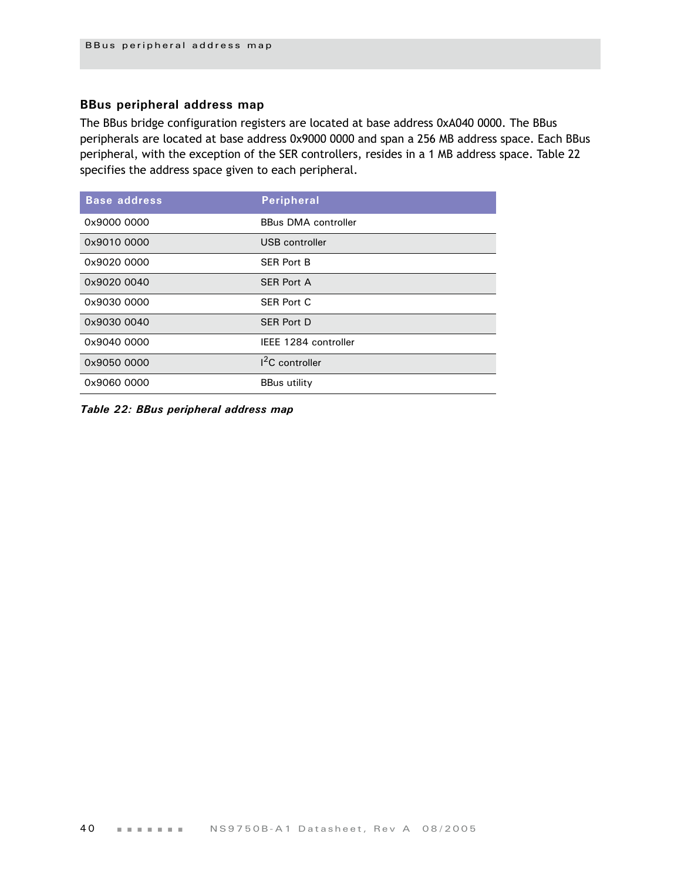## BBus peripheral address map

The BBus bridge configuration registers are located at base address 0xA040 0000. The BBus peripherals are located at base address 0x9000 0000 and span a 256 MB address space. Each BBus peripheral, with the exception of the SER controllers, resides in a 1 MB address space. Table 22 specifies the address space given to each peripheral.

| Base address | Peripheral |
|---|---|
| 0x9000 0000 | BBus DMA controller |
| 0x9010 0000 | USB controller |
| 0x9020 0000 | SER Port B |
| 0x9020 0040 | SER Port A |
| 0x9030 0000 | SER Port C |
| 0x9030 0040 | SER Port D |
| 0x9040 0000 | IEEE 1284 controller |
| 0x9050 0000 | $I^2C$ controller |
| 0x9060 0000 | BBus utility |

***Table 22: BBus peripheral address map***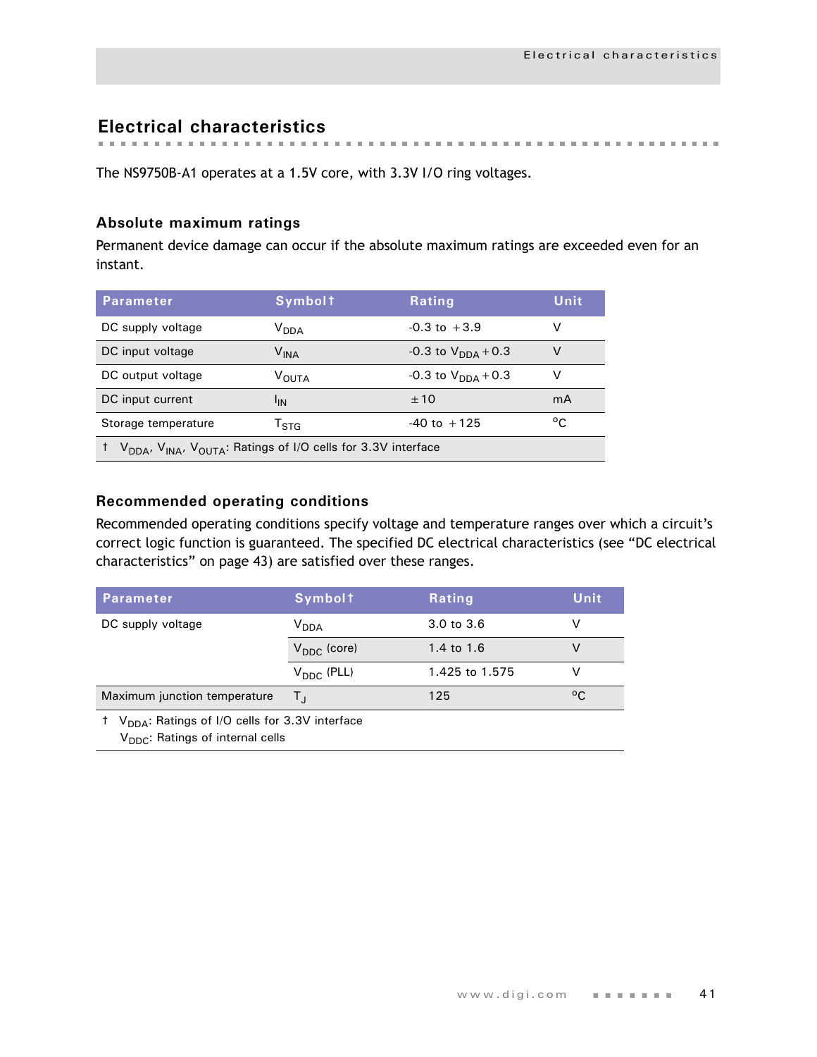## Electrical characteristics

The NS9750B-A1 operates at a 1.5V core, with 3.3V I/O ring voltages.

### Absolute maximum ratings

Permanent device damage can occur if the absolute maximum ratings are exceeded even for an instant.

| Parameter | Symbol† | Rating | Unit |
|---|---|---|---|
| DC supply voltage | $V_{DDA}$ | -0.3 to +3.9 | V |
| DC input voltage | $V_{INA}$ | -0.3 to $V_{DDA}$+0.3 | V |
| DC output voltage | $V_{OUTA}$ | -0.3 to $V_{DDA}$+0.3 | V |
| DC input current | $I_{IN}$ | ±10 | mA |
| Storage temperature | $T_{STG}$ | -40 to +125 | °C |
| † $V_{DDA}$, $V_{INA}$, $V_{OUTA}$: Ratings of I/O cells for 3.3V interface | | | |

### Recommended operating conditions

Recommended operating conditions specify voltage and temperature ranges over which a circuit's correct logic function is guaranteed. The specified DC electrical characteristics (see "DC electrical characteristics" on page 43) are satisfied over these ranges.

| Parameter | Symbol† | Rating | Unit |
|---|---|---|---|
| DC supply voltage | $V_{DDA}$ | 3.0 to 3.6 | V |
| | $V_{DDC}$ (core) | 1.4 to 1.6 | V |
| | $V_{DDC}$ (PLL) | 1.425 to 1.575 | V |
| Maximum junction temperature | $T_J$ | 125 | °C |
| † $V_{DDA}$: Ratings of I/O cells for 3.3V interface<br>$V_{DDC}$: Ratings of internal cells | | | |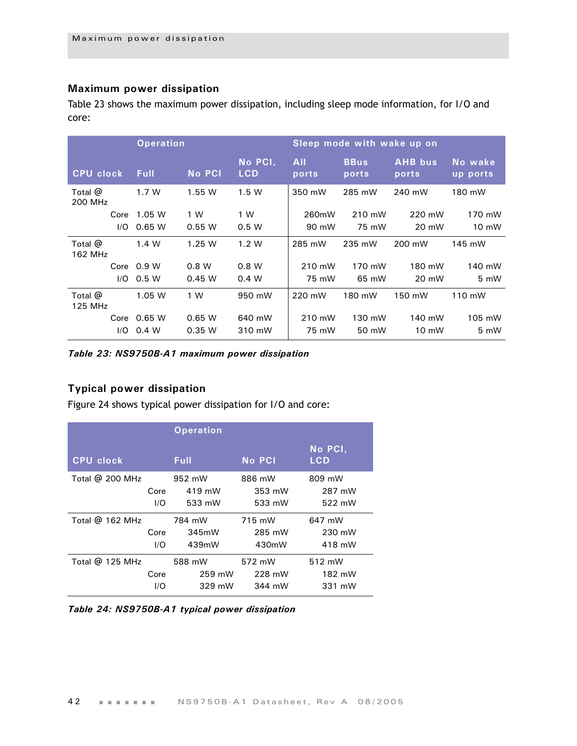## Maximum power dissipation

Table 23 shows the maximum power dissipation, including sleep mode information, for I/O and core:

| | | Operation | | | Sleep mode with wake up on | | | |
|---|---|---|---|---|---|---|---|---|
| CPU clock | | Full | No PCI | No PCI, LCD | All ports | BBus ports | AHB bus ports | No wake up ports |
| Total @ 200 MHz | | 1.7 W | 1.55 W | 1.5 W | 350 mW | 285 mW | 240 mW | 180 mW |
| | Core | 1.05 W | 1 W | 1 W | 260mW | 210 mW | 220 mW | 170 mW |
| | I/O | 0.65 W | 0.55 W | 0.5 W | 90 mW | 75 mW | 20 mW | 10 mW |
| Total @ 162 MHz | | 1.4 W | 1.25 W | 1.2 W | 285 mW | 235 mW | 200 mW | 145 mW |
| | Core | 0.9 W | 0.8 W | 0.8 W | 210 mW | 170 mW | 180 mW | 140 mW |
| | I/O | 0.5 W | 0.45 W | 0.4 W | 75 mW | 65 mW | 20 mW | 5 mW |
| Total @ 125 MHz | | 1.05 W | 1 W | 950 mW | 220 mW | 180 mW | 150 mW | 110 mW |
| | Core | 0.65 W | 0.65 W | 640 mW | 210 mW | 130 mW | 140 mW | 105 mW |
| | I/O | 0.4 W | 0.35 W | 310 mW | 75 mW | 50 mW | 10 mW | 5 mW |

***Table 23: NS9750B-A1 maximum power dissipation***

## Typical power dissipation

Figure 24 shows typical power dissipation for I/O and core:

| | | Operation | | |
|---|---|---|---|---|
| CPU clock | | Full | No PCI | No PCI, LCD |
| Total @ 200 MHz | | 952 mW | 886 mW | 809 mW |
| | Core | 419 mW | 353 mW | 287 mW |
| | I/O | 533 mW | 533 mW | 522 mW |
| Total @ 162 MHz | | 784 mW | 715 mW | 647 mW |
| | Core | 345mW | 285 mW | 230 mW |
| | I/O | 439mW | 430mW | 418 mW |
| Total @ 125 MHz | | 588 mW | 572 mW | 512 mW |
| | Core | 259 mW | 228 mW | 182 mW |
| | I/O | 329 mW | 344 mW | 331 mW |

***Table 24: NS9750B-A1 typical power dissipation***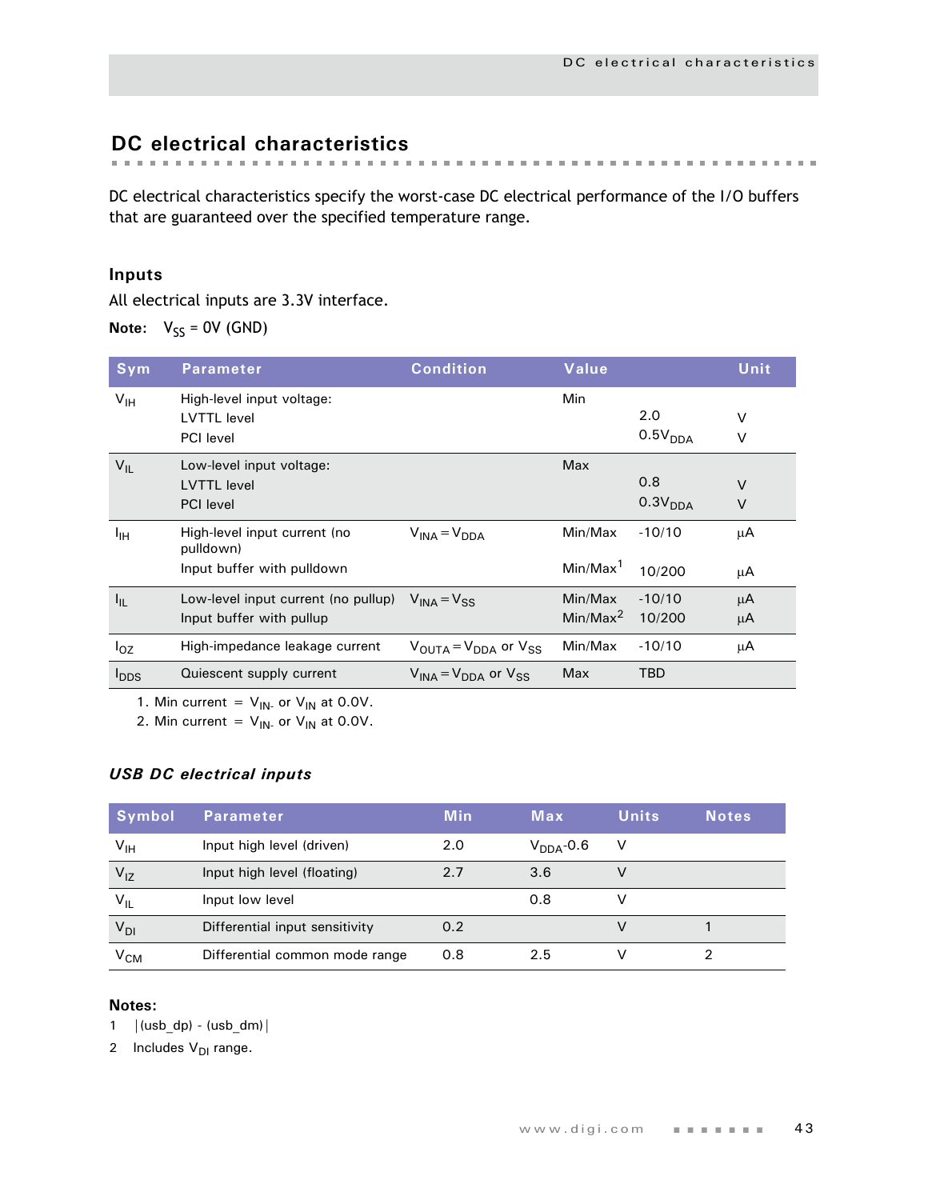## DC electrical characteristics

DC electrical characteristics specify the worst-case DC electrical performance of the I/O buffers that are guaranteed over the specified temperature range.

### Inputs

All electrical inputs are 3.3V interface.

**Note:** $V_{SS}$ = 0V (GND)

| Sym | Parameter | Condition | Value | | Unit |
|---|---|---|---|---|---|
| $V_{IH}$ | High-level input voltage: | | Min | | |
| | LVTTL level | | | 2.0 | V |
| | PCI level | | | $0.5V_{DDA}$ | V |
| $V_{IL}$ | Low-level input voltage: | | Max | | |
| | LVTTL level | | | 0.8 | V |
| | PCI level | | | $0.3V_{DDA}$ | V |
| $I_{IH}$ | High-level input current (no pulldown) | $V_{INA} = V_{DDA}$ | Min/Max | -10/10 | μA |
| | Input buffer with pulldown | | Min/Max[1] | 10/200 | μA |
| $I_{IL}$ | Low-level input current (no pullup) | $V_{INA} = V_{SS}$ | Min/Max | -10/10 | μA |
| | Input buffer with pullup | | Min/Max[2] | 10/200 | μA |
| $I_{OZ}$ | High-impedance leakage current | $V_{OUTA} = V_{DDA}$ or $V_{SS}$ | Min/Max | -10/10 | μA |
| $I_{DDS}$ | Quiescent supply current | $V_{INA} = V_{DDA}$ or $V_{SS}$ | Max | TBD | |

1. Min current = $V_{IN-}$ or $V_{IN}$ at 0.0V.
2. Min current = $V_{IN-}$ or $V_{IN}$ at 0.0V.

#### *USB DC electrical inputs*

| Symbol | Parameter | Min | Max | Units | Notes |
|---|---|---|---|---|---|
| $V_{IH}$ | Input high level (driven) | 2.0 | $V_{DDA}$-0.6 | V | |
| $V_{IZ}$ | Input high level (floating) | 2.7 | 3.6 | V | |
| $V_{IL}$ | Input low level | | 0.8 | V | |
| $V_{DI}$ | Differential input sensitivity | 0.2 | | V | 1 |
| $V_{CM}$ | Differential common mode range | 0.8 | 2.5 | V | 2 |

**Notes:**

1 |(usb_dp) - (usb_dm)|

2 Includes $V_{DI}$ range.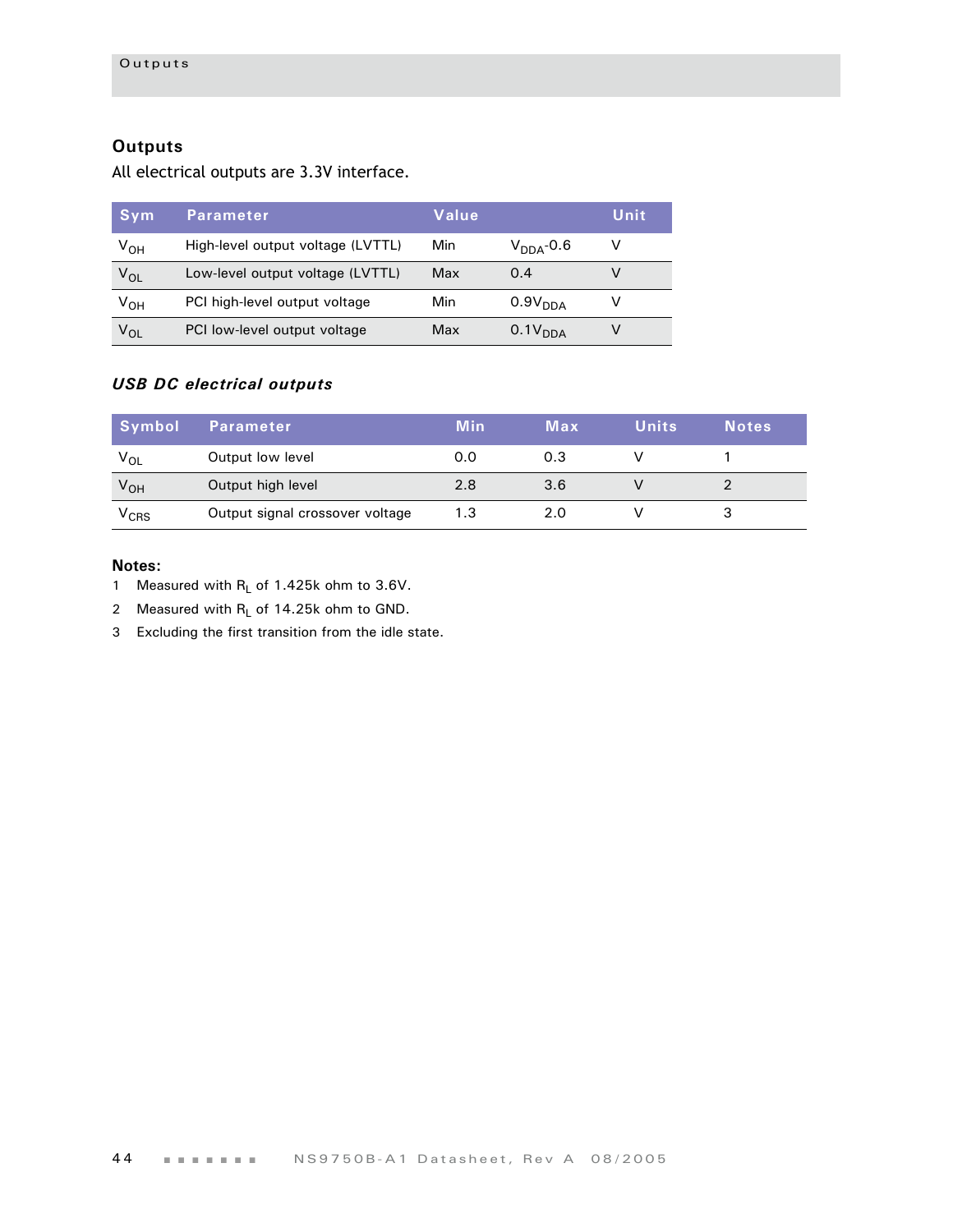## Outputs

All electrical outputs are 3.3V interface.

| Sym | Parameter | Value | | Unit |
|---|---|---|---|---|
| $V_{OH}$ | High-level output voltage (LVTTL) | Min | $V_{DDA}$-0.6 | V |
| $V_{OL}$ | Low-level output voltage (LVTTL) | Max | 0.4 | V |
| $V_{OH}$ | PCI high-level output voltage | Min | $0.9V_{DDA}$ | V |
| $V_{OL}$ | PCI low-level output voltage | Max | $0.1V_{DDA}$ | V |

### *USB DC electrical outputs*

| Symbol | Parameter | Min | Max | Units | Notes |
|---|---|---|---|---|---|
| $V_{OL}$ | Output low level | 0.0 | 0.3 | V | 1 |
| $V_{OH}$ | Output high level | 2.8 | 3.6 | V | 2 |
| $V_{CRS}$ | Output signal crossover voltage | 1.3 | 2.0 | V | 3 |

**Notes:**

1 Measured with $R_L$ of 1.425k ohm to 3.6V.

2 Measured with $R_L$ of 14.25k ohm to GND.

3 Excluding the first transition from the idle state.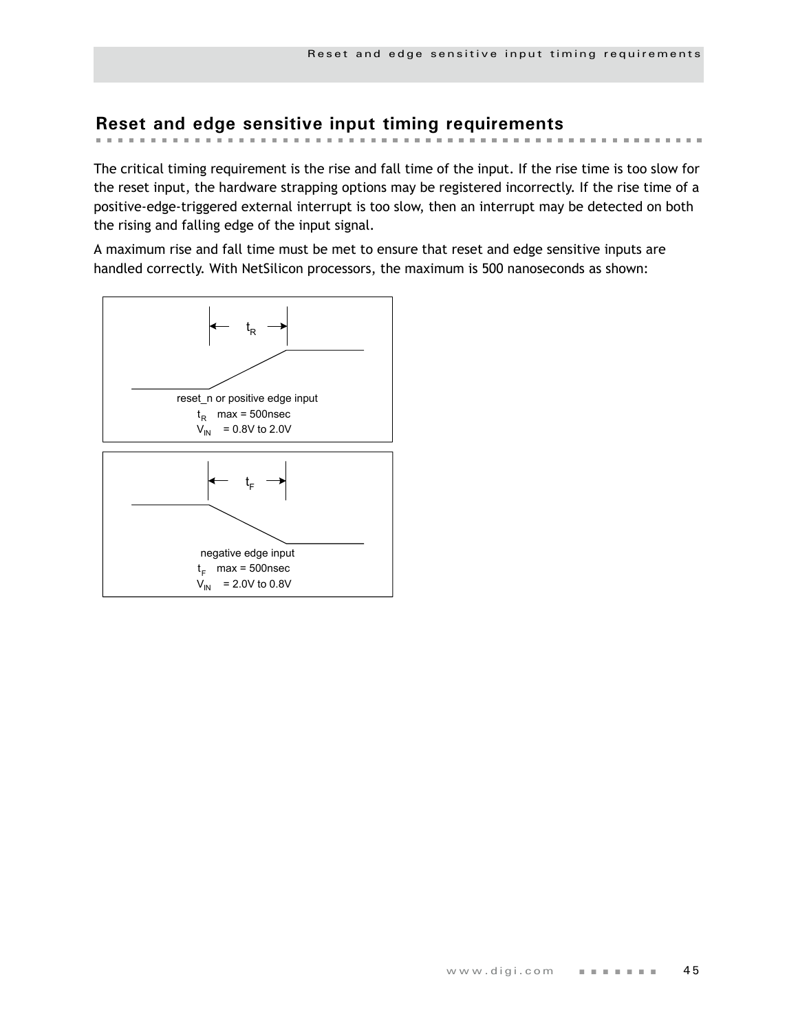## Reset and edge sensitive input timing requirements

The critical timing requirement is the rise and fall time of the input. If the rise time is too slow for the reset input, the hardware strapping options may be registered incorrectly. If the rise time of a positive-edge-triggered external interrupt is too slow, then an interrupt may be detected on both the rising and falling edge of the input signal.

A maximum rise and fall time must be met to ensure that reset and edge sensitive inputs are handled correctly. With NetSilicon processors, the maximum is 500 nanoseconds as shown:

reset_n or positive edge input
$t_R$ max = 500nsec
$V_{IN}$ = 0.8V to 2.0V

negative edge input
$t_F$ max = 500nsec
$V_{IN}$ = 2.0V to 0.8V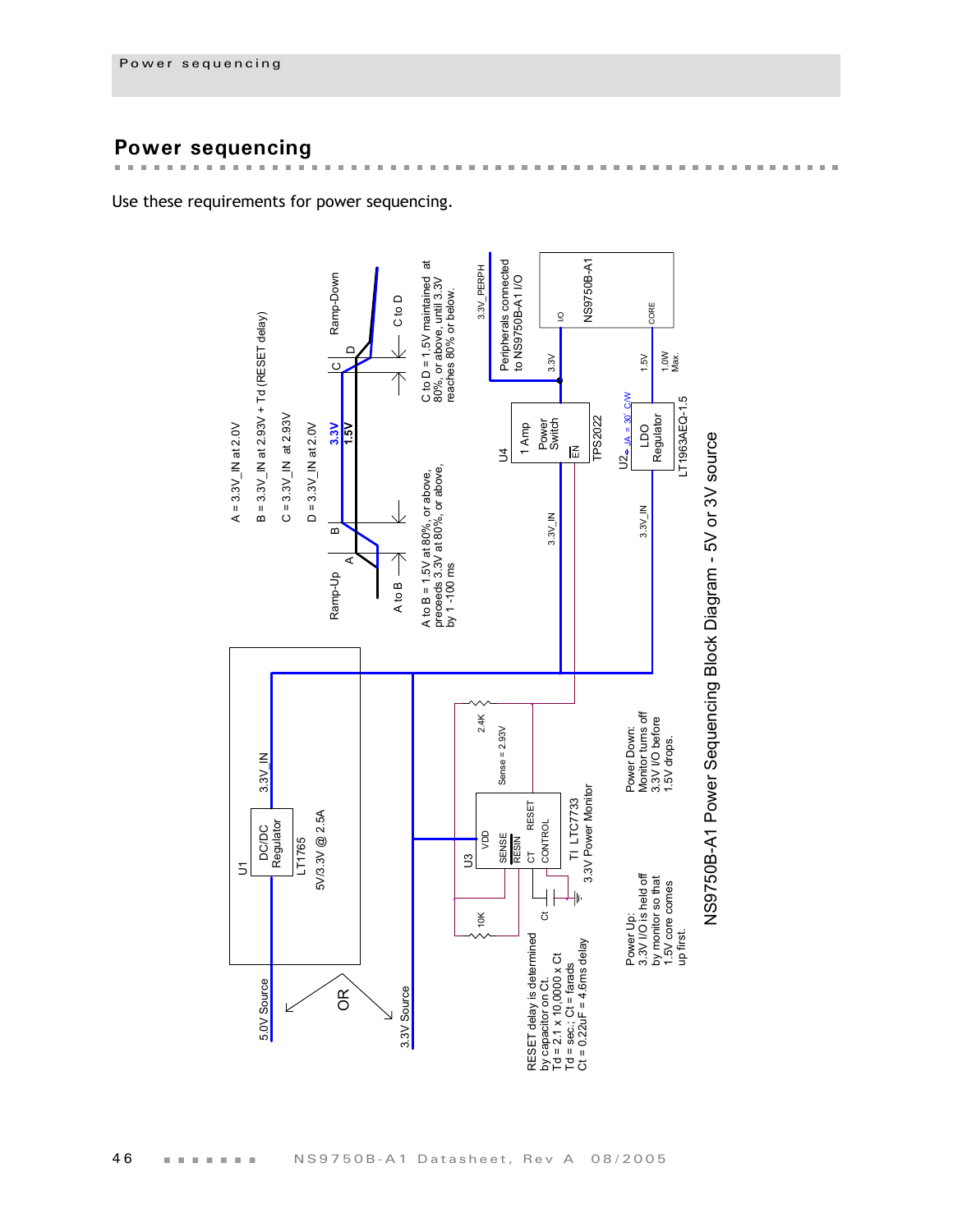## Power sequencing

Use these requirements for power sequencing.

A = 3.3V_IN at 2.0V

B = 3.3V_IN at 2.93V + Td (RESET delay)

C = 3.3V_IN at 2.93V

D = 3.3V_IN at 2.0V

Ramp-Up

Ramp-Down

3.3V

1.5V

A to B

C to D

A to B = 1.5V at 80%, or above, preceeds 3.3V at 80%, or above, by 1 -100 ms

C to D = 1.5V maintained at 80%, or above, until 3.3V reaches 80% or below.

3.3V_PERPH

Peripherals connected to NS9750B-A1 I/O

NS9750B-A1

I/O

CORE

3.3V

1.5V

1.0W Max.

U4

1 Amp Power Switch

EN

TPS2022

U2

θJA = 30° C/W

LDO Regulator

LT1963AEQ-1.5

3.3V_IN

U1

DC/DC Regulator

LT1765

5V/3.3V @ 2.5A

5.0V Source

OR

3.3V Source

U3

VDD

SENSE

RESIN

CT

CONTROL

RESET

TI LTC7733

3.3V Power Monitor

Sense = 2.93V

2.4K

10K

Ct

RESET delay is determined by capacitor on Ct.
Td = 2.1 x 10,0000 x Ct
Td = sec.; Ct = farads
Ct = 0.22uF = 4.6ms delay

Power Up:
3.3V I/O is held off by monitor so that 1.5V core comes up first.

Power Down:
Monitor turns off 3.3V I/O before 1.5V drops.

NS9750B-A1 Power Sequencing Block Diagram - 5V or 3V source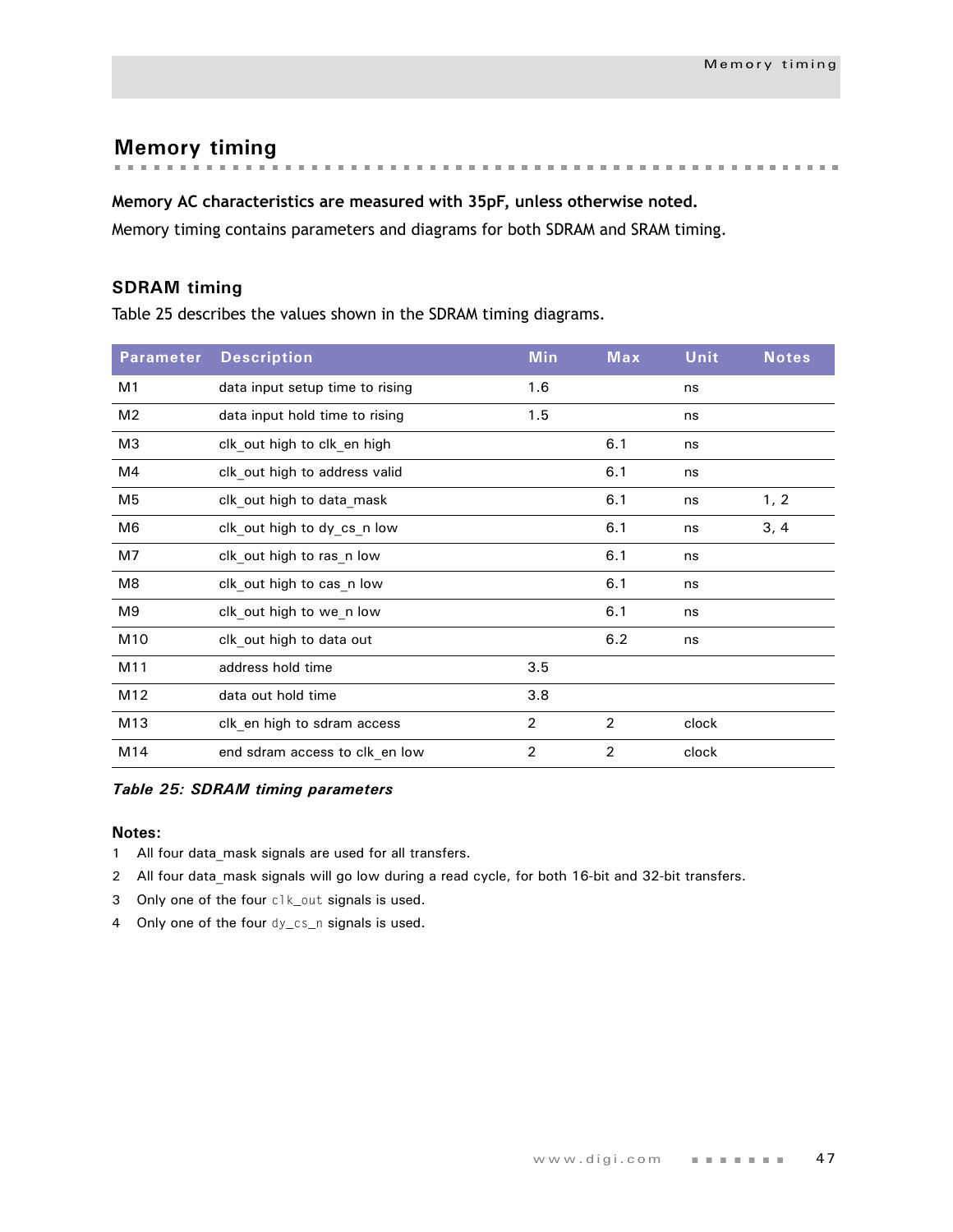# Memory timing

**Memory AC characteristics are measured with 35pF, unless otherwise noted.**

Memory timing contains parameters and diagrams for both SDRAM and SRAM timing.

## SDRAM timing

Table 25 describes the values shown in the SDRAM timing diagrams.

| Parameter | Description | Min | Max | Unit | Notes |
|---|---|---|---|---|---|
| M1 | data input setup time to rising | 1.6 | | ns | |
| M2 | data input hold time to rising | 1.5 | | ns | |
| M3 | clk_out high to clk_en high | | 6.1 | ns | |
| M4 | clk_out high to address valid | | 6.1 | ns | |
| M5 | clk_out high to data_mask | | 6.1 | ns | 1, 2 |
| M6 | clk_out high to dy_cs_n low | | 6.1 | ns | 3, 4 |
| M7 | clk_out high to ras_n low | | 6.1 | ns | |
| M8 | clk_out high to cas_n low | | 6.1 | ns | |
| M9 | clk_out high to we_n low | | 6.1 | ns | |
| M10 | clk_out high to data out | | 6.2 | ns | |
| M11 | address hold time | 3.5 | | | |
| M12 | data out hold time | 3.8 | | | |
| M13 | clk_en high to sdram access | 2 | 2 | clock | |
| M14 | end sdram access to clk_en low | 2 | 2 | clock | |

*Table 25: SDRAM timing parameters*

**Notes:**

1. All four data_mask signals are used for all transfers.
2. All four data_mask signals will go low during a read cycle, for both 16-bit and 32-bit transfers.
3. Only one of the four `clk_out` signals is used.
4. Only one of the four `dy_cs_n` signals is used.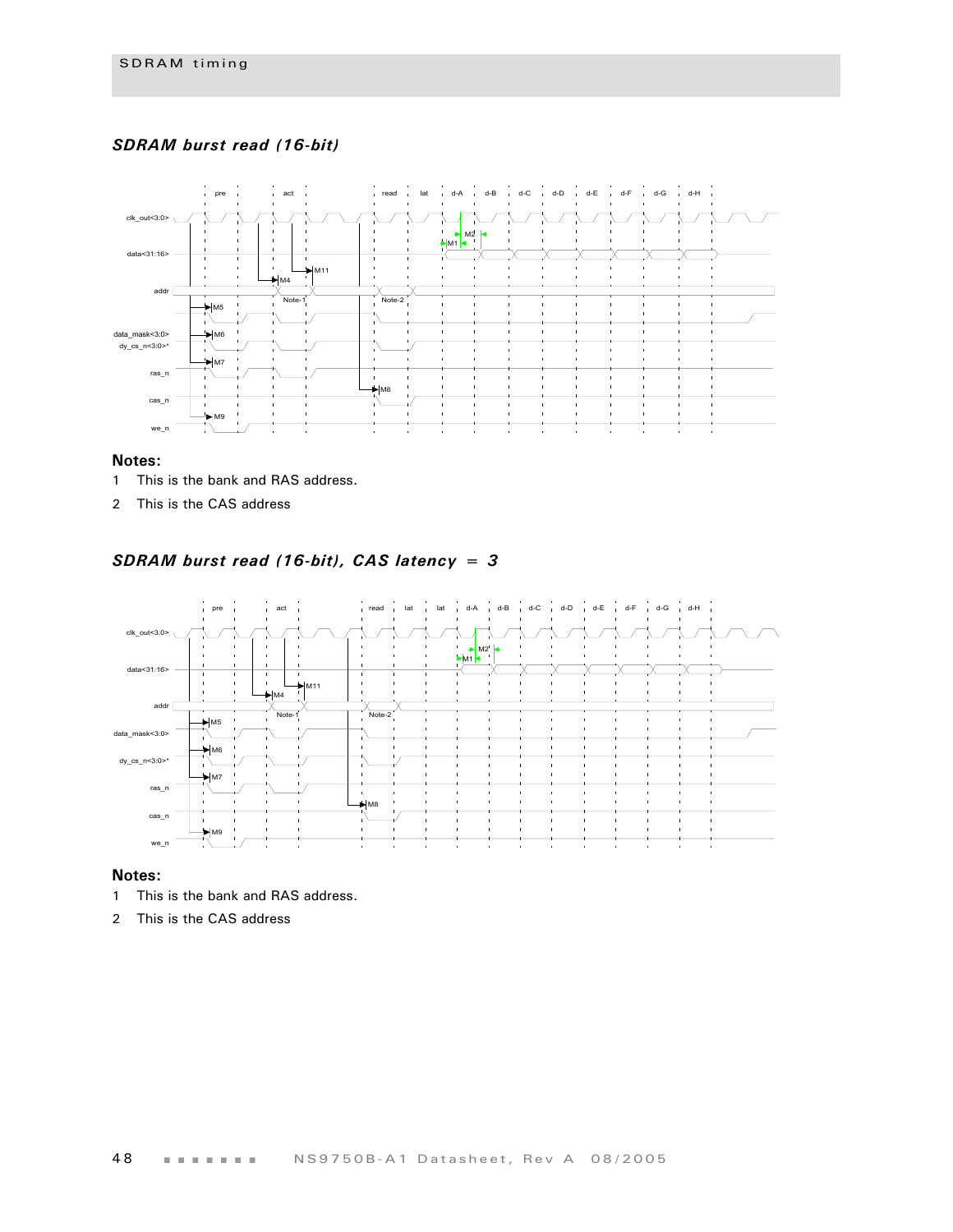## *SDRAM burst read (16-bit)*

**Notes:**

1 This is the bank and RAS address.

2 This is the CAS address

## *SDRAM burst read (16-bit), CAS latency = 3*

**Notes:**

1 This is the bank and RAS address.

2 This is the CAS address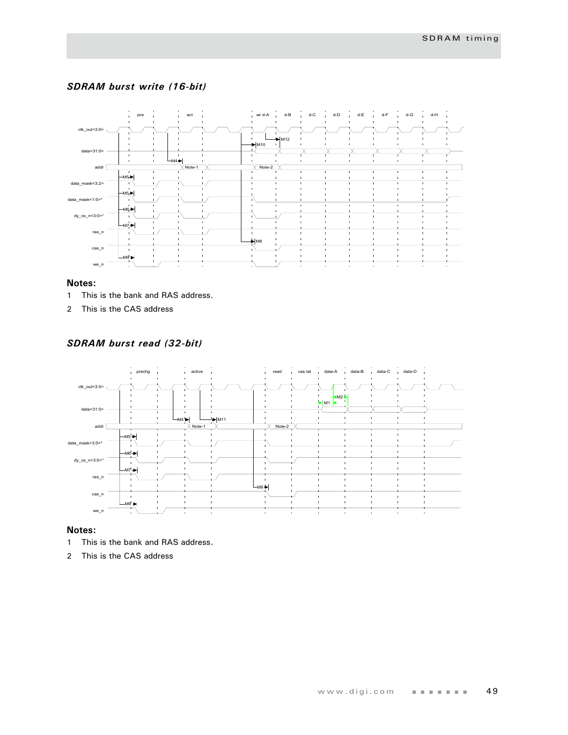### *SDRAM burst write (16-bit)*

**Notes:**

1 This is the bank and RAS address.

2 This is the CAS address

### *SDRAM burst read (32-bit)*

**Notes:**

1 This is the bank and RAS address.

2 This is the CAS address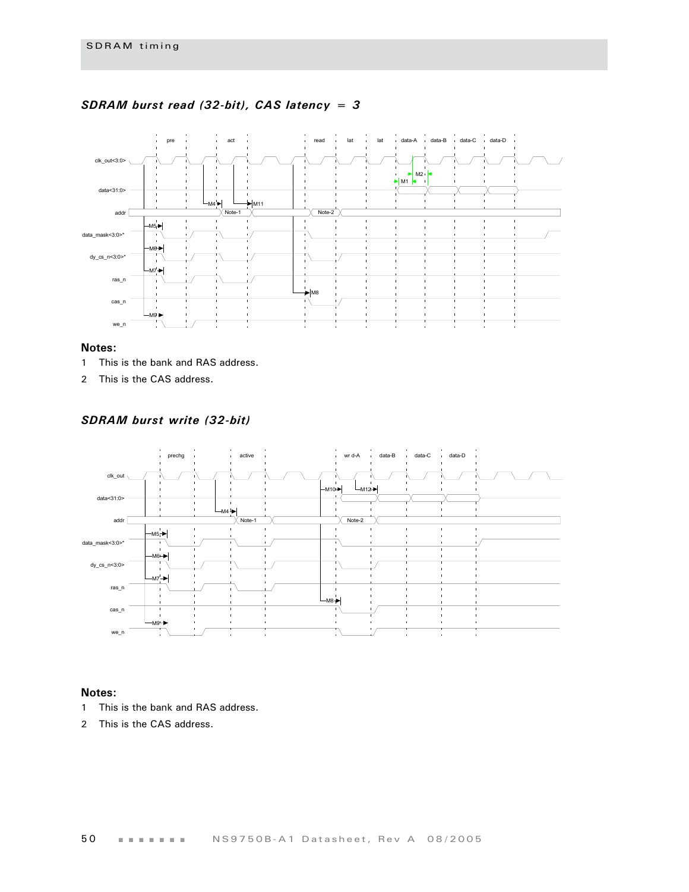### *SDRAM burst read (32-bit), CAS latency = 3*

#### Notes:

1. This is the bank and RAS address.
2. This is the CAS address.

### *SDRAM burst write (32-bit)*

#### Notes:

1. This is the bank and RAS address.
2. This is the CAS address.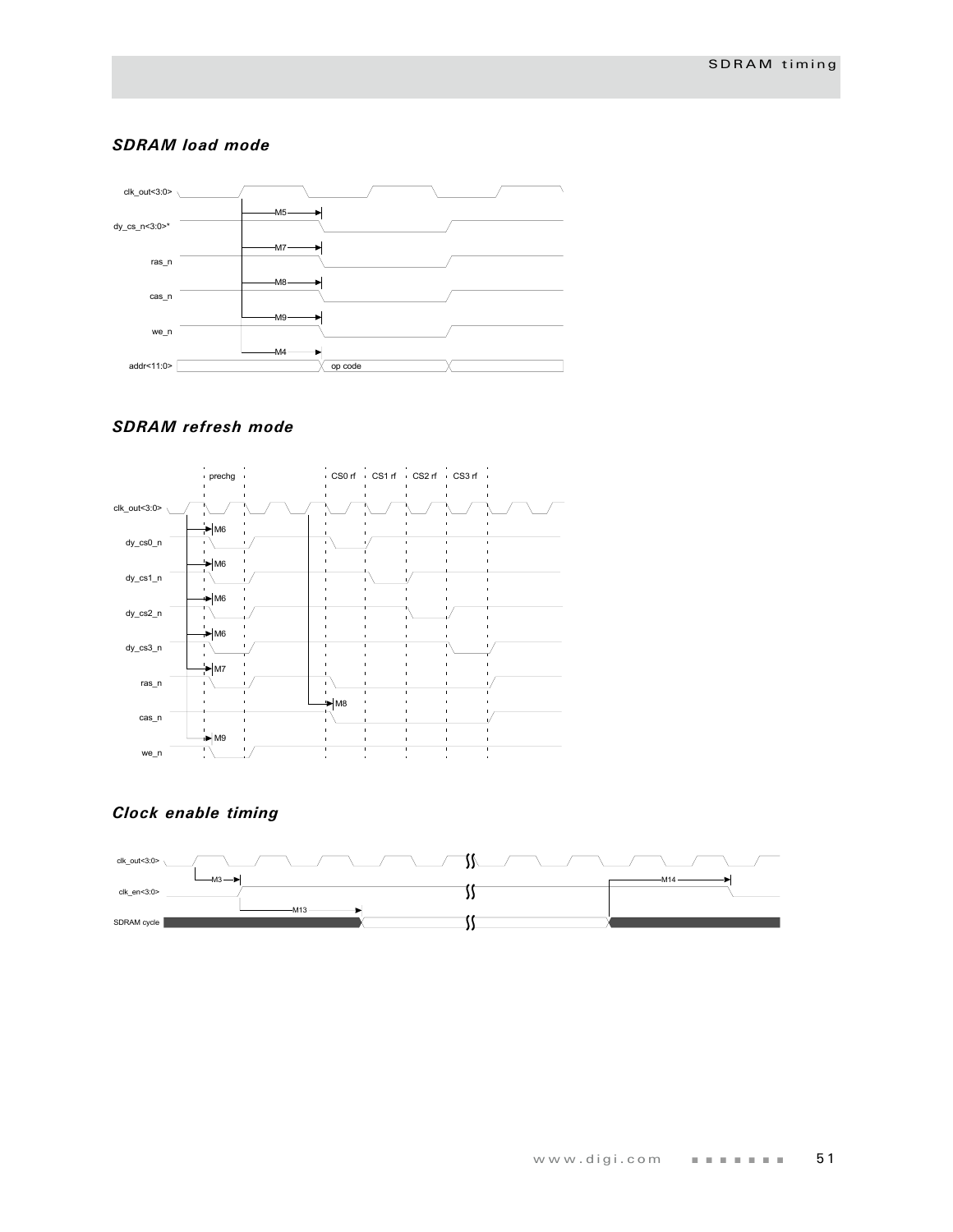### *SDRAM load mode*

clk_out<3:0>

dy_cs_n<3:0>*

ras_n

cas_n

we_n

addr<11:0>

M5

M7

M8

M9

M4

op code

### *SDRAM refresh mode*

prechg

CS0 rf

CS1 rf

CS2 rf

CS3 rf

clk_out<3:0>

dy_cs0_n

dy_cs1_n

dy_cs2_n

dy_cs3_n

ras_n

cas_n

we_n

M6

M6

M6

M6

M7

M8

M9

### *Clock enable timing*

clk_out<3:0>

clk_en<3:0>

SDRAM cycle

M3

M13

M14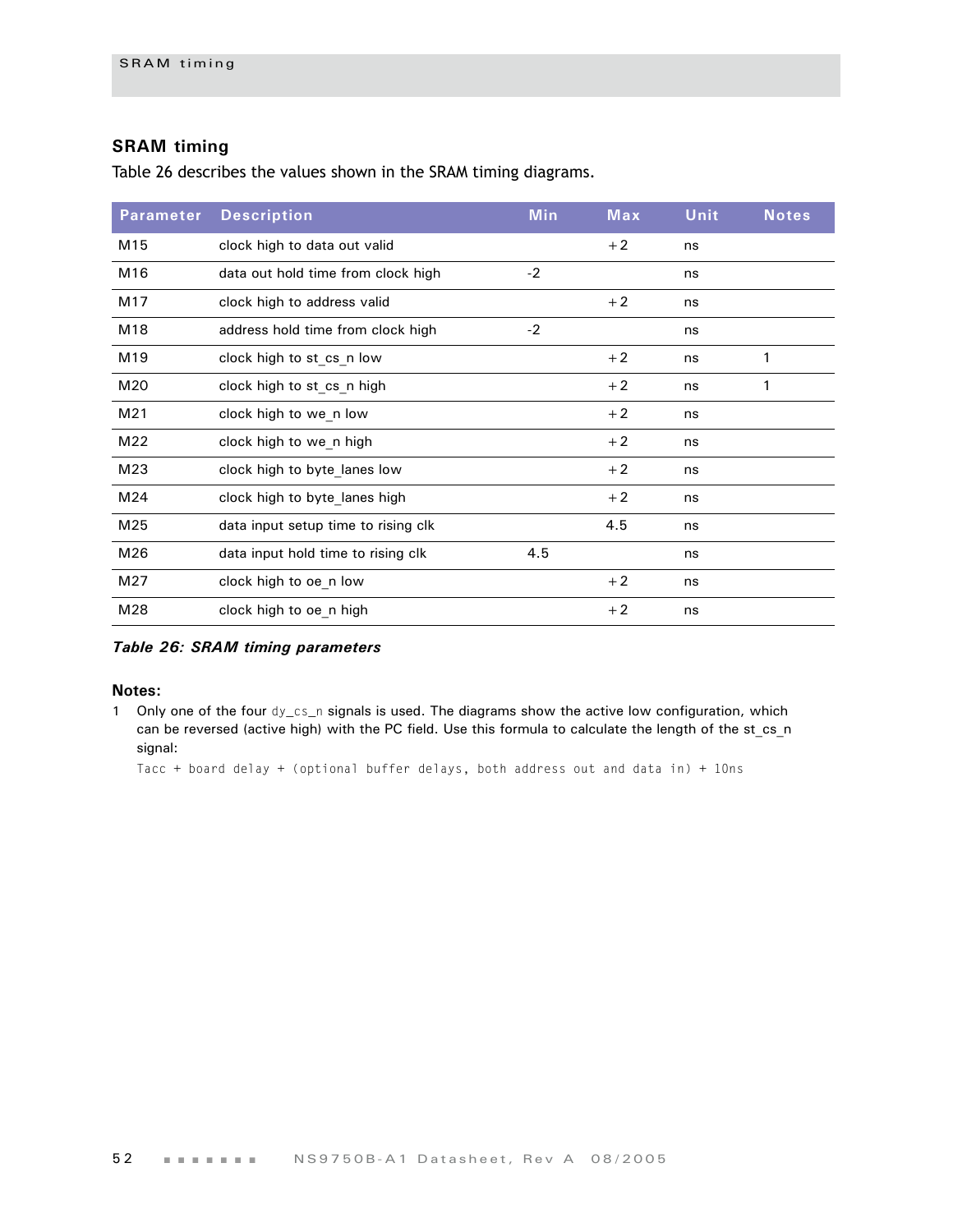## SRAM timing

Table 26 describes the values shown in the SRAM timing diagrams.

| Parameter | Description | Min | Max | Unit | Notes |
|---|---|---|---|---|---|
| M15 | clock high to data out valid | | +2 | ns | |
| M16 | data out hold time from clock high | -2 | | ns | |
| M17 | clock high to address valid | | +2 | ns | |
| M18 | address hold time from clock high | -2 | | ns | |
| M19 | clock high to st_cs_n low | | +2 | ns | 1 |
| M20 | clock high to st_cs_n high | | +2 | ns | 1 |
| M21 | clock high to we_n low | | +2 | ns | |
| M22 | clock high to we_n high | | +2 | ns | |
| M23 | clock high to byte_lanes low | | +2 | ns | |
| M24 | clock high to byte_lanes high | | +2 | ns | |
| M25 | data input setup time to rising clk | | 4.5 | ns | |
| M26 | data input hold time to rising clk | 4.5 | | ns | |
| M27 | clock high to oe_n low | | +2 | ns | |
| M28 | clock high to oe_n high | | +2 | ns | |

***Table 26: SRAM timing parameters***

**Notes:**

1 Only one of the four `dy_cs_n` signals is used. The diagrams show the active low configuration, which can be reversed (active high) with the PC field. Use this formula to calculate the length of the st_cs_n signal:

```
Tacc + board delay + (optional buffer delays, both address out and data in) + 10ns
```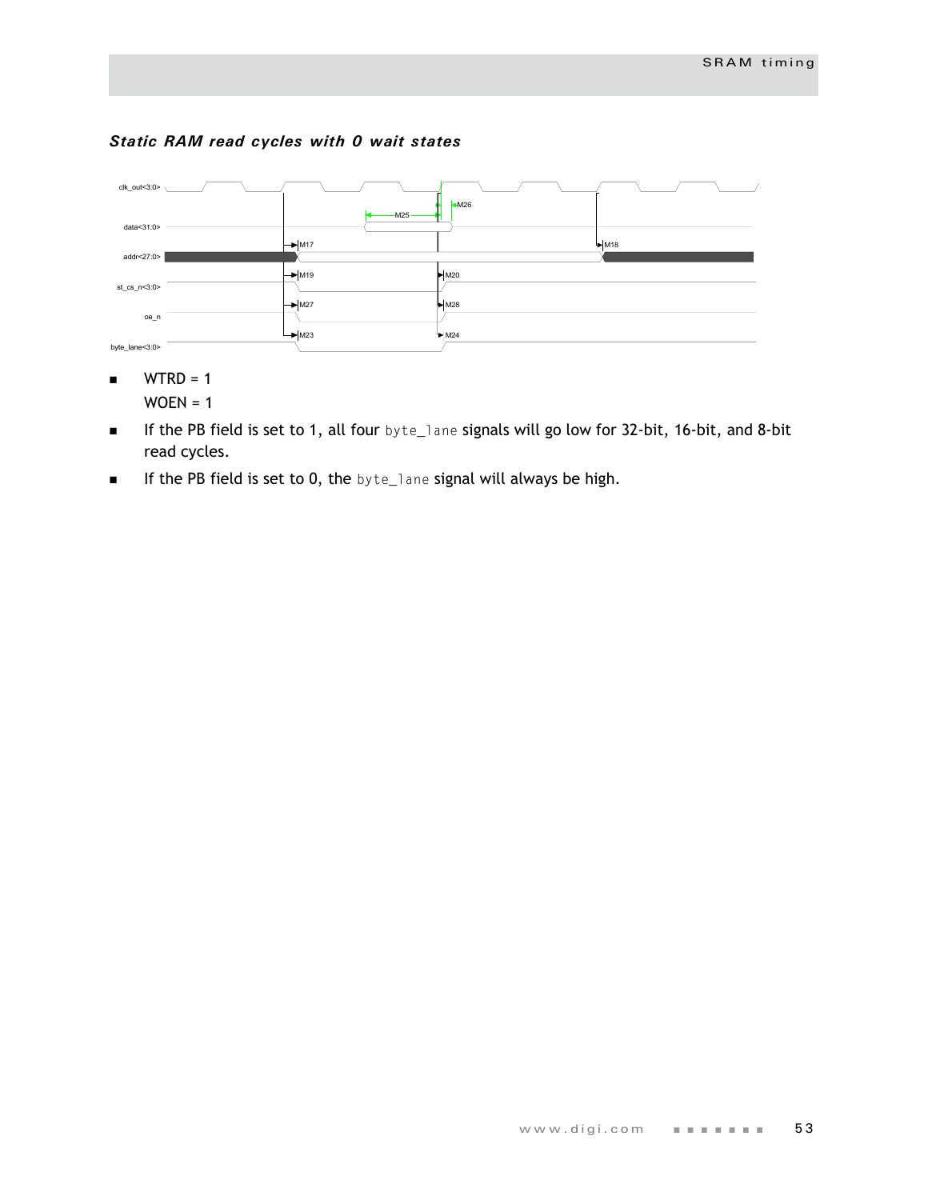### *Static RAM read cycles with 0 wait states*

- WTRD = 1
  WOEN = 1
- If the PB field is set to 1, all four `byte_lane` signals will go low for 32-bit, 16-bit, and 8-bit read cycles.
- If the PB field is set to 0, the `byte_lane` signal will always be high.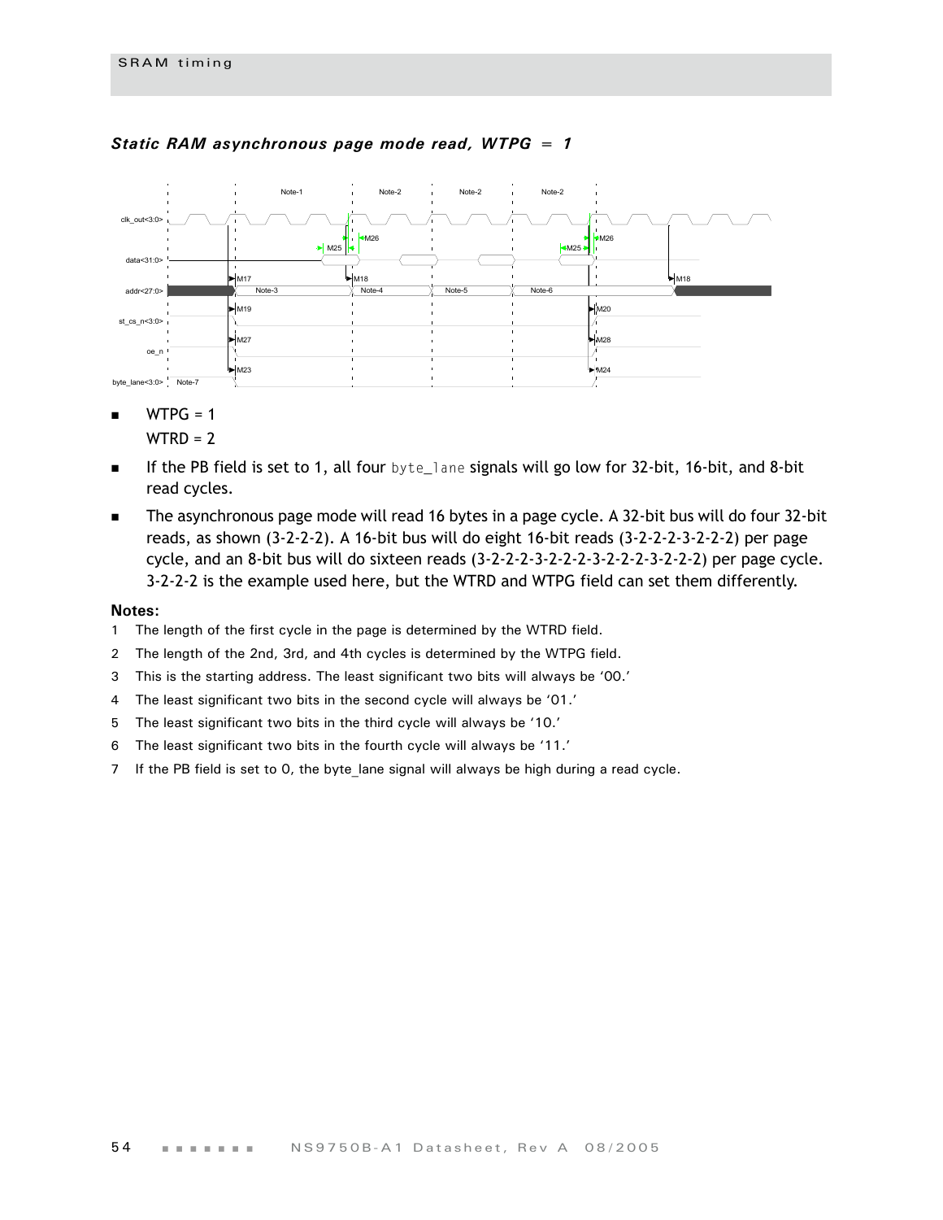### *Static RAM asynchronous page mode read, WTPG = 1*

- WTPG = 1
  WTRD = 2
- If the PB field is set to 1, all four `byte_lane` signals will go low for 32-bit, 16-bit, and 8-bit read cycles.
- The asynchronous page mode will read 16 bytes in a page cycle. A 32-bit bus will do four 32-bit reads, as shown (3-2-2-2). A 16-bit bus will do eight 16-bit reads (3-2-2-2-3-2-2-2) per page cycle, and an 8-bit bus will do sixteen reads (3-2-2-2-3-2-2-2-3-2-2-2-3-2-2-2) per page cycle. 3-2-2-2 is the example used here, but the WTRD and WTPG field can set them differently.

**Notes:**

1. The length of the first cycle in the page is determined by the WTRD field.
2. The length of the 2nd, 3rd, and 4th cycles is determined by the WTPG field.
3. This is the starting address. The least significant two bits will always be '00.'
4. The least significant two bits in the second cycle will always be '01.'
5. The least significant two bits in the third cycle will always be '10.'
6. The least significant two bits in the fourth cycle will always be '11.'
7. If the PB field is set to 0, the byte_lane signal will always be high during a read cycle.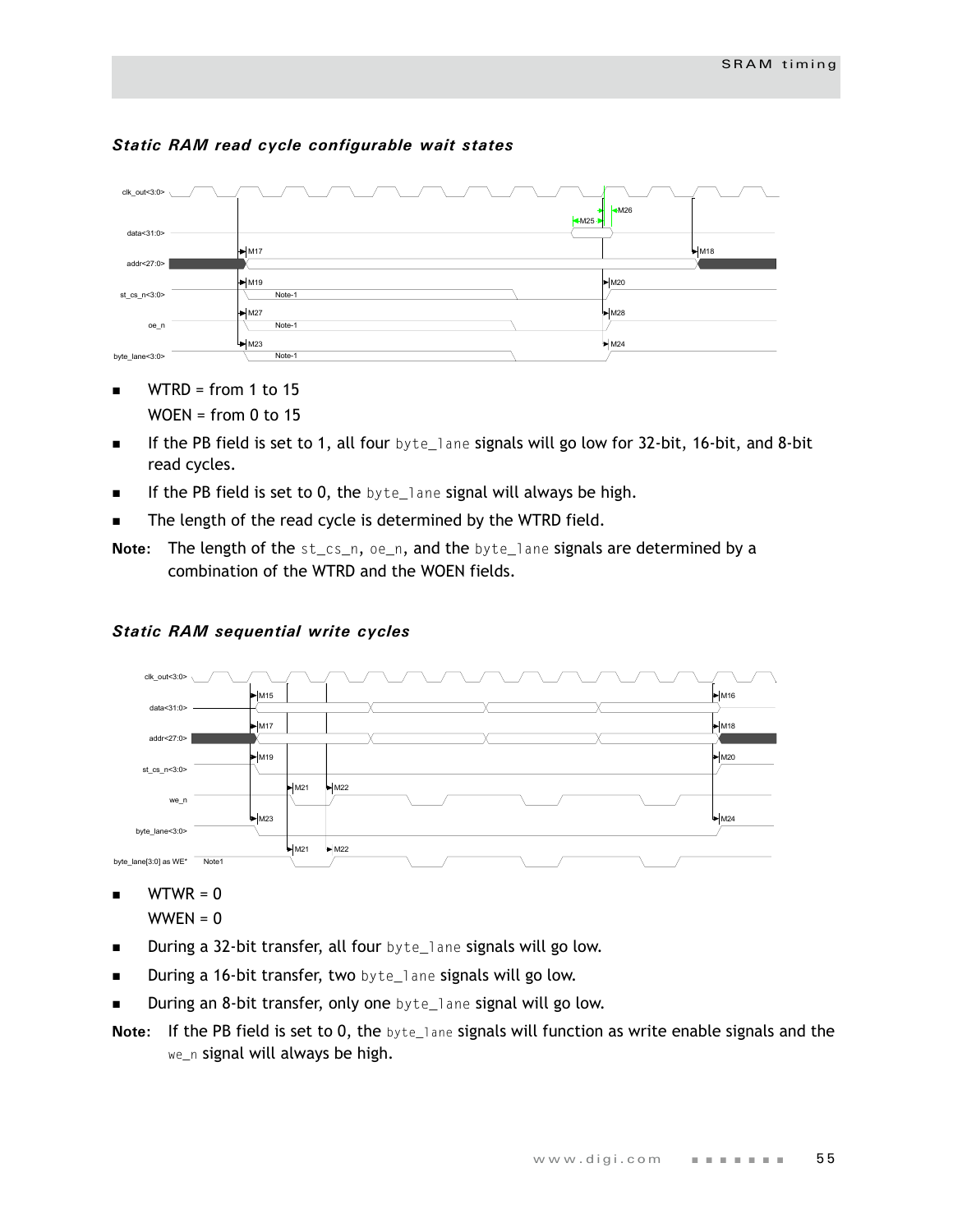### *Static RAM read cycle configurable wait states*

- WTRD = from 1 to 15
  
  WOEN = from 0 to 15
- If the PB field is set to 1, all four `byte_lane` signals will go low for 32-bit, 16-bit, and 8-bit read cycles.
- If the PB field is set to 0, the `byte_lane` signal will always be high.
- The length of the read cycle is determined by the WTRD field.

**Note:** The length of the `st_cs_n`, `oe_n`, and the `byte_lane` signals are determined by a combination of the WTRD and the WOEN fields.

### *Static RAM sequential write cycles*

- WTWR = 0
  
  WWEN = 0
- During a 32-bit transfer, all four `byte_lane` signals will go low.
- During a 16-bit transfer, two `byte_lane` signals will go low.
- During an 8-bit transfer, only one `byte_lane` signal will go low.

**Note:** If the PB field is set to 0, the `byte_lane` signals will function as write enable signals and the `we_n` signal will always be high.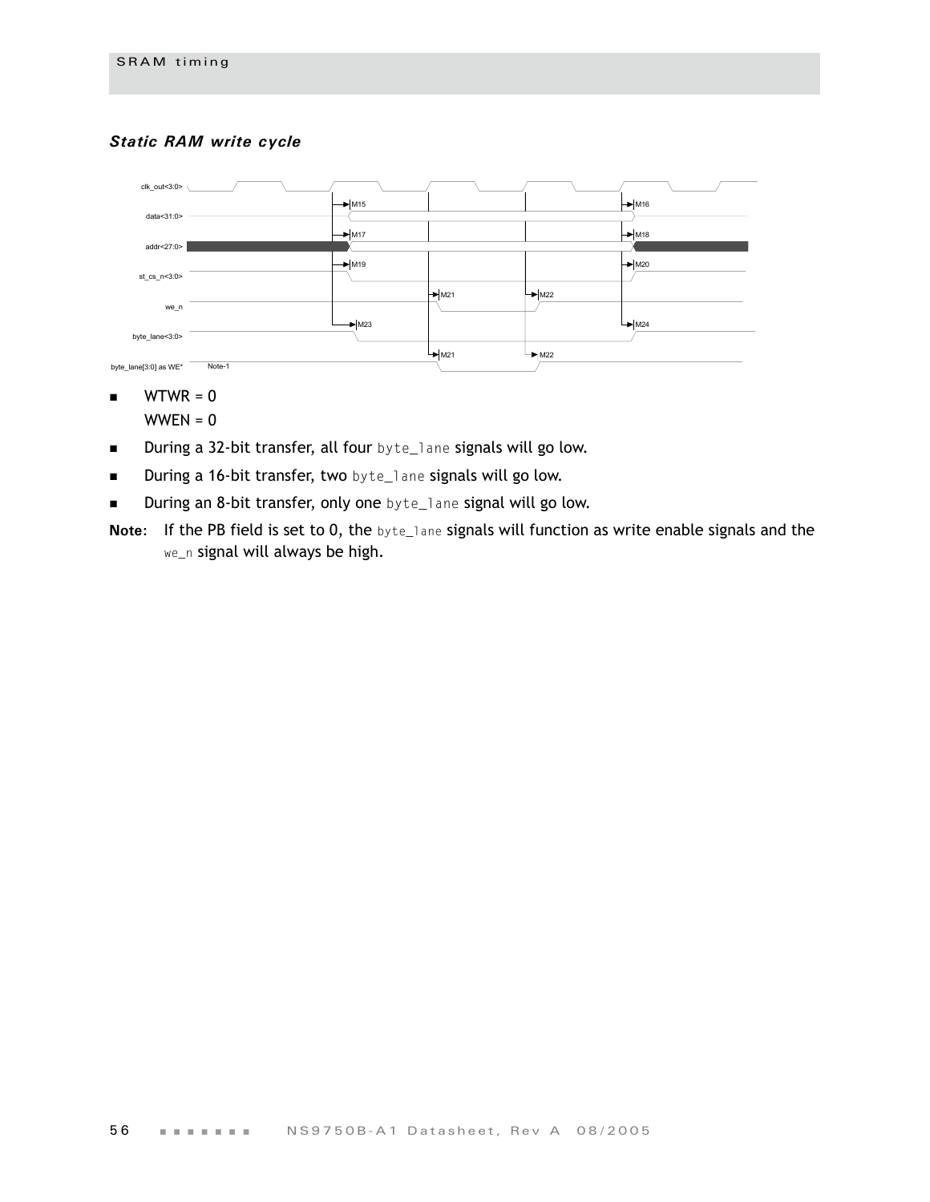### *Static RAM write cycle*

clk_out<3:0>

data<31:0>

addr<27:0>

st_cs_n<3:0>

we_n

byte_lane<3:0>

byte_lane[3:0] as WE* Note-1

M15 M16 M17 M18 M19 M20 M21 M22 M23 M24 M21 M22

- WTWR = 0
  WWEN = 0
- During a 32-bit transfer, all four byte_lane signals will go low.
- During a 16-bit transfer, two byte_lane signals will go low.
- During an 8-bit transfer, only one byte_lane signal will go low.

**Note:** If the PB field is set to 0, the byte_lane signals will function as write enable signals and the we_n signal will always be high.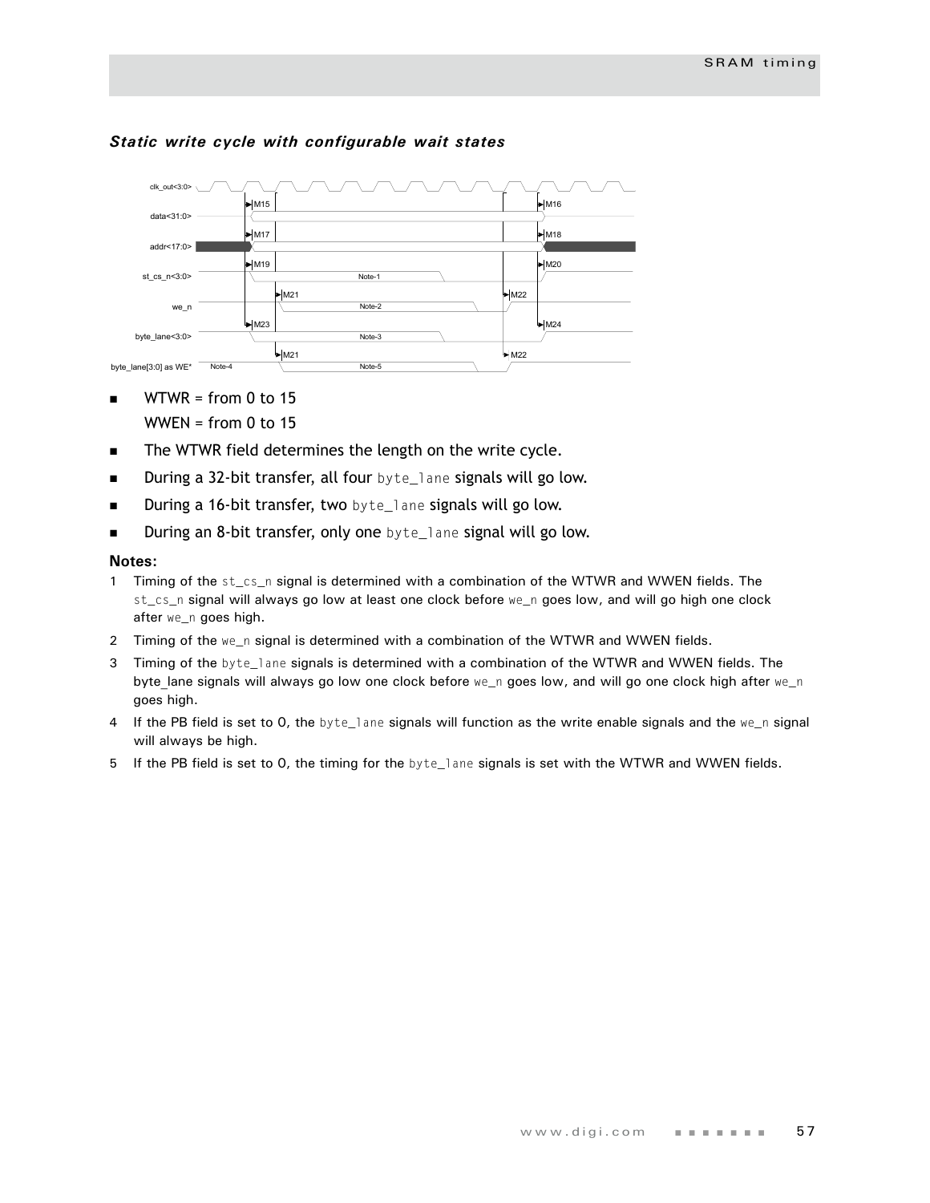### *Static write cycle with configurable wait states*

- WTWR = from 0 to 15

  WWEN = from 0 to 15
- The WTWR field determines the length on the write cycle.
- During a 32-bit transfer, all four byte_lane signals will go low.
- During a 16-bit transfer, two byte_lane signals will go low.
- During an 8-bit transfer, only one byte_lane signal will go low.

**Notes:**

1. Timing of the st_cs_n signal is determined with a combination of the WTWR and WWEN fields. The st_cs_n signal will always go low at least one clock before we_n goes low, and will go high one clock after we_n goes high.
2. Timing of the we_n signal is determined with a combination of the WTWR and WWEN fields.
3. Timing of the byte_lane signals is determined with a combination of the WTWR and WWEN fields. The byte_lane signals will always go low one clock before we_n goes low, and will go one clock high after we_n goes high.
4. If the PB field is set to 0, the byte_lane signals will function as the write enable signals and the we_n signal will always be high.
5. If the PB field is set to 0, the timing for the byte_lane signals is set with the WTWR and WWEN fields.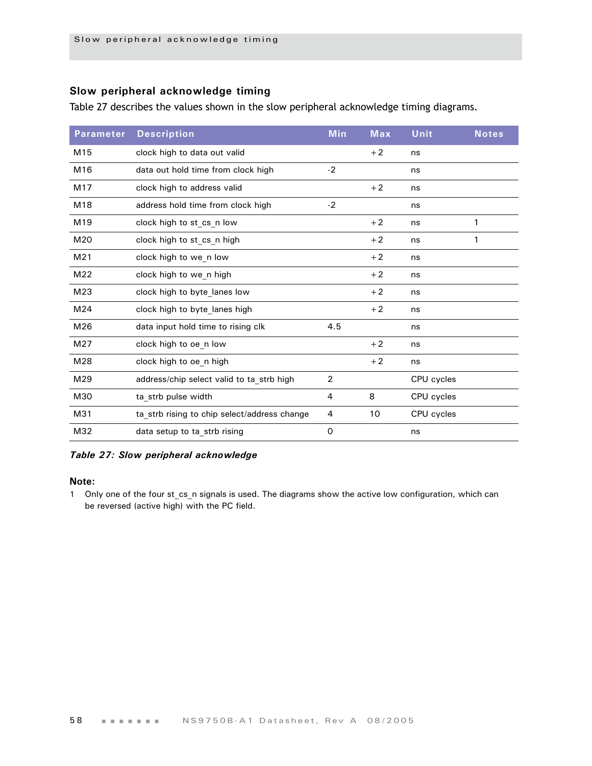## Slow peripheral acknowledge timing

Table 27 describes the values shown in the slow peripheral acknowledge timing diagrams.

| Parameter | Description | Min | Max | Unit | Notes |
|---|---|---|---|---|---|
| M15 | clock high to data out valid | | +2 | ns | |
| M16 | data out hold time from clock high | -2 | | ns | |
| M17 | clock high to address valid | | +2 | ns | |
| M18 | address hold time from clock high | -2 | | ns | |
| M19 | clock high to st_cs_n low | | +2 | ns | 1 |
| M20 | clock high to st_cs_n high | | +2 | ns | 1 |
| M21 | clock high to we_n low | | +2 | ns | |
| M22 | clock high to we_n high | | +2 | ns | |
| M23 | clock high to byte_lanes low | | +2 | ns | |
| M24 | clock high to byte_lanes high | | +2 | ns | |
| M26 | data input hold time to rising clk | 4.5 | | ns | |
| M27 | clock high to oe_n low | | +2 | ns | |
| M28 | clock high to oe_n high | | +2 | ns | |
| M29 | address/chip select valid to ta_strb high | 2 | | CPU cycles | |
| M30 | ta_strb pulse width | 4 | 8 | CPU cycles | |
| M31 | ta_strb rising to chip select/address change | 4 | 10 | CPU cycles | |
| M32 | data setup to ta_strb rising | 0 | | ns | |

***Table 27: Slow peripheral acknowledge***

**Note:**

1 Only one of the four st_cs_n signals is used. The diagrams show the active low configuration, which can be reversed (active high) with the PC field.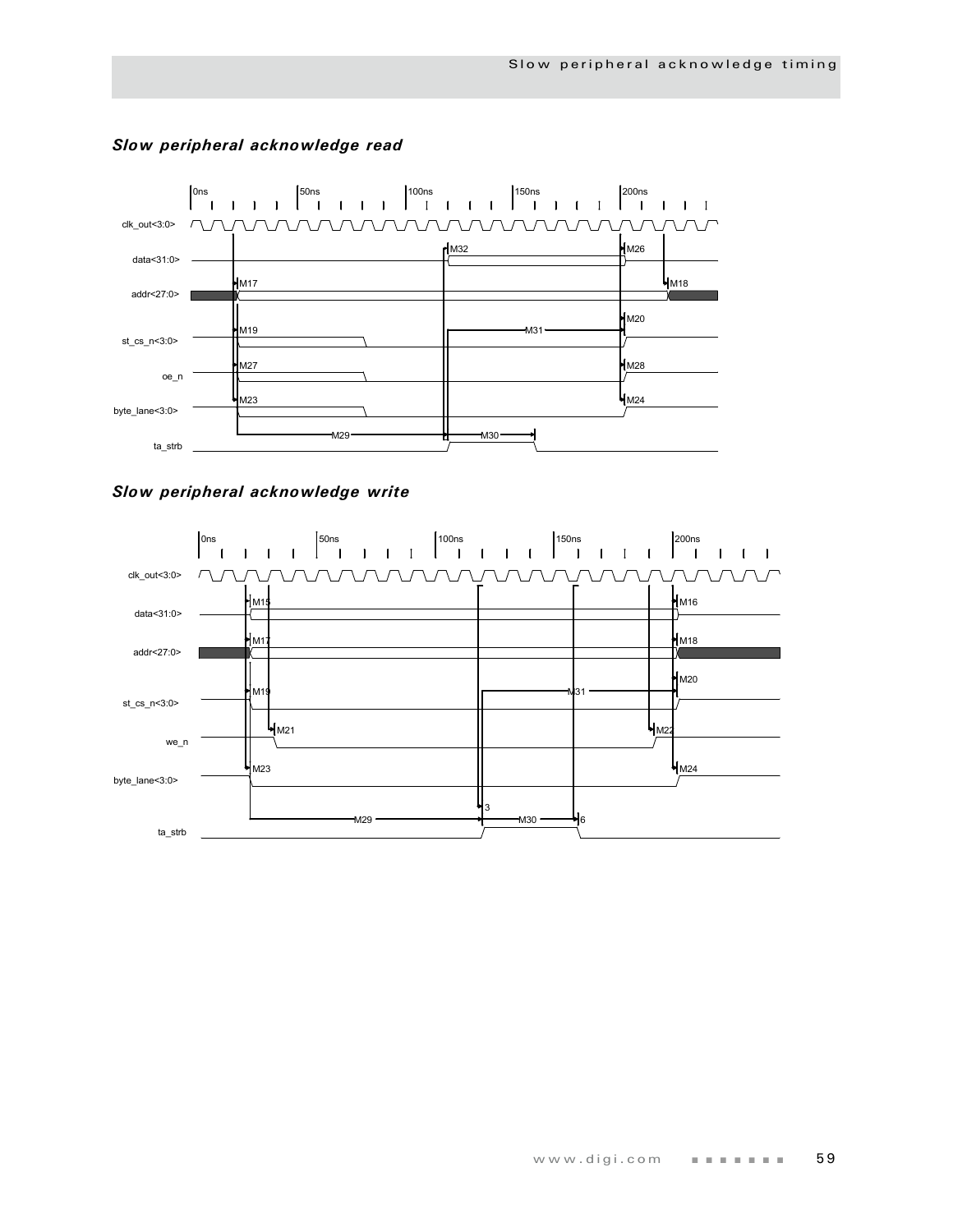### *Slow peripheral acknowledge read*

0ns 50ns 100ns 150ns 200ns

clk_out<3:0>

data<31:0> M32 M26

addr<27:0> M17 M18

st_cs_n<3:0> M19 M31 M20

oe_n M27 M28

byte_lane<3:0> M23 M24

ta_strb M29 M30

### *Slow peripheral acknowledge write*

0ns 50ns 100ns 150ns 200ns

clk_out<3:0>

data<31:0> M15 M16

addr<27:0> M17 M18

st_cs_n<3:0> M19 M31 M20

we_n M21 M22

byte_lane<3:0> M23 M24

ta_strb M29 3 M30 6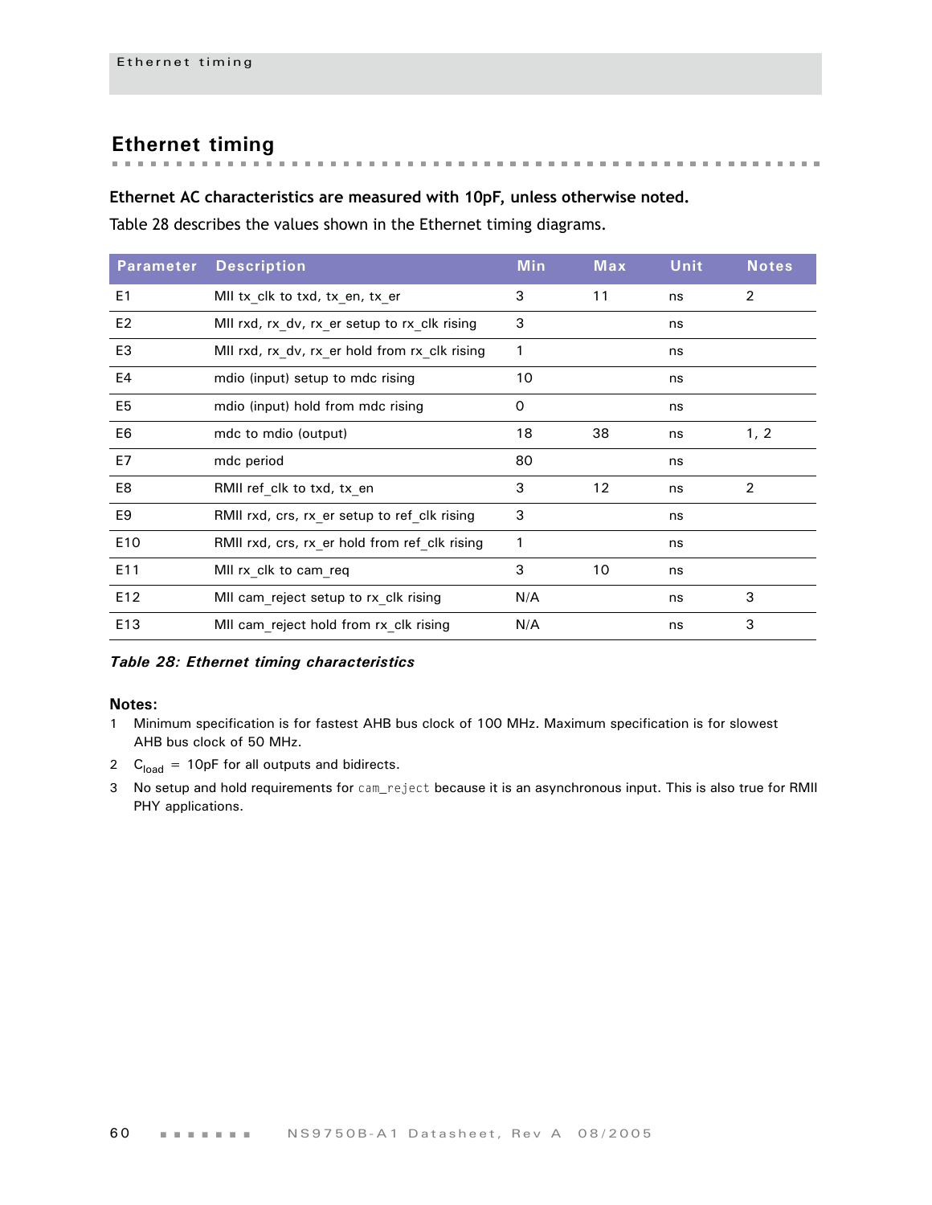## Ethernet timing

**Ethernet AC characteristics are measured with 10pF, unless otherwise noted.**

Table 28 describes the values shown in the Ethernet timing diagrams.

| Parameter | Description | Min | Max | Unit | Notes |
|---|---|---|---|---|---|
| E1 | MII tx_clk to txd, tx_en, tx_er | 3 | 11 | ns | 2 |
| E2 | MII rxd, rx_dv, rx_er setup to rx_clk rising | 3 | | ns | |
| E3 | MII rxd, rx_dv, rx_er hold from rx_clk rising | 1 | | ns | |
| E4 | mdio (input) setup to mdc rising | 10 | | ns | |
| E5 | mdio (input) hold from mdc rising | 0 | | ns | |
| E6 | mdc to mdio (output) | 18 | 38 | ns | 1, 2 |
| E7 | mdc period | 80 | | ns | |
| E8 | RMII ref_clk to txd, tx_en | 3 | 12 | ns | 2 |
| E9 | RMII rxd, crs, rx_er setup to ref_clk rising | 3 | | ns | |
| E10 | RMII rxd, crs, rx_er hold from ref_clk rising | 1 | | ns | |
| E11 | MII rx_clk to cam_req | 3 | 10 | ns | |
| E12 | MII cam_reject setup to rx_clk rising | N/A | | ns | 3 |
| E13 | MII cam_reject hold from rx_clk rising | N/A | | ns | 3 |

*Table 28: Ethernet timing characteristics*

**Notes:**

1. Minimum specification is for fastest AHB bus clock of 100 MHz. Maximum specification is for slowest AHB bus clock of 50 MHz.
2. $C_{load}$ = 10pF for all outputs and bidirects.
3. No setup and hold requirements for `cam_reject` because it is an asynchronous input. This is also true for RMII PHY applications.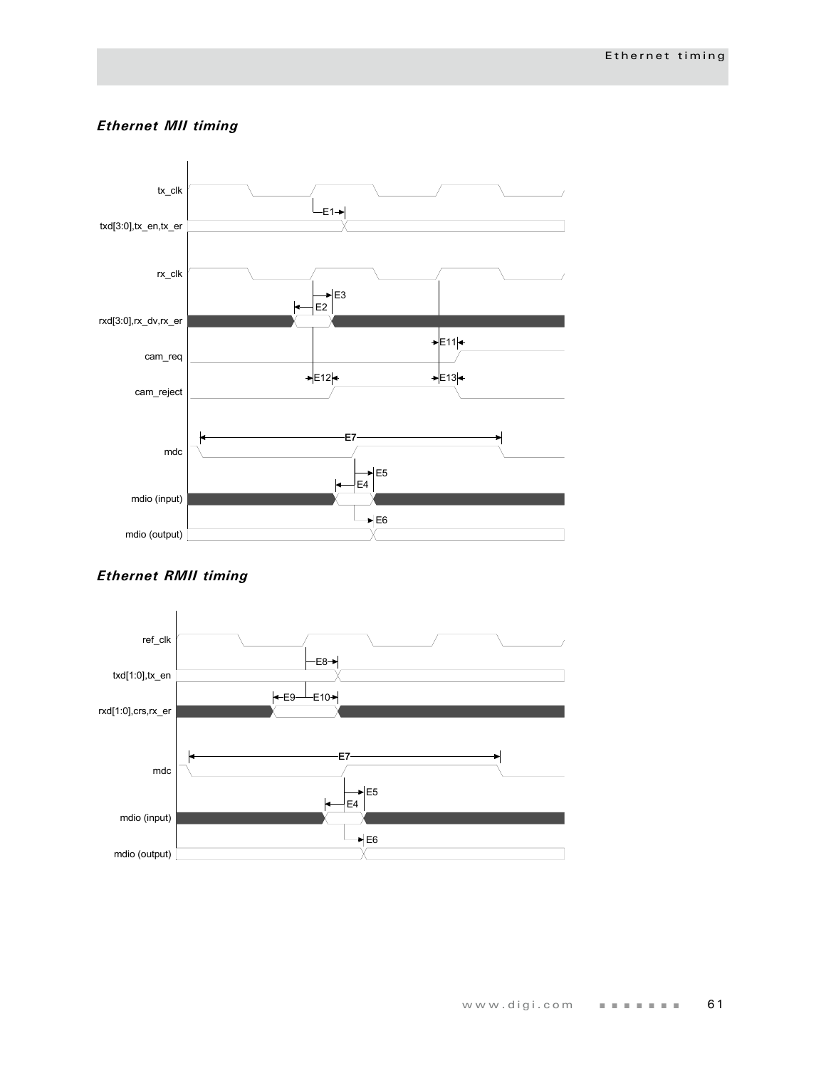### *Ethernet MII timing*

### *Ethernet RMII timing*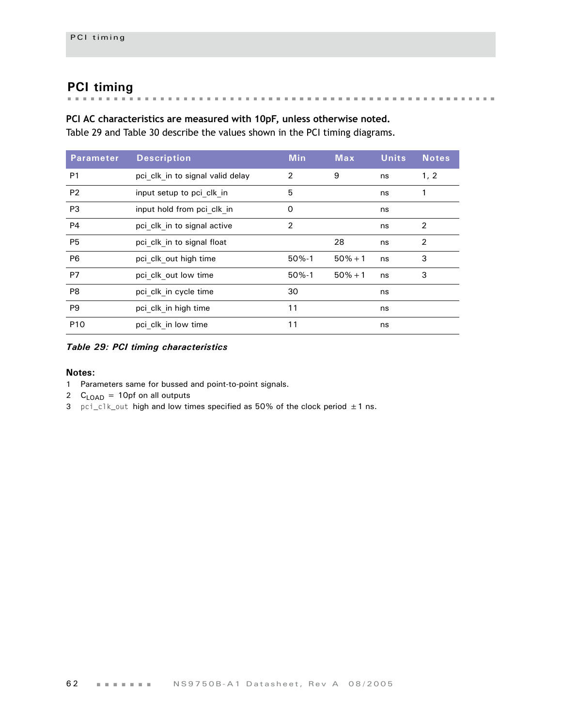## PCI timing

**PCI AC characteristics are measured with 10pF, unless otherwise noted.**

Table 29 and Table 30 describe the values shown in the PCI timing diagrams.

| Parameter | Description | Min | Max | Units | Notes |
|---|---|---|---|---|---|
| P1 | pci_clk_in to signal valid delay | 2 | 9 | ns | 1, 2 |
| P2 | input setup to pci_clk_in | 5 | | ns | 1 |
| P3 | input hold from pci_clk_in | 0 | | ns | |
| P4 | pci_clk_in to signal active | 2 | | ns | 2 |
| P5 | pci_clk_in to signal float | | 28 | ns | 2 |
| P6 | pci_clk_out high time | 50%-1 | 50%+1 | ns | 3 |
| P7 | pci_clk_out low time | 50%-1 | 50%+1 | ns | 3 |
| P8 | pci_clk_in cycle time | 30 | | ns | |
| P9 | pci_clk_in high time | 11 | | ns | |
| P10 | pci_clk_in low time | 11 | | ns | |

*Table 29: PCI timing characteristics*

**Notes:**

1. Parameters same for bussed and point-to-point signals.
2. $C_{LOAD}$ = 10pf on all outputs
3. `pci_clk_out` high and low times specified as 50% of the clock period ±1 ns.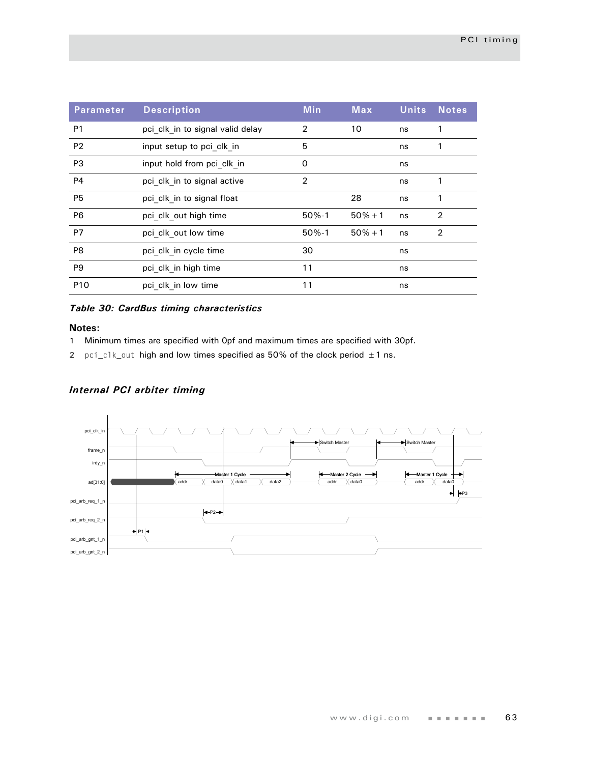| Parameter | Description | Min | Max | Units | Notes |
|---|---|---|---|---|---|
| P1 | pci_clk_in to signal valid delay | 2 | 10 | ns | 1 |
| P2 | input setup to pci_clk_in | 5 | | ns | 1 |
| P3 | input hold from pci_clk_in | 0 | | ns | |
| P4 | pci_clk_in to signal active | 2 | | ns | 1 |
| P5 | pci_clk_in to signal float | | 28 | ns | 1 |
| P6 | pci_clk_out high time | 50%-1 | 50%+1 | ns | 2 |
| P7 | pci_clk_out low time | 50%-1 | 50%+1 | ns | 2 |
| P8 | pci_clk_in cycle time | 30 | | ns | |
| P9 | pci_clk_in high time | 11 | | ns | |
| P10 | pci_clk_in low time | 11 | | ns | |

***Table 30: CardBus timing characteristics***

**Notes:**

1 Minimum times are specified with 0pf and maximum times are specified with 30pf.

2 `pci_clk_out` high and low times specified as 50% of the clock period ±1 ns.

### *Internal PCI arbiter timing*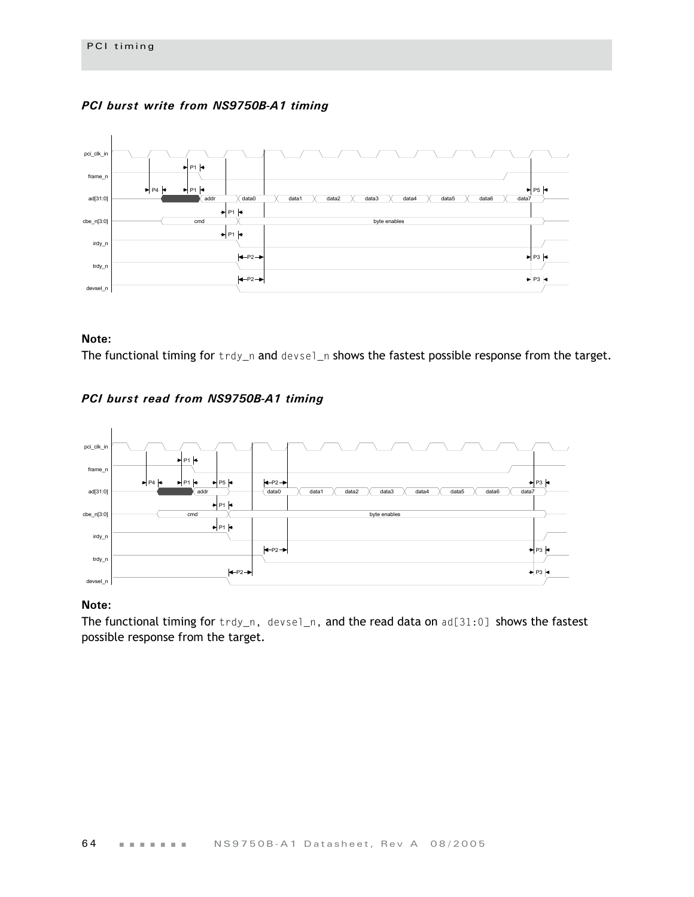### PCI burst write from NS9750B-A1 timing

**Note:**
The functional timing for `trdy_n` and `devsel_n` shows the fastest possible response from the target.

### PCI burst read from NS9750B-A1 timing

**Note:**
The functional timing for `trdy_n`, `devsel_n`, and the read data on `ad[31:0]` shows the fastest possible response from the target.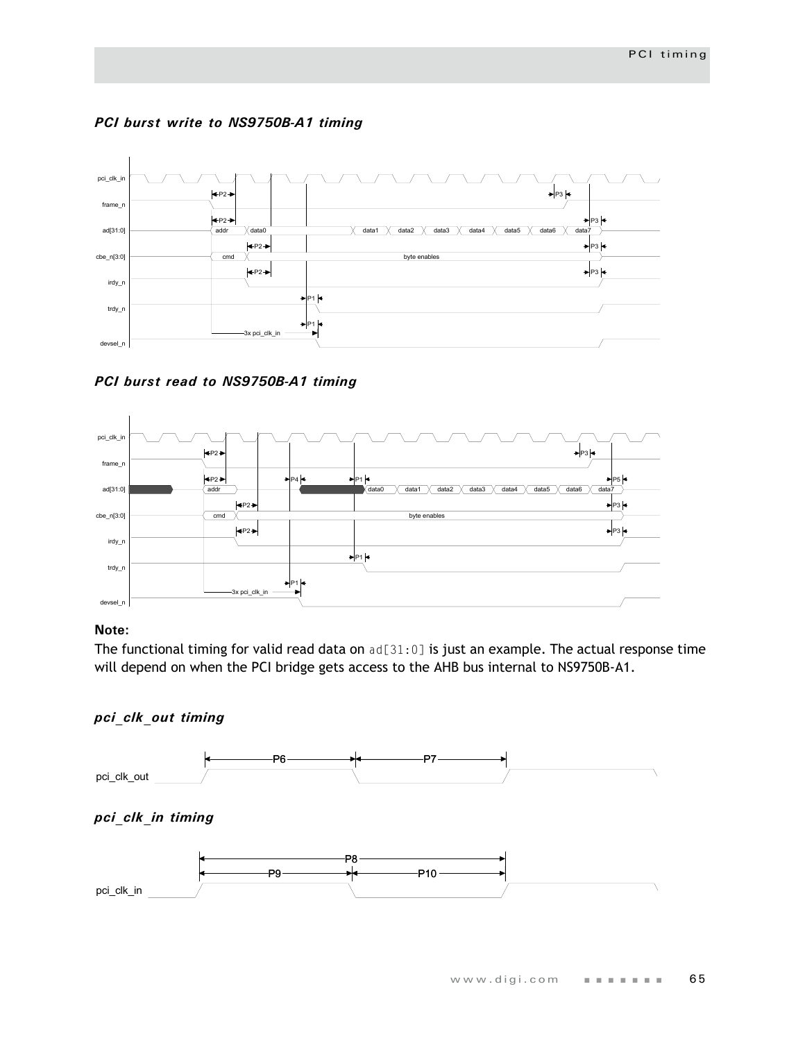### *PCI burst write to NS9750B-A1 timing*

### *PCI burst read to NS9750B-A1 timing*

**Note:**

The functional timing for valid read data on `ad[31:0]` is just an example. The actual response time will depend on when the PCI bridge gets access to the AHB bus internal to NS9750B-A1.

### *pci_clk_out timing*

### *pci_clk_in timing*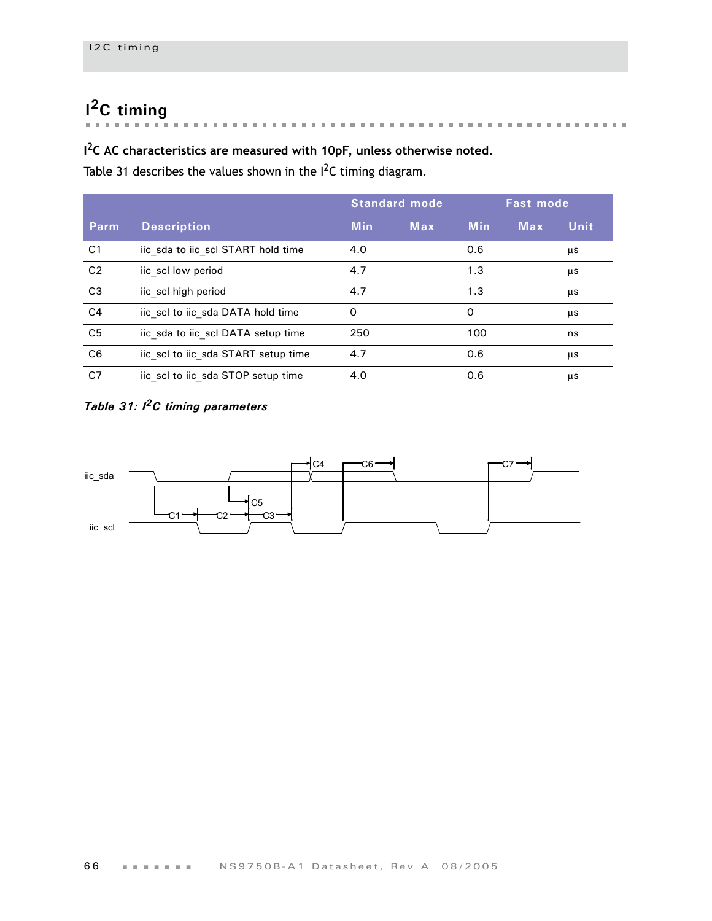## $I^2C$ timing

**$I^2C$ AC characteristics are measured with 10pF, unless otherwise noted.**

Table 31 describes the values shown in the $I^2C$ timing diagram.

| | | Standard mode | | Fast mode | | |
|---|---|---|---|---|---|---|
| **Parm** | **Description** | **Min** | **Max** | **Min** | **Max** | **Unit** |
| C1 | iic_sda to iic_scl START hold time | 4.0 | | 0.6 | | µs |
| C2 | iic_scl low period | 4.7 | | 1.3 | | µs |
| C3 | iic_scl high period | 4.7 | | 1.3 | | µs |
| C4 | iic_scl to iic_sda DATA hold time | 0 | | 0 | | µs |
| C5 | iic_sda to iic_scl DATA setup time | 250 | | 100 | | ns |
| C6 | iic_scl to iic_sda START setup time | 4.7 | | 0.6 | | µs |
| C7 | iic_scl to iic_sda STOP setup time | 4.0 | | 0.6 | | µs |

***Table 31: $I^2C$ timing parameters***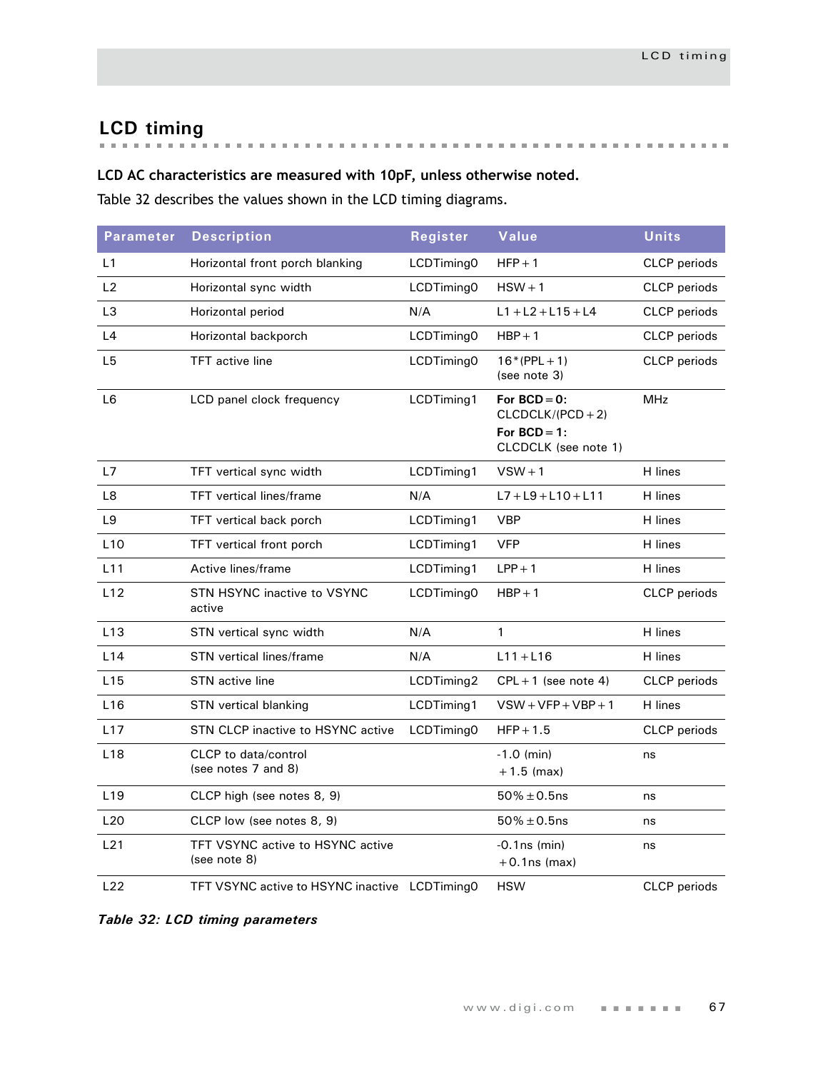## LCD timing

**LCD AC characteristics are measured with 10pF, unless otherwise noted.**

Table 32 describes the values shown in the LCD timing diagrams.

| Parameter | Description | Register | Value | Units |
|---|---|---|---|---|
| L1 | Horizontal front porch blanking | LCDTiming0 | HFP + 1 | CLCP periods |
| L2 | Horizontal sync width | LCDTiming0 | HSW + 1 | CLCP periods |
| L3 | Horizontal period | N/A | L1 + L2 + L15 + L4 | CLCP periods |
| L4 | Horizontal backporch | LCDTiming0 | HBP + 1 | CLCP periods |
| L5 | TFT active line | LCDTiming0 | 16*(PPL + 1) (see note 3) | CLCP periods |
| L6 | LCD panel clock frequency | LCDTiming1 | **For BCD = 0:** CLCDCLK/(PCD + 2) **For BCD = 1:** CLCDCLK (see note 1) | MHz |
| L7 | TFT vertical sync width | LCDTiming1 | VSW + 1 | H lines |
| L8 | TFT vertical lines/frame | N/A | L7 + L9 + L10 + L11 | H lines |
| L9 | TFT vertical back porch | LCDTiming1 | VBP | H lines |
| L10 | TFT vertical front porch | LCDTiming1 | VFP | H lines |
| L11 | Active lines/frame | LCDTiming1 | LPP + 1 | H lines |
| L12 | STN HSYNC inactive to VSYNC active | LCDTiming0 | HBP + 1 | CLCP periods |
| L13 | STN vertical sync width | N/A | 1 | H lines |
| L14 | STN vertical lines/frame | N/A | L11 + L16 | H lines |
| L15 | STN active line | LCDTiming2 | CPL + 1 (see note 4) | CLCP periods |
| L16 | STN vertical blanking | LCDTiming1 | VSW + VFP + VBP + 1 | H lines |
| L17 | STN CLCP inactive to HSYNC active | LCDTiming0 | HFP + 1.5 | CLCP periods |
| L18 | CLCP to data/control (see notes 7 and 8) | | -1.0 (min) +1.5 (max) | ns |
| L19 | CLCP high (see notes 8, 9) | | 50% ± 0.5ns | ns |
| L20 | CLCP low (see notes 8, 9) | | 50% ± 0.5ns | ns |
| L21 | TFT VSYNC active to HSYNC active (see note 8) | | -0.1ns (min) +0.1ns (max) | ns |
| L22 | TFT VSYNC active to HSYNC inactive | LCDTiming0 | HSW | CLCP periods |

*Table 32: LCD timing parameters*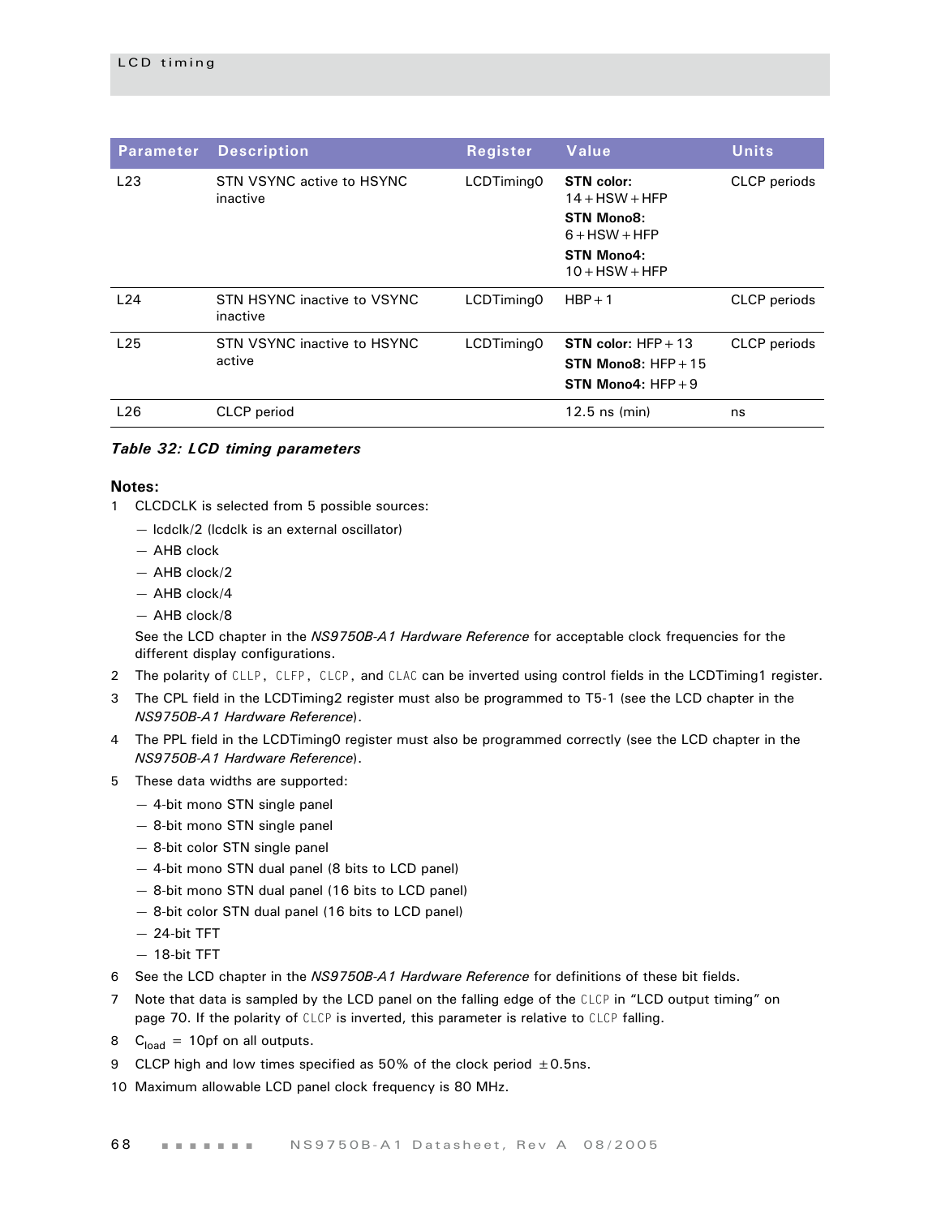| Parameter | Description | Register | Value | Units |
|---|---|---|---|---|
| L23 | STN VSYNC active to HSYNC inactive | LCDTiming0 | **STN color:** 14+HSW+HFP **STN Mono8:** 6+HSW+HFP **STN Mono4:** 10+HSW+HFP | CLCP periods |
| L24 | STN HSYNC inactive to VSYNC inactive | LCDTiming0 | HBP+1 | CLCP periods |
| L25 | STN VSYNC inactive to HSYNC active | LCDTiming0 | **STN color:** HFP+13 **STN Mono8:** HFP+15 **STN Mono4:** HFP+9 | CLCP periods |
| L26 | CLCP period | | 12.5 ns (min) | ns |

*Table 32: LCD timing parameters*

**Notes:**

1. CLCDCLK is selected from 5 possible sources:
   - lcdclk/2 (lcdclk is an external oscillator)
   - AHB clock
   - AHB clock/2
   - AHB clock/4
   - AHB clock/8

   See the LCD chapter in the *NS9750B-A1 Hardware Reference* for acceptable clock frequencies for the different display configurations.
2. The polarity of CLLP, CLFP, CLCP, and CLAC can be inverted using control fields in the LCDTiming1 register.
3. The CPL field in the LCDTiming2 register must also be programmed to T5-1 (see the LCD chapter in the *NS9750B-A1 Hardware Reference*).
4. The PPL field in the LCDTiming0 register must also be programmed correctly (see the LCD chapter in the *NS9750B-A1 Hardware Reference*).
5. These data widths are supported:
   - 4-bit mono STN single panel
   - 8-bit mono STN single panel
   - 8-bit color STN single panel
   - 4-bit mono STN dual panel (8 bits to LCD panel)
   - 8-bit mono STN dual panel (16 bits to LCD panel)
   - 8-bit color STN dual panel (16 bits to LCD panel)
   - 24-bit TFT
   - 18-bit TFT
6. See the LCD chapter in the *NS9750B-A1 Hardware Reference* for definitions of these bit fields.
7. Note that data is sampled by the LCD panel on the falling edge of the CLCP in "LCD output timing" on page 70. If the polarity of CLCP is inverted, this parameter is relative to CLCP falling.
8. $C_{load}$ = 10pf on all outputs.
9. CLCP high and low times specified as 50% of the clock period ±0.5ns.
10. Maximum allowable LCD panel clock frequency is 80 MHz.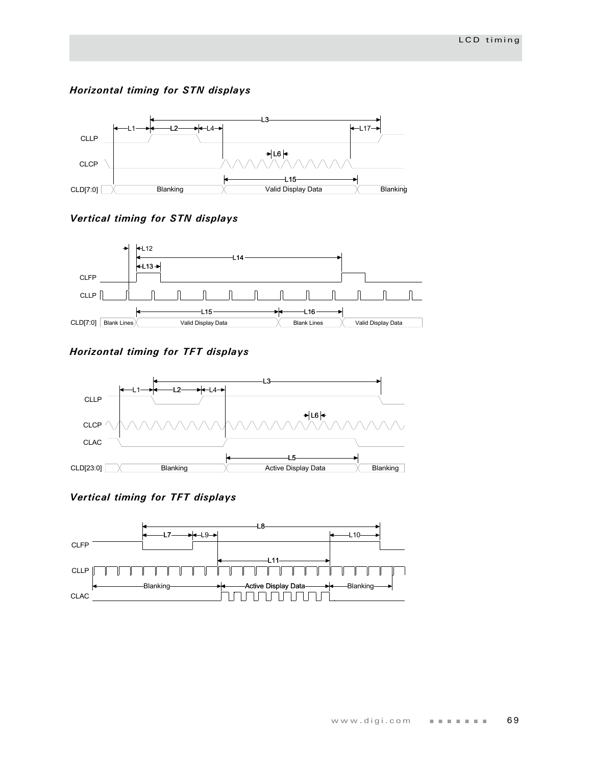### *Horizontal timing for STN displays*

### *Vertical timing for STN displays*

### *Horizontal timing for TFT displays*

### *Vertical timing for TFT displays*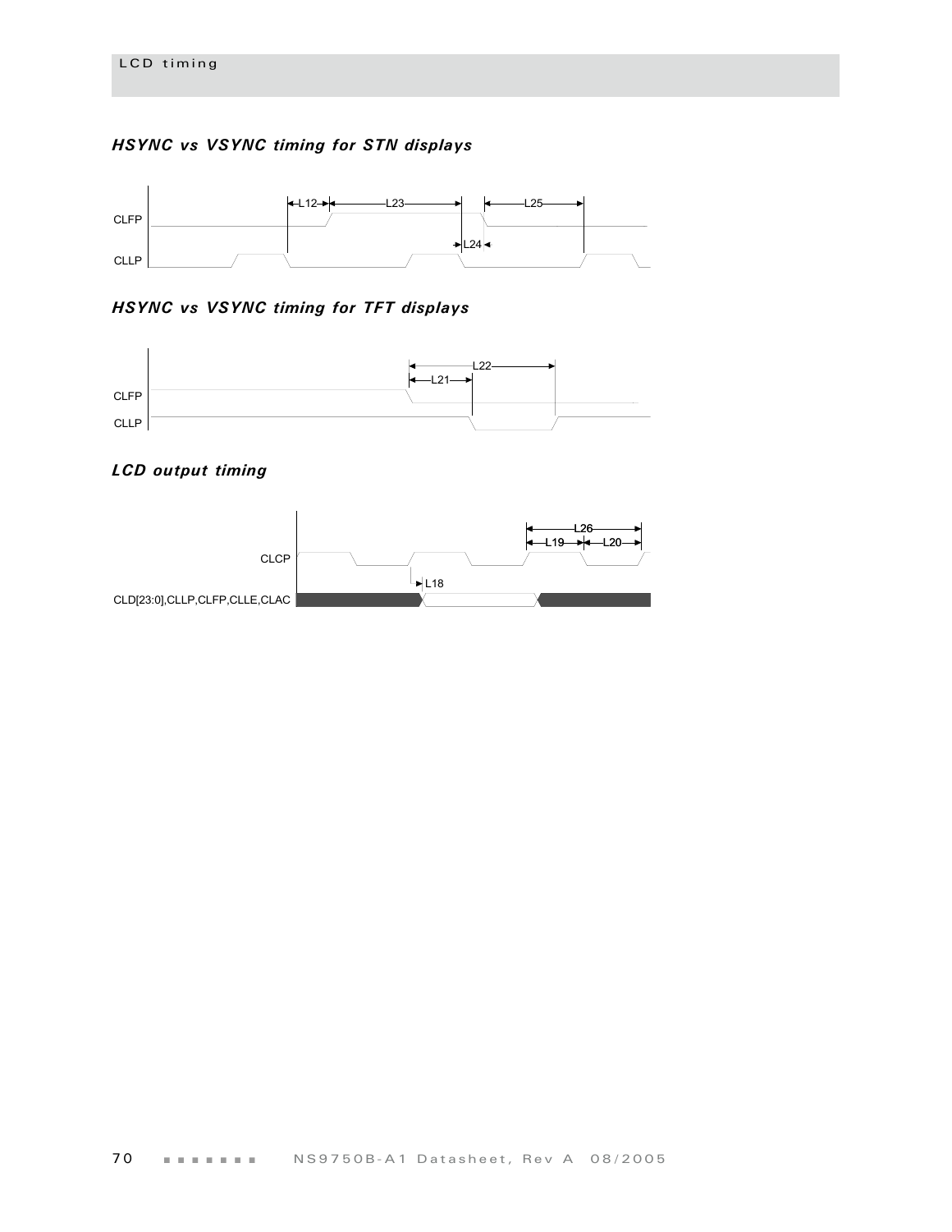### HSYNC vs VSYNC timing for STN displays

CLFP

CLLP

L12 L23 L25 L24

### HSYNC vs VSYNC timing for TFT displays

CLFP

CLLP

L22 L21

### LCD output timing

CLCP

CLD[23:0],CLLP,CLFP,CLLE,CLAC

L26 L19 L20 L18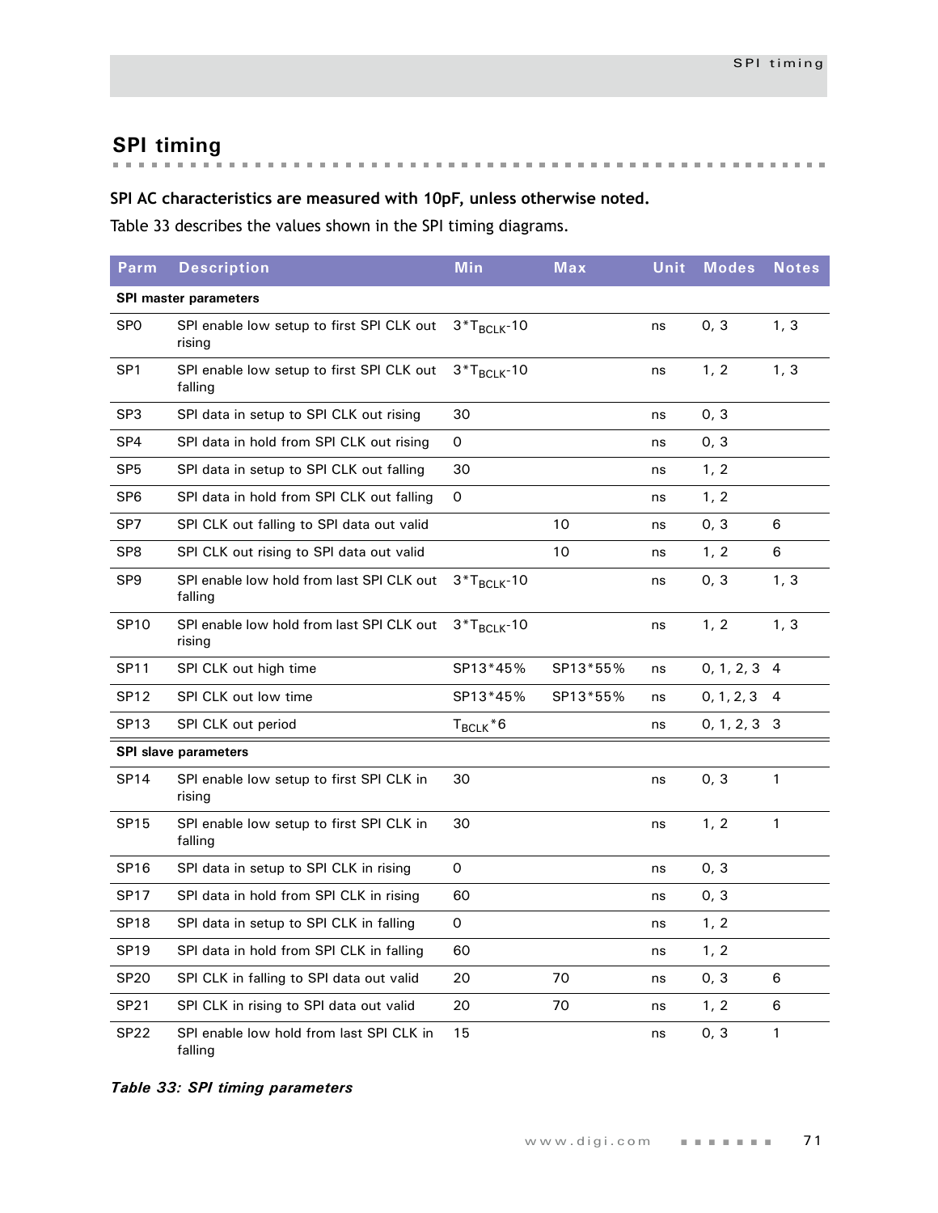## SPI timing

**SPI AC characteristics are measured with 10pF, unless otherwise noted.**

Table 33 describes the values shown in the SPI timing diagrams.

| Parm | Description | Min | Max | Unit | Modes | Notes |
|---|---|---|---|---|---|---|
| **SPI master parameters** | | | | | | |
| SP0 | SPI enable low setup to first SPI CLK out rising | $3*T_{BCLK}$-10 | | ns | 0, 3 | 1, 3 |
| SP1 | SPI enable low setup to first SPI CLK out falling | $3*T_{BCLK}$-10 | | ns | 1, 2 | 1, 3 |
| SP3 | SPI data in setup to SPI CLK out rising | 30 | | ns | 0, 3 | |
| SP4 | SPI data in hold from SPI CLK out rising | 0 | | ns | 0, 3 | |
| SP5 | SPI data in setup to SPI CLK out falling | 30 | | ns | 1, 2 | |
| SP6 | SPI data in hold from SPI CLK out falling | 0 | | ns | 1, 2 | |
| SP7 | SPI CLK out falling to SPI data out valid | | 10 | ns | 0, 3 | 6 |
| SP8 | SPI CLK out rising to SPI data out valid | | 10 | ns | 1, 2 | 6 |
| SP9 | SPI enable low hold from last SPI CLK out falling | $3*T_{BCLK}$-10 | | ns | 0, 3 | 1, 3 |
| SP10 | SPI enable low hold from last SPI CLK out rising | $3*T_{BCLK}$-10 | | ns | 1, 2 | 1, 3 |
| SP11 | SPI CLK out high time | SP13*45% | SP13*55% | ns | 0, 1, 2, 3 | 4 |
| SP12 | SPI CLK out low time | SP13*45% | SP13*55% | ns | 0, 1, 2, 3 | 4 |
| SP13 | SPI CLK out period | $T_{BCLK}*6$ | | ns | 0, 1, 2, 3 | 3 |
| **SPI slave parameters** | | | | | | |
| SP14 | SPI enable low setup to first SPI CLK in rising | 30 | | ns | 0, 3 | 1 |
| SP15 | SPI enable low setup to first SPI CLK in falling | 30 | | ns | 1, 2 | 1 |
| SP16 | SPI data in setup to SPI CLK in rising | 0 | | ns | 0, 3 | |
| SP17 | SPI data in hold from SPI CLK in rising | 60 | | ns | 0, 3 | |
| SP18 | SPI data in setup to SPI CLK in falling | 0 | | ns | 1, 2 | |
| SP19 | SPI data in hold from SPI CLK in falling | 60 | | ns | 1, 2 | |
| SP20 | SPI CLK in falling to SPI data out valid | 20 | 70 | ns | 0, 3 | 6 |
| SP21 | SPI CLK in rising to SPI data out valid | 20 | 70 | ns | 1, 2 | 6 |
| SP22 | SPI enable low hold from last SPI CLK in falling | 15 | | ns | 0, 3 | 1 |

*Table 33: SPI timing parameters*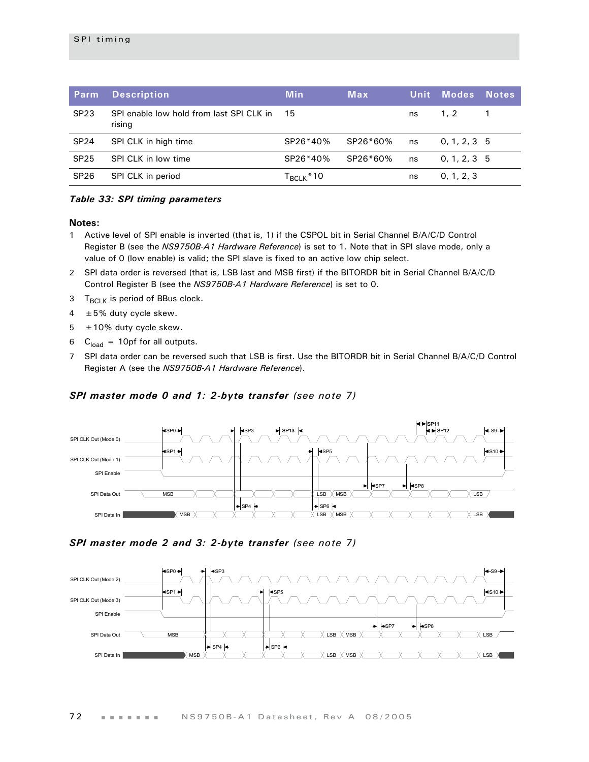| Parm | Description | Min | Max | Unit | Modes | Notes |
|---|---|---|---|---|---|---|
| SP23 | SPI enable low hold from last SPI CLK in rising | 15 | | ns | 1, 2 | 1 |
| SP24 | SPI CLK in high time | SP26*40% | SP26*60% | ns | 0, 1, 2, 3 | 5 |
| SP25 | SPI CLK in low time | SP26*40% | SP26*60% | ns | 0, 1, 2, 3 | 5 |
| SP26 | SPI CLK in period | $T_{BCLK}$*10 | | ns | 0, 1, 2, 3 | |

***Table 33: SPI timing parameters***

**Notes:**

1. Active level of SPI enable is inverted (that is, 1) if the CSPOL bit in Serial Channel B/A/C/D Control Register B (see the *NS9750B-A1 Hardware Reference*) is set to 1. Note that in SPI slave mode, only a value of 0 (low enable) is valid; the SPI slave is fixed to an active low chip select.
2. SPI data order is reversed (that is, LSB last and MSB first) if the BITORDR bit in Serial Channel B/A/C/D Control Register B (see the *NS9750B-A1 Hardware Reference*) is set to 0.
3. $T_{BCLK}$ is period of BBus clock.
4. ±5% duty cycle skew.
5. ±10% duty cycle skew.
6. $C_{load}$ = 10pf for all outputs.
7. SPI data order can be reversed such that LSB is first. Use the BITORDR bit in Serial Channel B/A/C/D Control Register A (see the *NS9750B-A1 Hardware Reference*).

### *SPI master mode 0 and 1: 2-byte transfer (see note 7)*

### *SPI master mode 2 and 3: 2-byte transfer (see note 7)*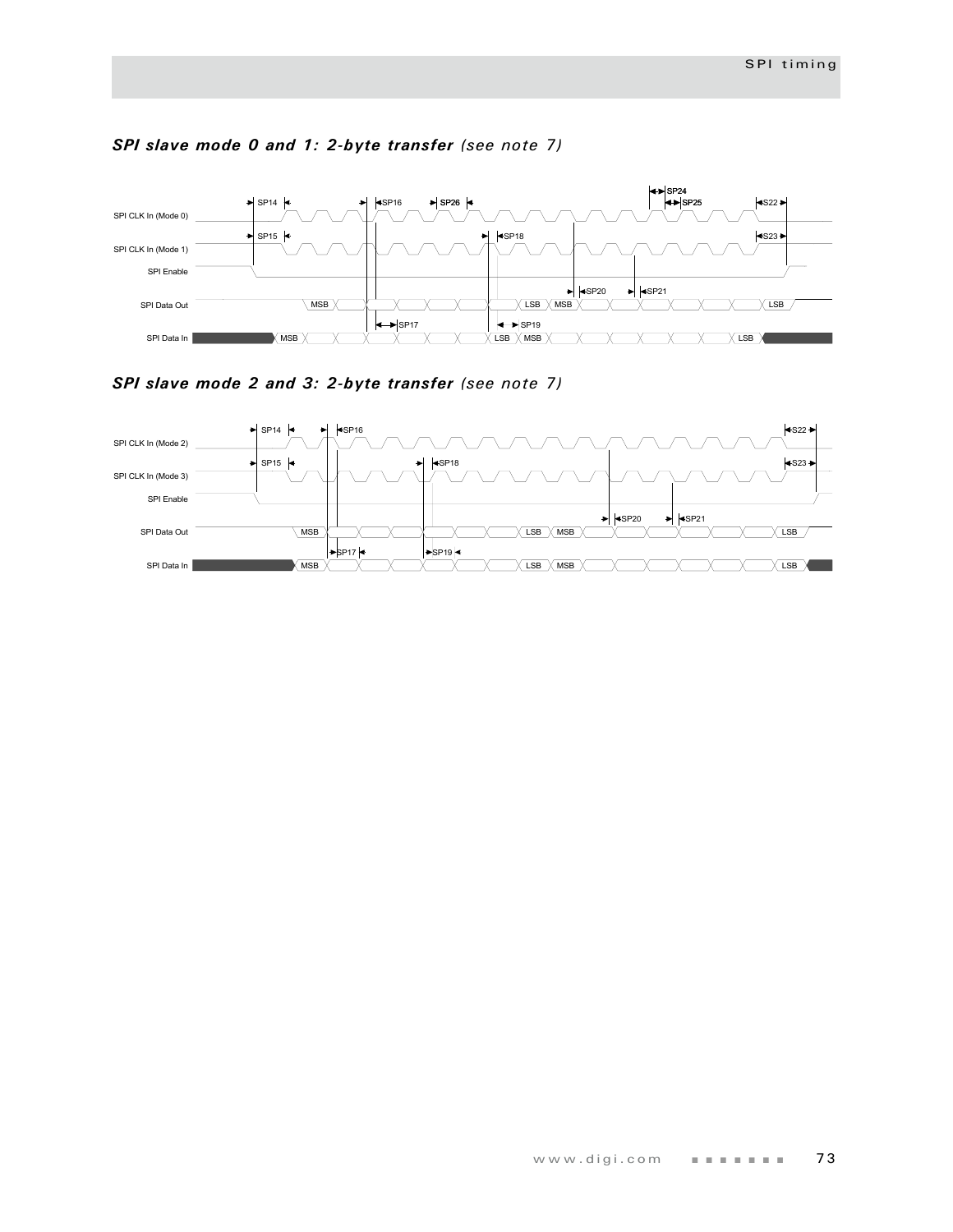### *SPI slave mode 0 and 1: 2-byte transfer* *(see note 7)*

SP14 SP16 SP26 SP24 SP25 S22

SPI CLK In (Mode 0)

SP15 SP18 S23

SPI CLK In (Mode 1)

SPI Enable

SP20 SP21

SPI Data Out MSB LSB MSB LSB

SP17 SP19

SPI Data In MSB LSB MSB LSB

### *SPI slave mode 2 and 3: 2-byte transfer* *(see note 7)*

SP14 SP16 S22

SPI CLK In (Mode 2)

SP15 SP18 S23

SPI CLK In (Mode 3)

SPI Enable

SP20 SP21

SPI Data Out MSB LSB MSB LSB

SP17 SP19

SPI Data In MSB LSB MSB LSB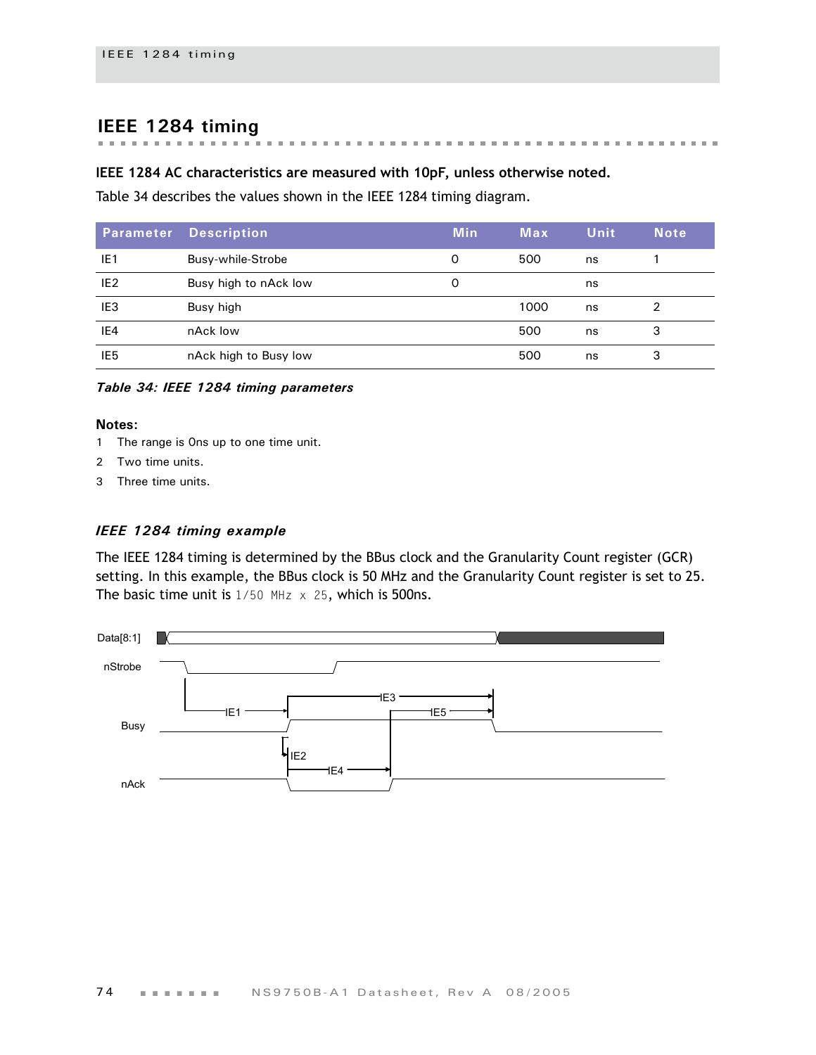# IEEE 1284 timing

**IEEE 1284 AC characteristics are measured with 10pF, unless otherwise noted.**

Table 34 describes the values shown in the IEEE 1284 timing diagram.

| Parameter | Description | Min | Max | Unit | Note |
|---|---|---|---|---|---|
| IE1 | Busy-while-Strobe | 0 | 500 | ns | 1 |
| IE2 | Busy high to nAck low | 0 | | ns | |
| IE3 | Busy high | | 1000 | ns | 2 |
| IE4 | nAck low | | 500 | ns | 3 |
| IE5 | nAck high to Busy low | | 500 | ns | 3 |

*Table 34: IEEE 1284 timing parameters*

**Notes:**

1 The range is 0ns up to one time unit.

2 Two time units.

3 Three time units.

### *IEEE 1284 timing example*

The IEEE 1284 timing is determined by the BBus clock and the Granularity Count register (GCR) setting. In this example, the BBus clock is 50 MHz and the Granularity Count register is set to 25. The basic time unit is `1/50 MHz x 25`, which is 500ns.

Data[8:1]

nStrobe

Busy

nAck

IE1 IE2 IE3 IE4 IE5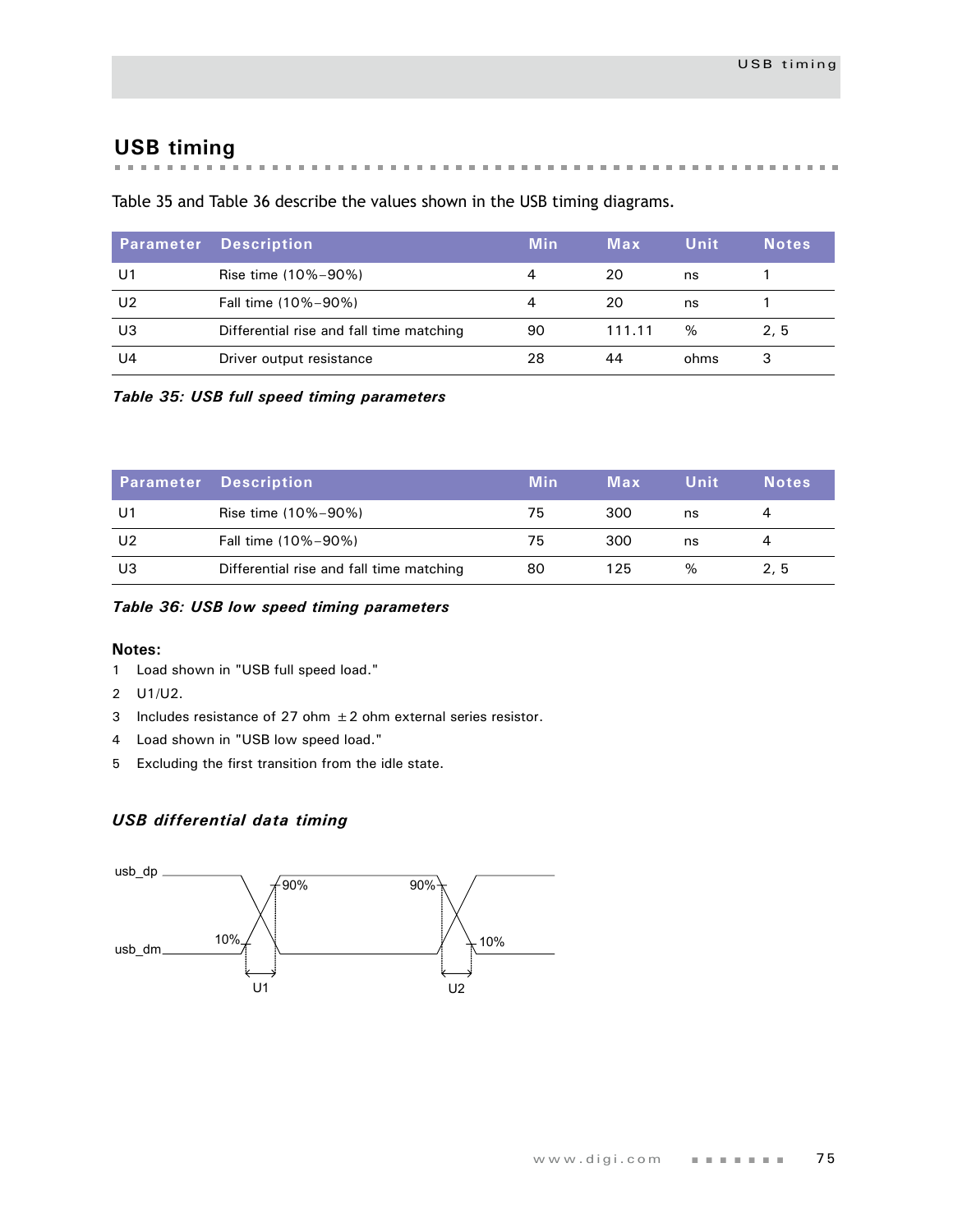## USB timing

Table 35 and Table 36 describe the values shown in the USB timing diagrams.

| Parameter | Description | Min | Max | Unit | Notes |
|---|---|---|---|---|---|
| U1 | Rise time (10%–90%) | 4 | 20 | ns | 1 |
| U2 | Fall time (10%–90%) | 4 | 20 | ns | 1 |
| U3 | Differential rise and fall time matching | 90 | 111.11 | % | 2, 5 |
| U4 | Driver output resistance | 28 | 44 | ohms | 3 |

***Table 35: USB full speed timing parameters***

| Parameter | Description | Min | Max | Unit | Notes |
|---|---|---|---|---|---|
| U1 | Rise time (10%–90%) | 75 | 300 | ns | 4 |
| U2 | Fall time (10%–90%) | 75 | 300 | ns | 4 |
| U3 | Differential rise and fall time matching | 80 | 125 | % | 2, 5 |

***Table 36: USB low speed timing parameters***

**Notes:**

1 Load shown in "USB full speed load."

2 U1/U2.

3 Includes resistance of 27 ohm ±2 ohm external series resistor.

4 Load shown in "USB low speed load."

5 Excluding the first transition from the idle state.

### *USB differential data timing*

usb_dp

usb_dm

10% 90% 90% 10%

U1 U2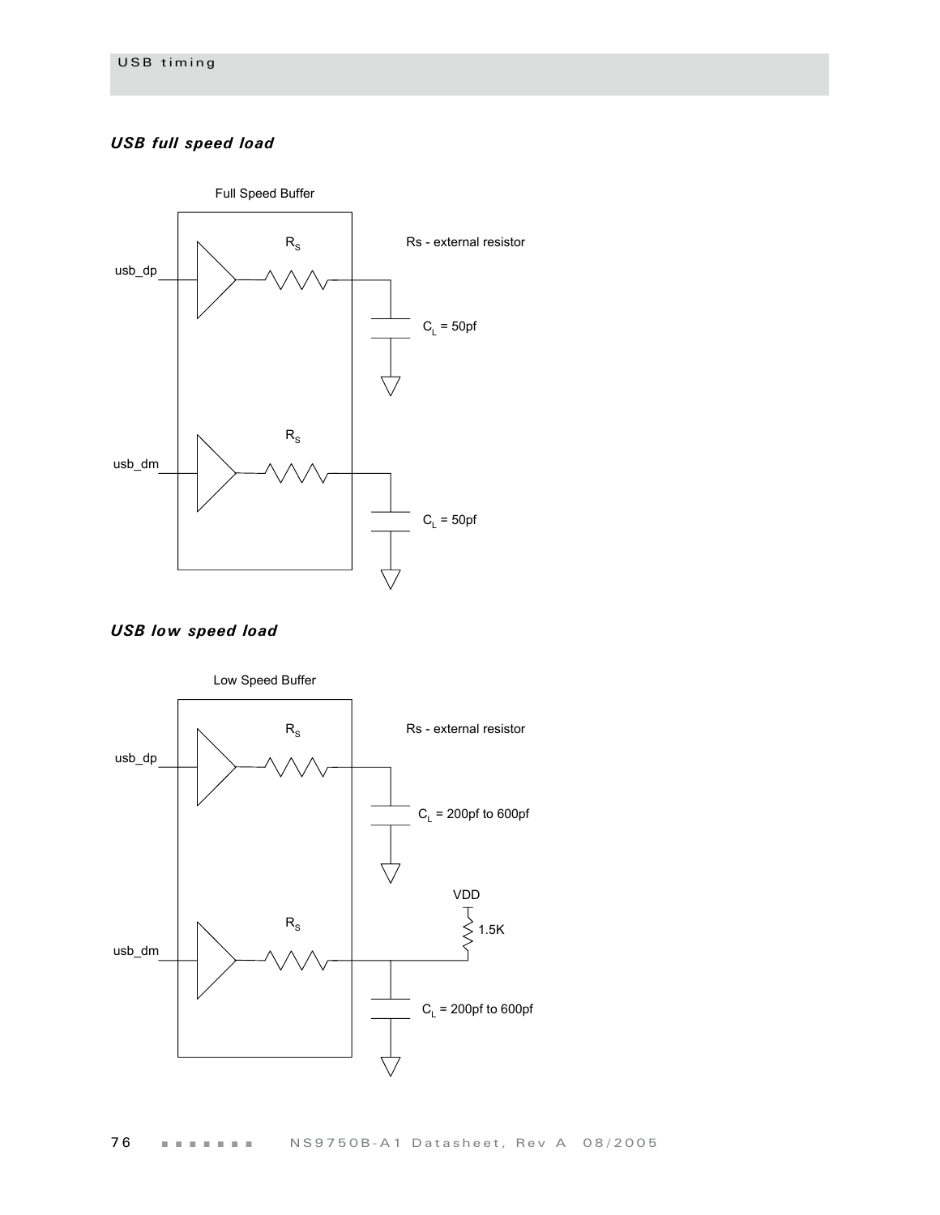### *USB full speed load*

Full Speed Buffer

usb_dp

$R_S$

Rs - external resistor

$C_L$ = 50pf

usb_dm

$R_S$

$C_L$ = 50pf

### *USB low speed load*

Low Speed Buffer

usb_dp

$R_S$

Rs - external resistor

$C_L$ = 200pf to 600pf

VDD

1.5K

usb_dm

$R_S$

$C_L$ = 200pf to 600pf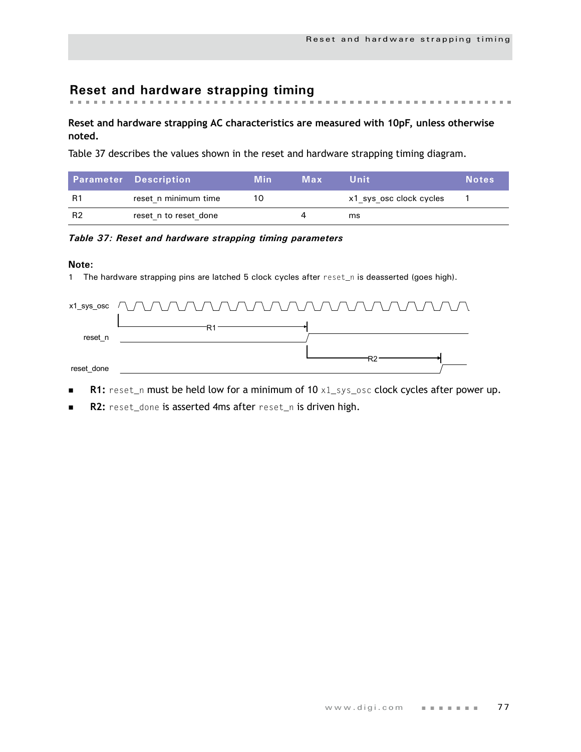## Reset and hardware strapping timing

**Reset and hardware strapping AC characteristics are measured with 10pF, unless otherwise noted.**

Table 37 describes the values shown in the reset and hardware strapping timing diagram.

| Parameter | Description | Min | Max | Unit | Notes |
|---|---|---|---|---|---|
| R1 | reset_n minimum time | 10 | | x1_sys_osc clock cycles | 1 |
| R2 | reset_n to reset_done | | 4 | ms | |

*Table 37: Reset and hardware strapping timing parameters*

**Note:**

1 The hardware strapping pins are latched 5 clock cycles after `reset_n` is deasserted (goes high).

- **R1:** `reset_n` must be held low for a minimum of 10 `x1_sys_osc` clock cycles after power up.
- **R2:** `reset_done` is asserted 4ms after `reset_n` is driven high.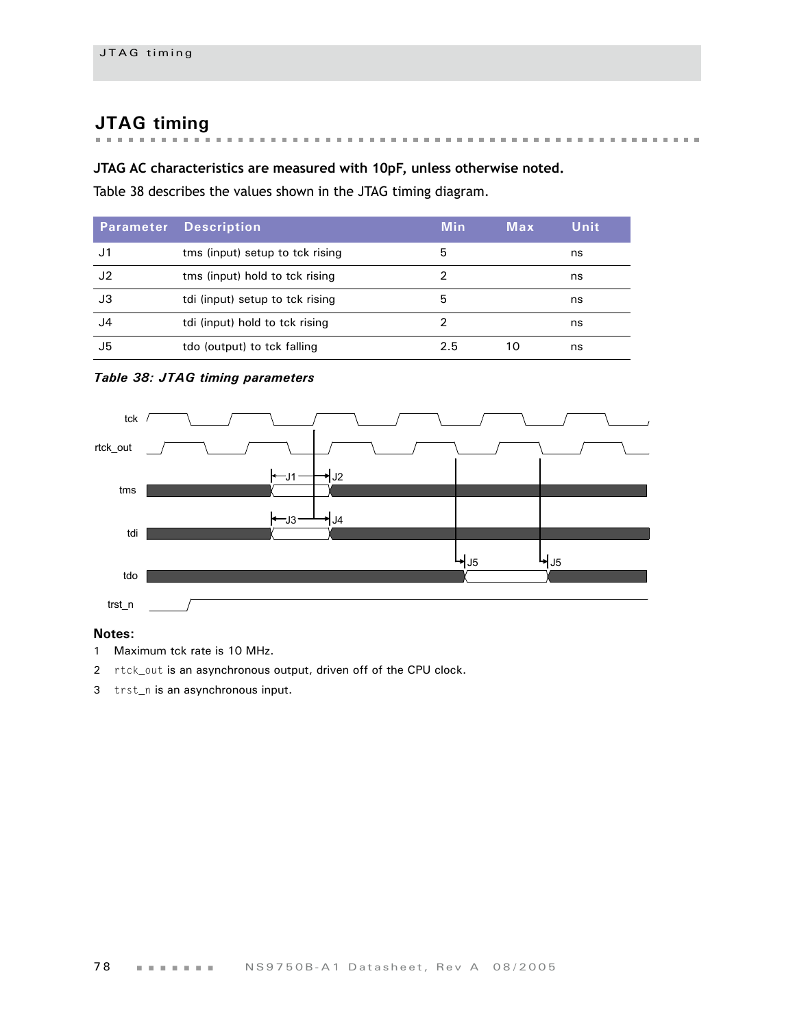## JTAG timing

**JTAG AC characteristics are measured with 10pF, unless otherwise noted.**

Table 38 describes the values shown in the JTAG timing diagram.

| Parameter | Description | Min | Max | Unit |
|---|---|---|---|---|
| J1 | tms (input) setup to tck rising | 5 | | ns |
| J2 | tms (input) hold to tck rising | 2 | | ns |
| J3 | tdi (input) setup to tck rising | 5 | | ns |
| J4 | tdi (input) hold to tck rising | 2 | | ns |
| J5 | tdo (output) to tck falling | 2.5 | 10 | ns |

*Table 38: JTAG timing parameters*

**Notes:**

1 Maximum tck rate is 10 MHz.

2 rtck_out is an asynchronous output, driven off of the CPU clock.

3 trst_n is an asynchronous input.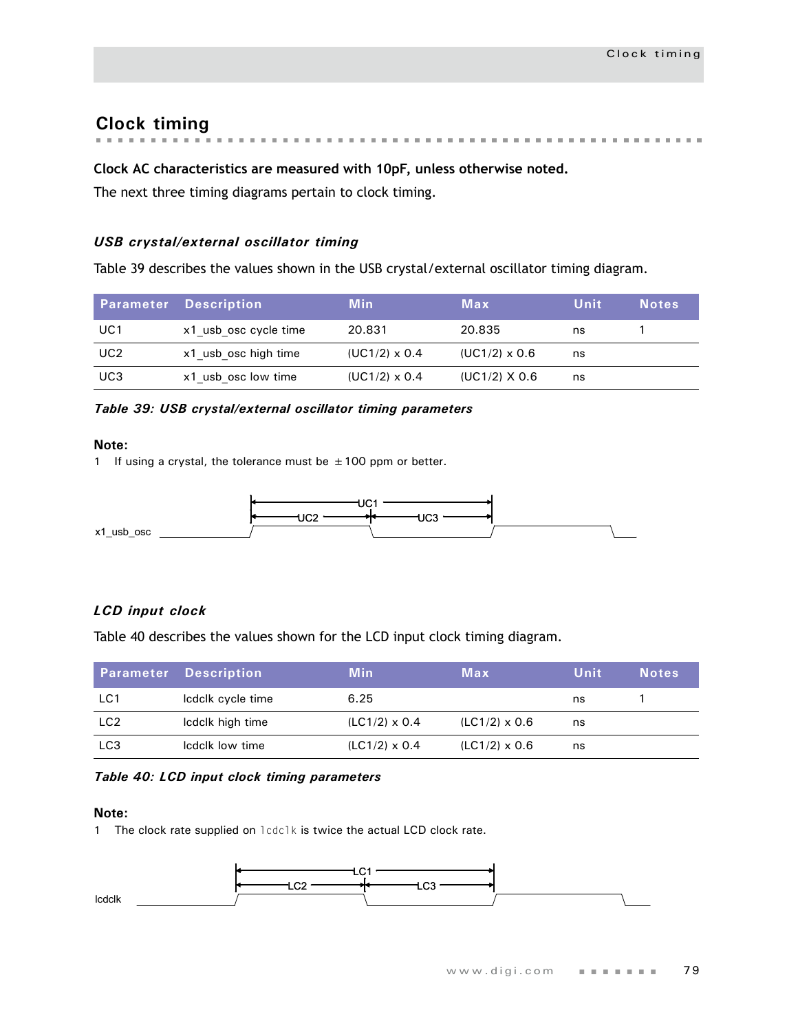## Clock timing

**Clock AC characteristics are measured with 10pF, unless otherwise noted.**

The next three timing diagrams pertain to clock timing.

### *USB crystal/external oscillator timing*

Table 39 describes the values shown in the USB crystal/external oscillator timing diagram.

| Parameter | Description | Min | Max | Unit | Notes |
|---|---|---|---|---|---|
| UC1 | x1_usb_osc cycle time | 20.831 | 20.835 | ns | 1 |
| UC2 | x1_usb_osc high time | (UC1/2) x 0.4 | (UC1/2) x 0.6 | ns | |
| UC3 | x1_usb_osc low time | (UC1/2) x 0.4 | (UC1/2) X 0.6 | ns | |

***Table 39: USB crystal/external oscillator timing parameters***

**Note:**

1 If using a crystal, the tolerance must be ±100 ppm or better.

### *LCD input clock*

Table 40 describes the values shown for the LCD input clock timing diagram.

| Parameter | Description | Min | Max | Unit | Notes |
|---|---|---|---|---|---|
| LC1 | lcdclk cycle time | 6.25 | | ns | 1 |
| LC2 | lcdclk high time | (LC1/2) x 0.4 | (LC1/2) x 0.6 | ns | |
| LC3 | lcdclk low time | (LC1/2) x 0.4 | (LC1/2) x 0.6 | ns | |

***Table 40: LCD input clock timing parameters***

**Note:**

1 The clock rate supplied on `lcdclk` is twice the actual LCD clock rate.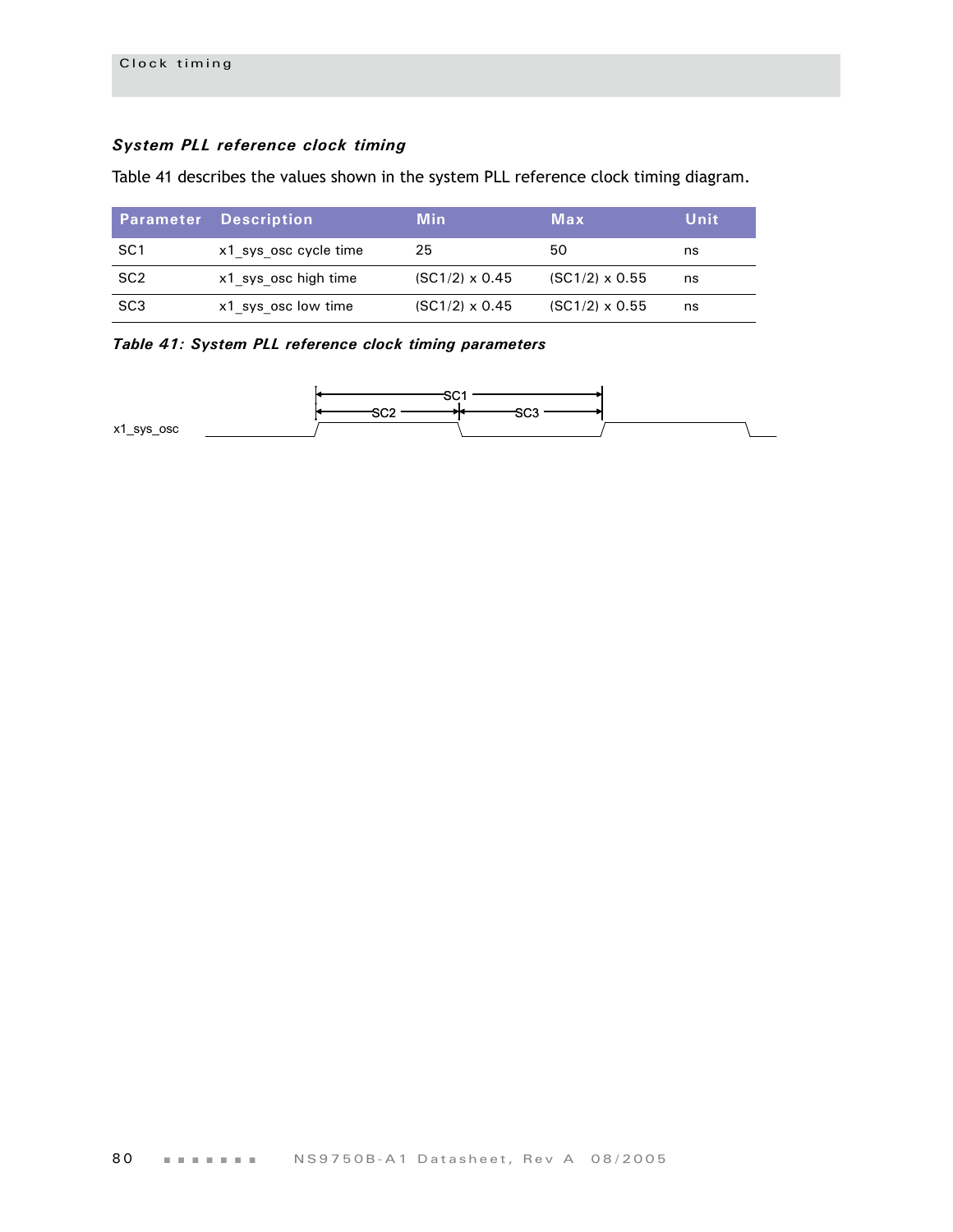### *System PLL reference clock timing*

Table 41 describes the values shown in the system PLL reference clock timing diagram.

| Parameter | Description | Min | Max | Unit |
|---|---|---|---|---|
| SC1 | x1_sys_osc cycle time | 25 | 50 | ns |
| SC2 | x1_sys_osc high time | (SC1/2) x 0.45 | (SC1/2) x 0.55 | ns |
| SC3 | x1_sys_osc low time | (SC1/2) x 0.45 | (SC1/2) x 0.55 | ns |

***Table 41: System PLL reference clock timing parameters***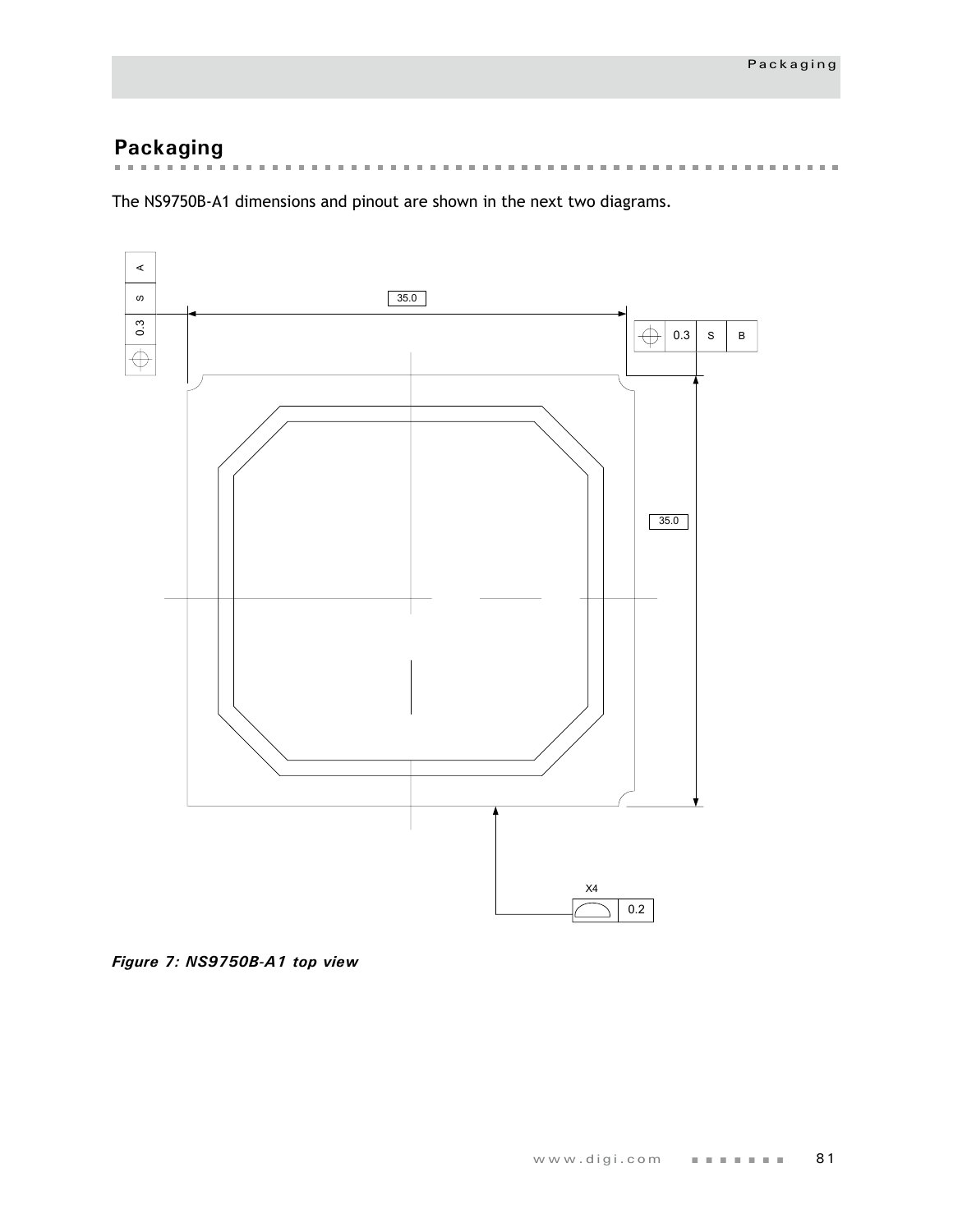## Packaging

The NS9750B-A1 dimensions and pinout are shown in the next two diagrams.

*Figure 7: NS9750B-A1 top view*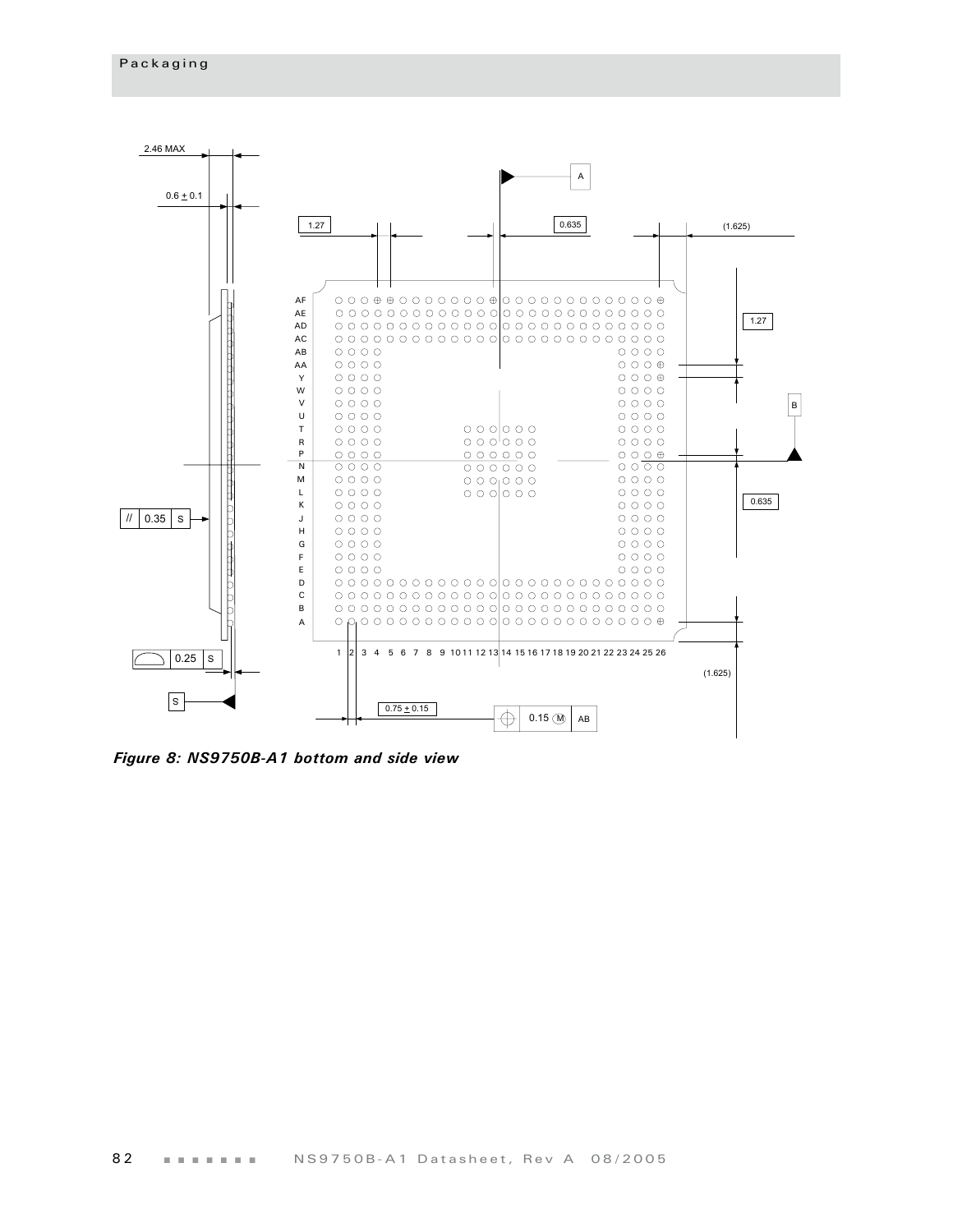*Figure 8: NS9750B-A1 bottom and side view*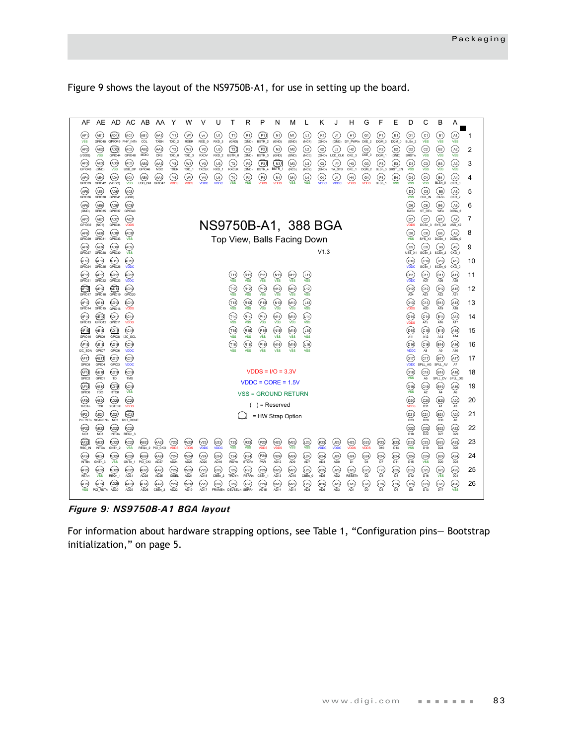Figure 9 shows the layout of the NS9750B-A1, for use in setting up the board.

NS9750B-A1, 388 BGA

Top View, Balls Facing Down

V1.3

VDDS = I/O = 3.3V

VDDC = CORE = 1.5V

VSS = GROUND RETURN

( ) = Reserved

= HW Strap Option

***Figure 9: NS9750B-A1 BGA layout***

For information about hardware strapping options, see Table 1, “Configuration pins— Bootstrap initialization,” on page 5.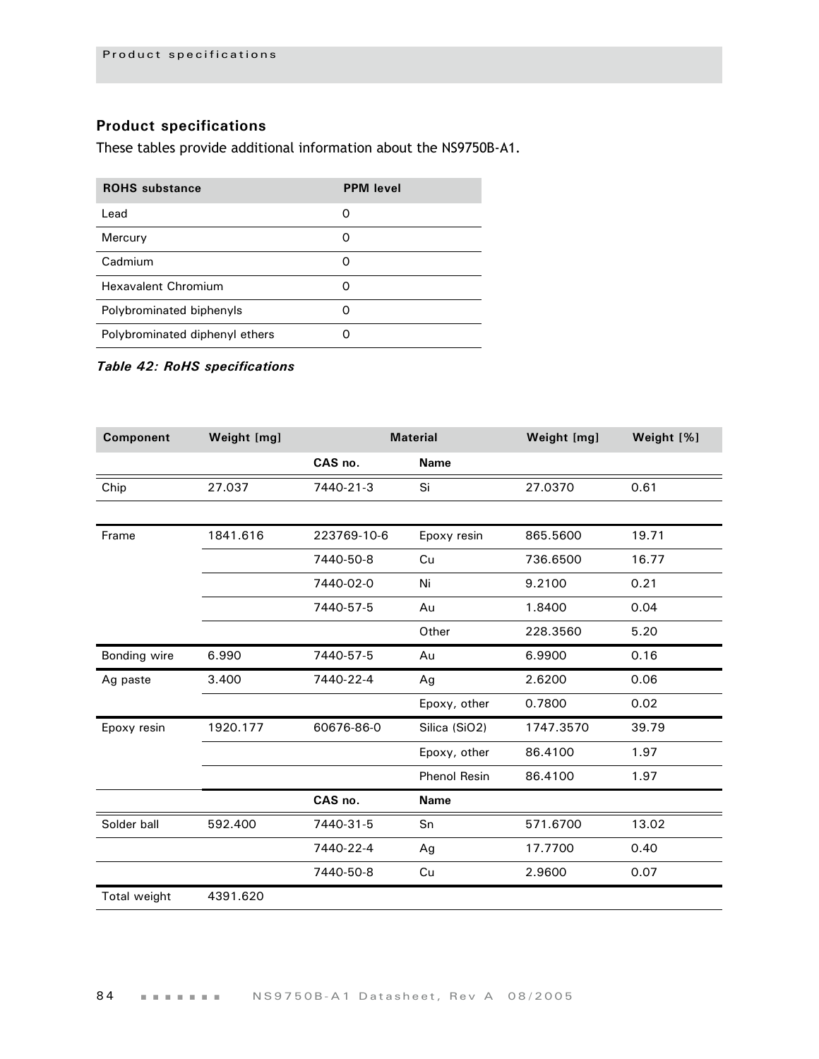## Product specifications

These tables provide additional information about the NS9750B-A1.

| ROHS substance | PPM level |
| --- | --- |
| Lead | 0 |
| Mercury | 0 |
| Cadmium | 0 |
| Hexavalent Chromium | 0 |
| Polybrominated biphenyls | 0 |
| Polybrominated diphenyl ethers | 0 |

*Table 42: RoHS specifications*

| Component | Weight [mg] | Material | | Weight [mg] | Weight [%] |
| --- | --- | --- | --- | --- | --- |
| | | CAS no. | Name | | |
| Chip | 27.037 | 7440-21-3 | Si | 27.0370 | 0.61 |
| Frame | 1841.616 | 223769-10-6 | Epoxy resin | 865.5600 | 19.71 |
| | | 7440-50-8 | Cu | 736.6500 | 16.77 |
| | | 7440-02-0 | Ni | 9.2100 | 0.21 |
| | | 7440-57-5 | Au | 1.8400 | 0.04 |
| | | | Other | 228.3560 | 5.20 |
| Bonding wire | 6.990 | 7440-57-5 | Au | 6.9900 | 0.16 |
| Ag paste | 3.400 | 7440-22-4 | Ag | 2.6200 | 0.06 |
| | | | Epoxy, other | 0.7800 | 0.02 |
| Epoxy resin | 1920.177 | 60676-86-0 | Silica ($SiO_2$) | 1747.3570 | 39.79 |
| | | | Epoxy, other | 86.4100 | 1.97 |
| | | | Phenol Resin | 86.4100 | 1.97 |
| | | CAS no. | Name | | |
| Solder ball | 592.400 | 7440-31-5 | Sn | 571.6700 | 13.02 |
| | | 7440-22-4 | Ag | 17.7700 | 0.40 |
| | | 7440-50-8 | Cu | 2.9600 | 0.07 |
| Total weight | 4391.620 | | | | |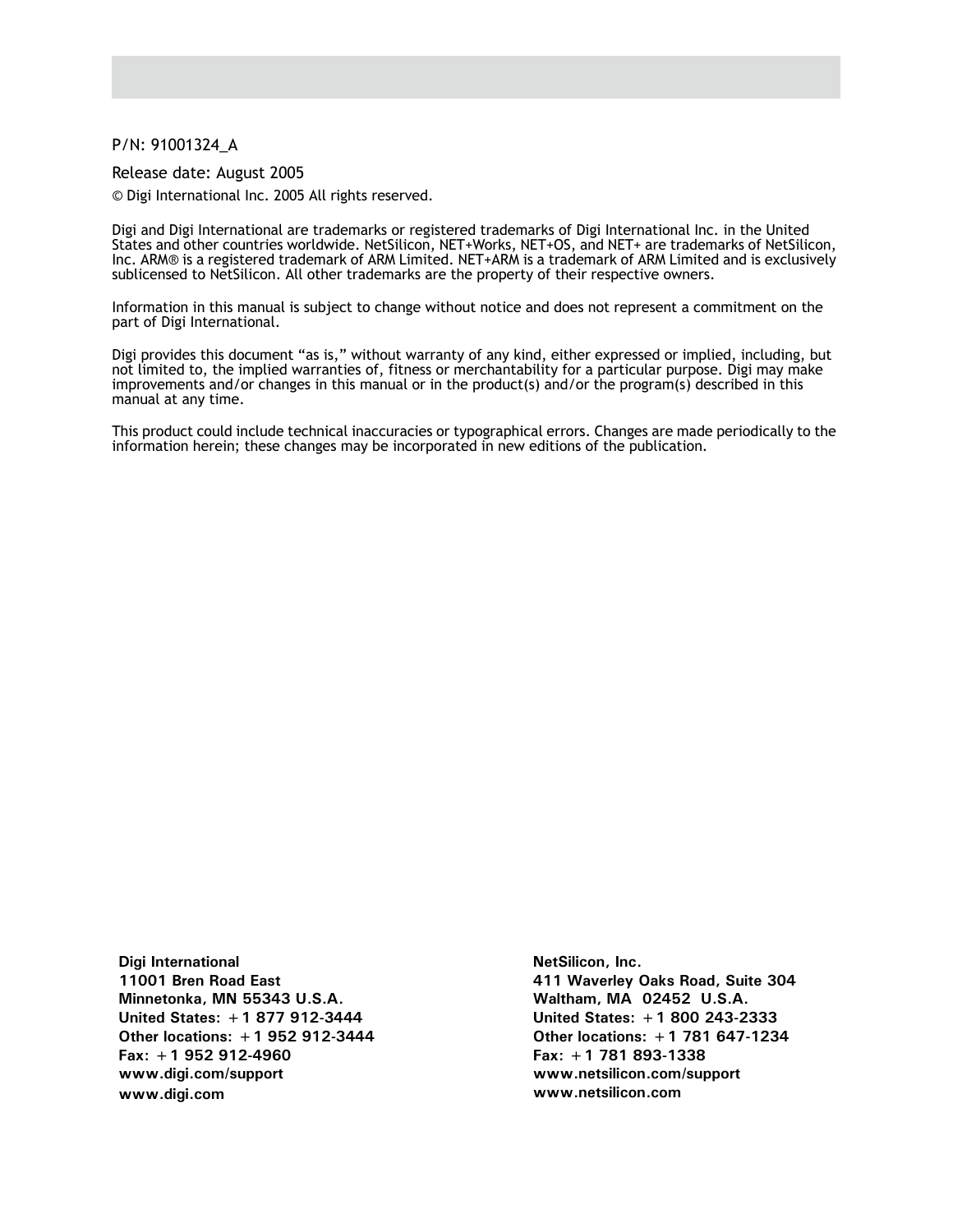P/N: 91001324_A

Release date: August 2005

© Digi International Inc. 2005 All rights reserved.

Digi and Digi International are trademarks or registered trademarks of Digi International Inc. in the United States and other countries worldwide. NetSilicon, NET+Works, NET+OS, and NET+ are trademarks of NetSilicon, Inc. ARM® is a registered trademark of ARM Limited. NET+ARM is a trademark of ARM Limited and is exclusively sublicensed to NetSilicon. All other trademarks are the property of their respective owners.

Information in this manual is subject to change without notice and does not represent a commitment on the part of Digi International.

Digi provides this document "as is," without warranty of any kind, either expressed or implied, including, but not limited to, the implied warranties of, fitness or merchantability for a particular purpose. Digi may make improvements and/or changes in this manual or in the product(s) and/or the program(s) described in this manual at any time.

This product could include technical inaccuracies or typographical errors. Changes are made periodically to the information herein; these changes may be incorporated in new editions of the publication.

**Digi International**
**11001 Bren Road East**
**Minnetonka, MN 55343 U.S.A.**
**United States: +1 877 912-3444**
**Other locations: +1 952 912-3444**
**Fax: +1 952 912-4960**
**www.digi.com/support**
**www.digi.com**

**NetSilicon, Inc.**
**411 Waverley Oaks Road, Suite 304**
**Waltham, MA 02452 U.S.A.**
**United States: +1 800 243-2333**
**Other locations: +1 781 647-1234**
**Fax: +1 781 893-1338**
**www.netsilicon.com/support**
**www.netsilicon.com**